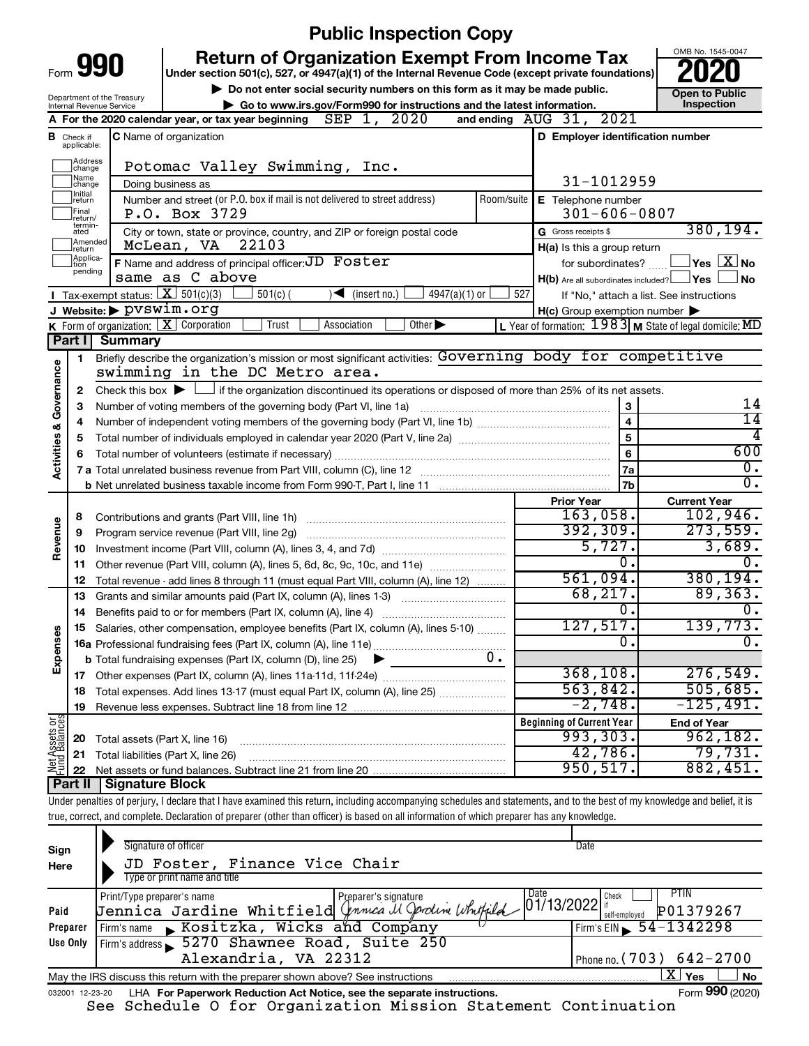# Public Inspection Copy

Form **990**

Department of the Treasury
Internal Revenue Service

## Return of Organization Exempt From Income Tax

Under section 501(c), 527, or 4947(a)(1) of the Internal Revenue Code (except private foundations)

▶ Do not enter social security numbers on this form as it may be made public.

▶ Go to www.irs.gov/Form990 for instructions and the latest information.

OMB No. 1545-0047

**2020**

**Open to Public Inspection**

**A** For the 2020 calendar year, or tax year beginning SEP 1, 2020 and ending AUG 31, 2021

**B** Check if applicable: Address change, Name change, Initial return, Final return/terminated, Amended return, Application pending

**C** Name of organization: Potomac Valley Swimming, Inc.

Doing business as

Number and street (or P.O. box if mail is not delivered to street address): P.O. Box 3729 Room/suite

City or town, state or province, country, and ZIP or foreign postal code: McLean, VA 22103

**D** Employer identification number: 31-1012959

**E** Telephone number: 301-606-0807

**G** Gross receipts $ 380,194.

**F** Name and address of principal officer: JD Foster, same as C above

**H(a)** Is this a group return for subordinates? ☐ Yes ☒ No

**H(b)** Are all subordinates included? ☐ Yes ☐ No
If "No," attach a list. See instructions

**H(c)** Group exemption number ▶

**I** Tax-exempt status: ☒ 501(c)(3) ☐ 501(c) ( ) ◀ (insert no.) ☐ 4947(a)(1) or ☐ 527

**J** Website: ▶ pvswim.org

**K** Form of organization: ☒ Corporation ☐ Trust ☐ Association ☐ Other ▶

**L** Year of formation: 1983 **M** State of legal domicile: MD

## Part I Summary

**Activities & Governance**

1. Briefly describe the organization's mission or most significant activities: Governing body for competitive swimming in the DC Metro area.
2. Check this box ▶ ☐ if the organization discontinued its operations or disposed of more than 25% of its net assets.

| | | | |
|---|---|---|---|
| 3 | Number of voting members of the governing body (Part VI, line 1a) | 3 | 14 |
| 4 | Number of independent voting members of the governing body (Part VI, line 1b) | 4 | 14 |
| 5 | Total number of individuals employed in calendar year 2020 (Part V, line 2a) | 5 | 4 |
| 6 | Total number of volunteers (estimate if necessary) | 6 | 600 |
| 7a | Total unrelated business revenue from Part VIII, column (C), line 12 | 7a | 0. |
| 7b | Net unrelated business taxable income from Form 990-T, Part I, line 11 | 7b | 0. |

| | | | Prior Year | Current Year |
|---|---|---|---|---|
| **Revenue** | 8 | Contributions and grants (Part VIII, line 1h) | 163,058. | 102,946. |
| | 9 | Program service revenue (Part VIII, line 2g) | 392,309. | 273,559. |
| | 10 | Investment income (Part VIII, column (A), lines 3, 4, and 7d) | 5,727. | 3,689. |
| | 11 | Other revenue (Part VIII, column (A), lines 5, 6d, 8c, 9c, 10c, and 11e) | 0. | 0. |
| | 12 | Total revenue - add lines 8 through 11 (must equal Part VIII, column (A), line 12) | 561,094. | 380,194. |
| **Expenses** | 13 | Grants and similar amounts paid (Part IX, column (A), lines 1-3) | 68,217. | 89,363. |
| | 14 | Benefits paid to or for members (Part IX, column (A), line 4) | 0. | 0. |
| | 15 | Salaries, other compensation, employee benefits (Part IX, column (A), lines 5-10) | 127,517. | 139,773. |
| | 16a | Professional fundraising fees (Part IX, column (A), line 11e) | 0. | 0. |
| | b | Total fundraising expenses (Part IX, column (D), line 25) ▶ 0. | | |
| | 17 | Other expenses (Part IX, column (A), lines 11a-11d, 11f-24e) | 368,108. | 276,549. |
| | 18 | Total expenses. Add lines 13-17 (must equal Part IX, column (A), line 25) | 563,842. | 505,685. |
| | 19 | Revenue less expenses. Subtract line 18 from line 12 | -2,748. | -125,491. |

| | | | Beginning of Current Year | End of Year |
|---|---|---|---|---|
| **Net Assets or Fund Balances** | 20 | Total assets (Part X, line 16) | 993,303. | 962,182. |
| | 21 | Total liabilities (Part X, line 26) | 42,786. | 79,731. |
| | 22 | Net assets or fund balances. Subtract line 21 from line 20 | 950,517. | 882,451. |

## Part II Signature Block

Under penalties of perjury, I declare that I have examined this return, including accompanying schedules and statements, and to the best of my knowledge and belief, it is true, correct, and complete. Declaration of preparer (other than officer) is based on all information of which preparer has any knowledge.

**Sign Here**

Signature of officer | Date

JD Foster, Finance Vice Chair
Type or print name and title

**Paid Preparer Use Only**

| Print/Type preparer's name | Preparer's signature | Date | Check if self-employed | PTIN |
|---|---|---|---|---|
| Jennica Jardine Whitfield | Jennica M Jardine Whitfield | 01/13/2022 | ☐ | P01379267 |

Firm's name ▶ Kositzka, Wicks and Company — Firm's EIN ▶ 54-1342298

Firm's address ▶ 5270 Shawnee Road, Suite 250, Alexandria, VA 22312 — Phone no. (703) 642-2700

May the IRS discuss this return with the preparer shown above? See instructions ☒ Yes ☐ No

032001 12-23-20 LHA For Paperwork Reduction Act Notice, see the separate instructions. Form **990** (2020)

See Schedule O for Organization Mission Statement Continuation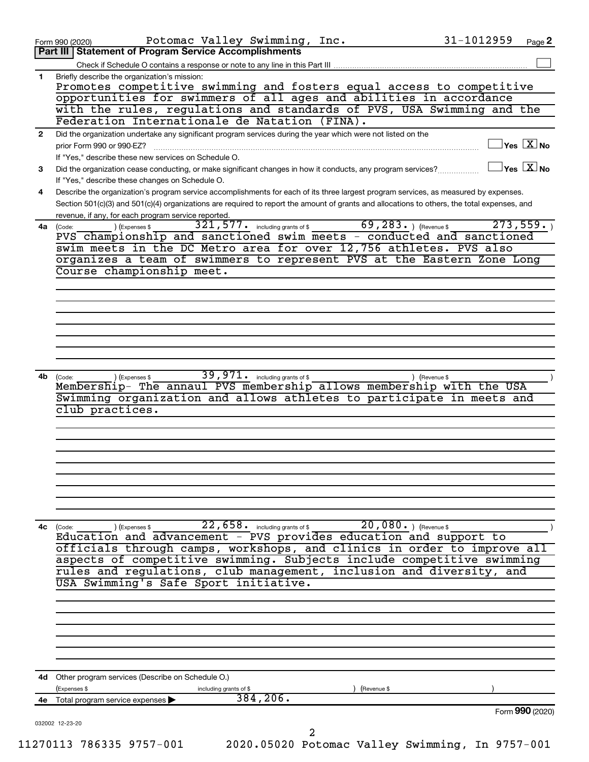Form 990 (2020) Potomac Valley Swimming, Inc. 31-1012959 Page 2

## Part III Statement of Program Service Accomplishments

Check if Schedule O contains a response or note to any line in this Part III ☐

**1** Briefly describe the organization's mission:

Promotes competitive swimming and fosters equal access to competitive opportunities for swimmers of all ages and abilities in accordance with the rules, regulations and standards of PVS, USA Swimming and the Federation Internationale de Natation (FINA).

**2** Did the organization undertake any significant program services during the year which were not listed on the prior Form 990 or 990-EZ? ☐ Yes ☒ No

If "Yes," describe these new services on Schedule O.

**3** Did the organization cease conducting, or make significant changes in how it conducts, any program services? ☐ Yes ☒ No

If "Yes," describe these changes on Schedule O.

**4** Describe the organization's program service accomplishments for each of its three largest program services, as measured by expenses. Section 501(c)(3) and 501(c)(4) organizations are required to report the amount of grants and allocations to others, the total expenses, and revenue, if any, for each program service reported.

**4a** (Code: ) (Expenses $ 321,577. including grants of $ 69,283. ) (Revenue $ 273,559. )

PVS championship and sanctioned swim meets - conducted and sanctioned swim meets in the DC Metro area for over 12,756 athletes. PVS also organizes a team of swimmers to represent PVS at the Eastern Zone Long Course championship meet.

**4b** (Code: ) (Expenses $ 39,971. including grants of $ ) (Revenue $ )

Membership- The annaul PVS membership allows membership with the USA Swimming organization and allows athletes to participate in meets and club practices.

**4c** (Code: ) (Expenses $ 22,658. including grants of $ 20,080. ) (Revenue $ )

Education and advancement - PVS provides education and support to officials through camps, workshops, and clinics in order to improve all aspects of competitive swimming. Subjects include competitive swimming rules and regulations, club management, inclusion and diversity, and USA Swimming's Safe Sport initiative.

**4d** Other program services (Describe on Schedule O.)

(Expenses $ including grants of $ ) (Revenue $ )

**4e** Total program service expenses ▶ 384,206.

Form **990** (2020)

032002 12-23-20

11270113 786335 9757-001 2020.05020 Potomac Valley Swimming, In 9757-001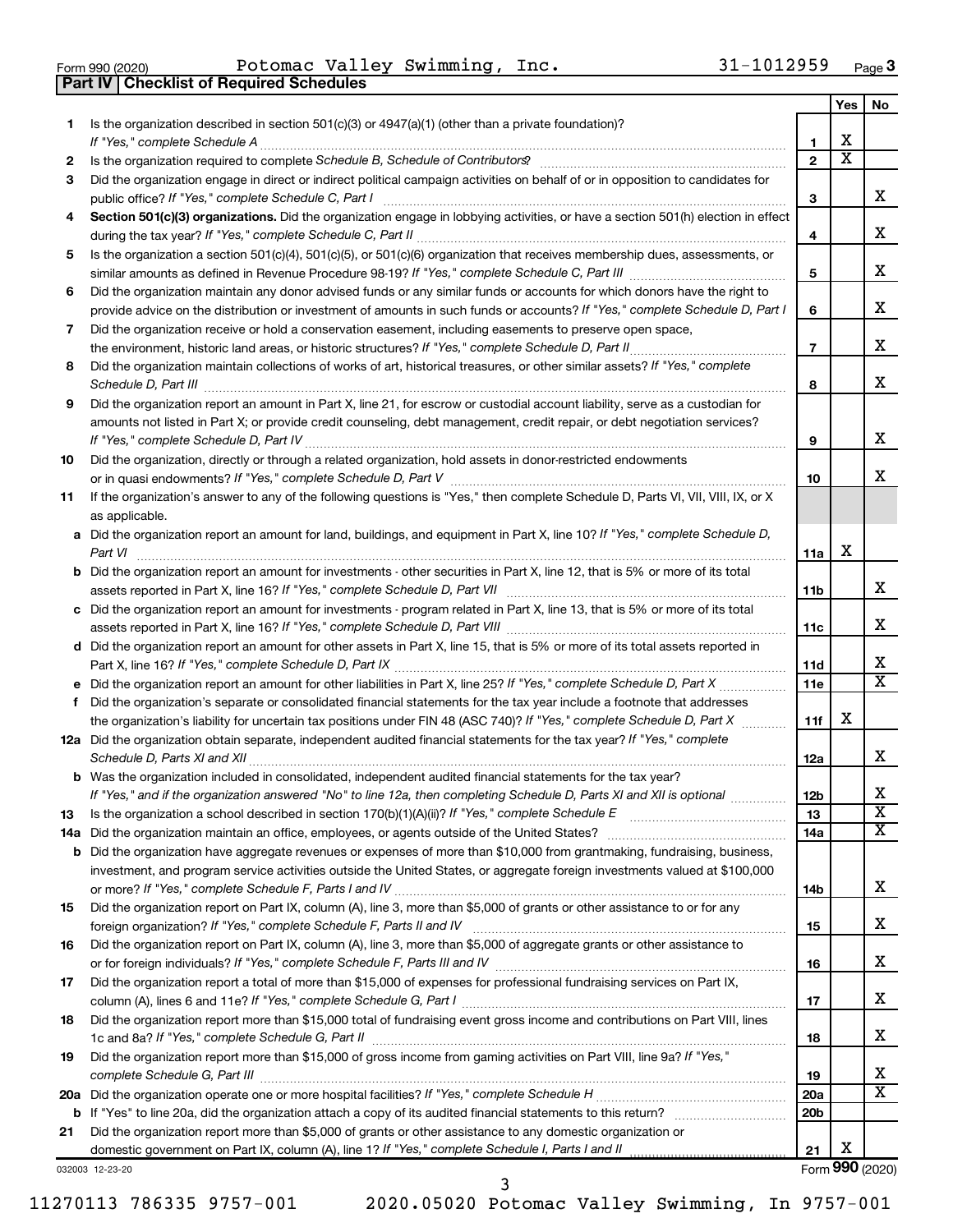Form 990 (2020) Potomac Valley Swimming, Inc. 31-1012959 Page 3

**Part IV Checklist of Required Schedules**

| | | | Yes | No |
|---|---|---|---|---|
| 1 | Is the organization described in section 501(c)(3) or 4947(a)(1) (other than a private foundation)? *If "Yes," complete Schedule A* | 1 | X | |
| 2 | Is the organization required to complete *Schedule B, Schedule of Contributors*? | 2 | X | |
| 3 | Did the organization engage in direct or indirect political campaign activities on behalf of or in opposition to candidates for public office? *If "Yes," complete Schedule C, Part I* | 3 | | X |
| 4 | **Section 501(c)(3) organizations.** Did the organization engage in lobbying activities, or have a section 501(h) election in effect during the tax year? *If "Yes," complete Schedule C, Part II* | 4 | | X |
| 5 | Is the organization a section 501(c)(4), 501(c)(5), or 501(c)(6) organization that receives membership dues, assessments, or similar amounts as defined in Revenue Procedure 98-19? *If "Yes," complete Schedule C, Part III* | 5 | | X |
| 6 | Did the organization maintain any donor advised funds or any similar funds or accounts for which donors have the right to provide advice on the distribution or investment of amounts in such funds or accounts? *If "Yes," complete Schedule D, Part I* | 6 | | X |
| 7 | Did the organization receive or hold a conservation easement, including easements to preserve open space, the environment, historic land areas, or historic structures? *If "Yes," complete Schedule D, Part II* | 7 | | X |
| 8 | Did the organization maintain collections of works of art, historical treasures, or other similar assets? *If "Yes," complete Schedule D, Part III* | 8 | | X |
| 9 | Did the organization report an amount in Part X, line 21, for escrow or custodial account liability, serve as a custodian for amounts not listed in Part X; or provide credit counseling, debt management, credit repair, or debt negotiation services? *If "Yes," complete Schedule D, Part IV* | 9 | | X |
| 10 | Did the organization, directly or through a related organization, hold assets in donor-restricted endowments or in quasi endowments? *If "Yes," complete Schedule D, Part V* | 10 | | X |
| 11 | If the organization's answer to any of the following questions is "Yes," then complete Schedule D, Parts VI, VII, VIII, IX, or X as applicable. | | | |
| a | Did the organization report an amount for land, buildings, and equipment in Part X, line 10? *If "Yes," complete Schedule D, Part VI* | 11a | X | |
| b | Did the organization report an amount for investments - other securities in Part X, line 12, that is 5% or more of its total assets reported in Part X, line 16? *If "Yes," complete Schedule D, Part VII* | 11b | | X |
| c | Did the organization report an amount for investments - program related in Part X, line 13, that is 5% or more of its total assets reported in Part X, line 16? *If "Yes," complete Schedule D, Part VIII* | 11c | | X |
| d | Did the organization report an amount for other assets in Part X, line 15, that is 5% or more of its total assets reported in Part X, line 16? *If "Yes," complete Schedule D, Part IX* | 11d | | X |
| e | Did the organization report an amount for other liabilities in Part X, line 25? *If "Yes," complete Schedule D, Part X* | 11e | | X |
| f | Did the organization's separate or consolidated financial statements for the tax year include a footnote that addresses the organization's liability for uncertain tax positions under FIN 48 (ASC 740)? *If "Yes," complete Schedule D, Part X* | 11f | X | |
| 12a | Did the organization obtain separate, independent audited financial statements for the tax year? *If "Yes," complete Schedule D, Parts XI and XII* | 12a | | X |
| b | Was the organization included in consolidated, independent audited financial statements for the tax year? *If "Yes," and if the organization answered "No" to line 12a, then completing Schedule D, Parts XI and XII is optional* | 12b | | X |
| 13 | Is the organization a school described in section 170(b)(1)(A)(ii)? *If "Yes," complete Schedule E* | 13 | | X |
| 14a | Did the organization maintain an office, employees, or agents outside of the United States? | 14a | | X |
| b | Did the organization have aggregate revenues or expenses of more than $10,000 from grantmaking, fundraising, business, investment, and program service activities outside the United States, or aggregate foreign investments valued at $100,000 or more? *If "Yes," complete Schedule F, Parts I and IV* | 14b | | X |
| 15 | Did the organization report on Part IX, column (A), line 3, more than $5,000 of grants or other assistance to or for any foreign organization? *If "Yes," complete Schedule F, Parts II and IV* | 15 | | X |
| 16 | Did the organization report on Part IX, column (A), line 3, more than $5,000 of aggregate grants or other assistance to or for foreign individuals? *If "Yes," complete Schedule F, Parts III and IV* | 16 | | X |
| 17 | Did the organization report a total of more than $15,000 of expenses for professional fundraising services on Part IX, column (A), lines 6 and 11e? *If "Yes," complete Schedule G, Part I* | 17 | | X |
| 18 | Did the organization report more than $15,000 total of fundraising event gross income and contributions on Part VIII, lines 1c and 8a? *If "Yes," complete Schedule G, Part II* | 18 | | X |
| 19 | Did the organization report more than $15,000 of gross income from gaming activities on Part VIII, line 9a? *If "Yes," complete Schedule G, Part III* | 19 | | X |
| 20a | Did the organization operate one or more hospital facilities? *If "Yes," complete Schedule H* | 20a | | X |
| b | If "Yes" to line 20a, did the organization attach a copy of its audited financial statements to this return? | 20b | | |
| 21 | Did the organization report more than $5,000 of grants or other assistance to any domestic organization or domestic government on Part IX, column (A), line 1? *If "Yes," complete Schedule I, Parts I and II* | 21 | X | |

032003 12-23-20 Form **990** (2020)

11270113 786335 9757-001 2020.05020 Potomac Valley Swimming, In 9757-001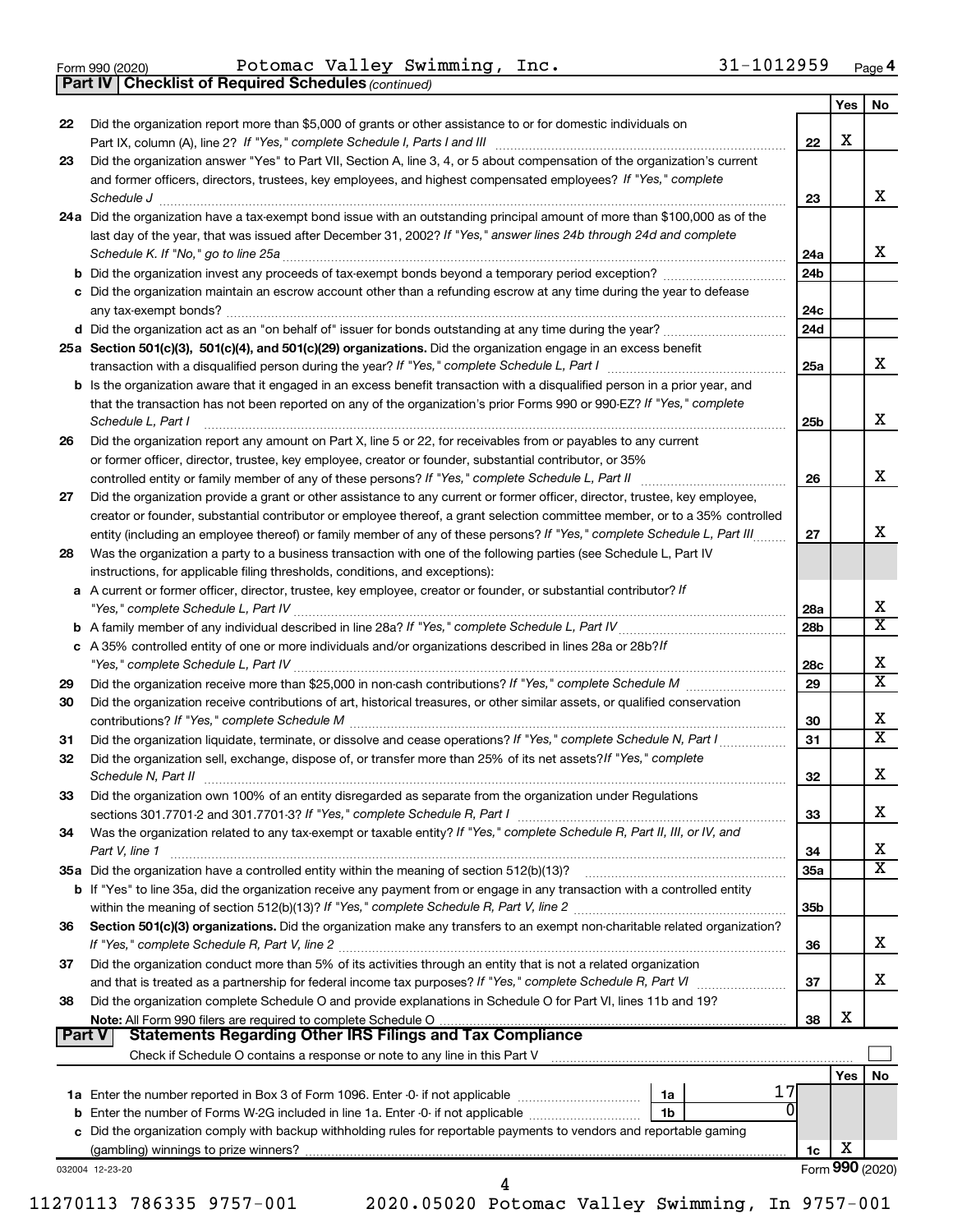Form 990 (2020) Potomac Valley Swimming, Inc. 31-1012959 Page 4

**Part IV | Checklist of Required Schedules** *(continued)*

| | | Line | Yes | No |
|---|---|---|---|---|
| 22 | Did the organization report more than $5,000 of grants or other assistance to or for domestic individuals on Part IX, column (A), line 2? *If "Yes," complete Schedule I, Parts I and III* | 22 | X | |
| 23 | Did the organization answer "Yes" to Part VII, Section A, line 3, 4, or 5 about compensation of the organization's current and former officers, directors, trustees, key employees, and highest compensated employees? *If "Yes," complete Schedule J* | 23 | | X |
| 24a | Did the organization have a tax-exempt bond issue with an outstanding principal amount of more than $100,000 as of the last day of the year, that was issued after December 31, 2002? *If "Yes," answer lines 24b through 24d and complete Schedule K. If "No," go to line 25a* | 24a | | X |
| b | Did the organization invest any proceeds of tax-exempt bonds beyond a temporary period exception? | 24b | | |
| c | Did the organization maintain an escrow account other than a refunding escrow at any time during the year to defease any tax-exempt bonds? | 24c | | |
| d | Did the organization act as an "on behalf of" issuer for bonds outstanding at any time during the year? | 24d | | |
| 25a | **Section 501(c)(3), 501(c)(4), and 501(c)(29) organizations.** Did the organization engage in an excess benefit transaction with a disqualified person during the year? *If "Yes," complete Schedule L, Part I* | 25a | | X |
| b | Is the organization aware that it engaged in an excess benefit transaction with a disqualified person in a prior year, and that the transaction has not been reported on any of the organization's prior Forms 990 or 990-EZ? *If "Yes," complete Schedule L, Part I* | 25b | | X |
| 26 | Did the organization report any amount on Part X, line 5 or 22, for receivables from or payables to any current or former officer, director, trustee, key employee, creator or founder, substantial contributor, or 35% controlled entity or family member of any of these persons? *If "Yes," complete Schedule L, Part II* | 26 | | X |
| 27 | Did the organization provide a grant or other assistance to any current or former officer, director, trustee, key employee, creator or founder, substantial contributor or employee thereof, a grant selection committee member, or to a 35% controlled entity (including an employee thereof) or family member of any of these persons? *If "Yes," complete Schedule L, Part III* | 27 | | X |
| 28 | Was the organization a party to a business transaction with one of the following parties (see Schedule L, Part IV instructions, for applicable filing thresholds, conditions, and exceptions): | | | |
| a | A current or former officer, director, trustee, key employee, creator or founder, or substantial contributor? *If "Yes," complete Schedule L, Part IV* | 28a | | X |
| b | A family member of any individual described in line 28a? *If "Yes," complete Schedule L, Part IV* | 28b | | X |
| c | A 35% controlled entity of one or more individuals and/or organizations described in lines 28a or 28b? *If "Yes," complete Schedule L, Part IV* | 28c | | X |
| 29 | Did the organization receive more than $25,000 in non-cash contributions? *If "Yes," complete Schedule M* | 29 | | X |
| 30 | Did the organization receive contributions of art, historical treasures, or other similar assets, or qualified conservation contributions? *If "Yes," complete Schedule M* | 30 | | X |
| 31 | Did the organization liquidate, terminate, or dissolve and cease operations? *If "Yes," complete Schedule N, Part I* | 31 | | X |
| 32 | Did the organization sell, exchange, dispose of, or transfer more than 25% of its net assets? *If "Yes," complete Schedule N, Part II* | 32 | | X |
| 33 | Did the organization own 100% of an entity disregarded as separate from the organization under Regulations sections 301.7701-2 and 301.7701-3? *If "Yes," complete Schedule R, Part I* | 33 | | X |
| 34 | Was the organization related to any tax-exempt or taxable entity? *If "Yes," complete Schedule R, Part II, III, or IV, and Part V, line 1* | 34 | | X |
| 35a | Did the organization have a controlled entity within the meaning of section 512(b)(13)? | 35a | | X |
| b | If "Yes" to line 35a, did the organization receive any payment from or engage in any transaction with a controlled entity within the meaning of section 512(b)(13)? *If "Yes," complete Schedule R, Part V, line 2* | 35b | | |
| 36 | **Section 501(c)(3) organizations.** Did the organization make any transfers to an exempt non-charitable related organization? *If "Yes," complete Schedule R, Part V, line 2* | 36 | | X |
| 37 | Did the organization conduct more than 5% of its activities through an entity that is not a related organization and that is treated as a partnership for federal income tax purposes? *If "Yes," complete Schedule R, Part VI* | 37 | | X |
| 38 | Did the organization complete Schedule O and provide explanations in Schedule O for Part VI, lines 11b and 19? **Note:** All Form 990 filers are required to complete Schedule O | 38 | X | |

**Part V | Statements Regarding Other IRS Filings and Tax Compliance**

Check if Schedule O contains a response or note to any line in this Part V ☐

| | | | | | Yes | No |
|---|---|---|---|---|---|---|
| 1a | Enter the number reported in Box 3 of Form 1096. Enter -0- if not applicable | 1a | 17 | | | |
| b | Enter the number of Forms W-2G included in line 1a. Enter -0- if not applicable | 1b | 0 | | | |
| c | Did the organization comply with backup withholding rules for reportable payments to vendors and reportable gaming (gambling) winnings to prize winners? | | | 1c | X | |

032004 12-23-20

Form **990** (2020)

11270113 786335 9757-001 2020.05020 Potomac Valley Swimming, In 9757-001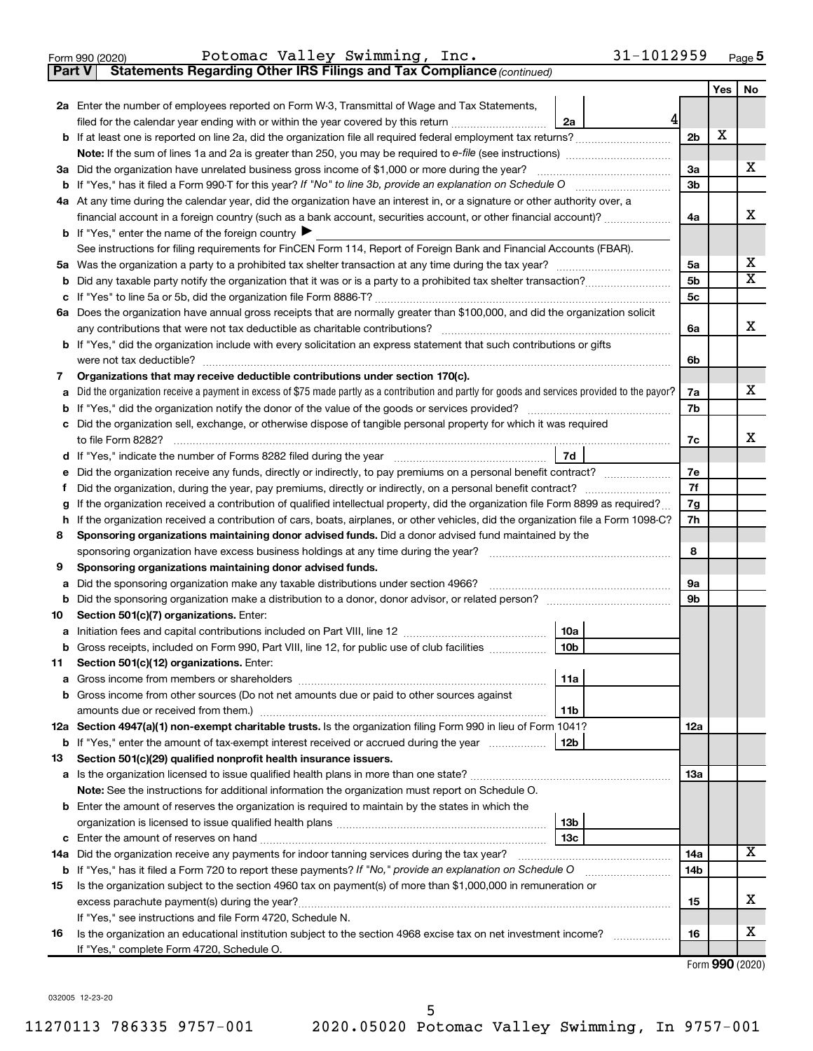Form 990 (2020) Potomac Valley Swimming, Inc. 31-1012959 Page 5

**Part V Statements Regarding Other IRS Filings and Tax Compliance** *(continued)*

| | | | | | Yes | No |
|---|---|---|---|---|---|---|
| 2a | Enter the number of employees reported on Form W-3, Transmittal of Wage and Tax Statements, filed for the calendar year ending with or within the year covered by this return | 2a | 4 | | | |
| b | If at least one is reported on line 2a, did the organization file all required federal employment tax returns? | | | 2b | X | |
| | **Note:** If the sum of lines 1a and 2a is greater than 250, you may be required to *e-file* (see instructions) | | | | | |
| 3a | Did the organization have unrelated business gross income of $1,000 or more during the year? | | | 3a | | X |
| b | If "Yes," has it filed a Form 990-T for this year? *If "No" to line 3b, provide an explanation on Schedule O* | | | 3b | | |
| 4a | At any time during the calendar year, did the organization have an interest in, or a signature or other authority over, a financial account in a foreign country (such as a bank account, securities account, or other financial account)? | | | 4a | | X |
| b | If "Yes," enter the name of the foreign country ▶ | | | | | |
| | See instructions for filing requirements for FinCEN Form 114, Report of Foreign Bank and Financial Accounts (FBAR). | | | | | |
| 5a | Was the organization a party to a prohibited tax shelter transaction at any time during the tax year? | | | 5a | | X |
| b | Did any taxable party notify the organization that it was or is a party to a prohibited tax shelter transaction? | | | 5b | | X |
| c | If "Yes" to line 5a or 5b, did the organization file Form 8886-T? | | | 5c | | |
| 6a | Does the organization have annual gross receipts that are normally greater than $100,000, and did the organization solicit any contributions that were not tax deductible as charitable contributions? | | | 6a | | X |
| b | If "Yes," did the organization include with every solicitation an express statement that such contributions or gifts were not tax deductible? | | | 6b | | |
| 7 | **Organizations that may receive deductible contributions under section 170(c).** | | | | | |
| a | Did the organization receive a payment in excess of $75 made partly as a contribution and partly for goods and services provided to the payor? | | | 7a | | X |
| b | If "Yes," did the organization notify the donor of the value of the goods or services provided? | | | 7b | | |
| c | Did the organization sell, exchange, or otherwise dispose of tangible personal property for which it was required to file Form 8282? | | | 7c | | X |
| d | If "Yes," indicate the number of Forms 8282 filed during the year | 7d | | | | |
| e | Did the organization receive any funds, directly or indirectly, to pay premiums on a personal benefit contract? | | | 7e | | |
| f | Did the organization, during the year, pay premiums, directly or indirectly, on a personal benefit contract? | | | 7f | | |
| g | If the organization received a contribution of qualified intellectual property, did the organization file Form 8899 as required? | | | 7g | | |
| h | If the organization received a contribution of cars, boats, airplanes, or other vehicles, did the organization file a Form 1098-C? | | | 7h | | |
| 8 | **Sponsoring organizations maintaining donor advised funds.** Did a donor advised fund maintained by the sponsoring organization have excess business holdings at any time during the year? | | | 8 | | |
| 9 | **Sponsoring organizations maintaining donor advised funds.** | | | | | |
| a | Did the sponsoring organization make any taxable distributions under section 4966? | | | 9a | | |
| b | Did the sponsoring organization make a distribution to a donor, donor advisor, or related person? | | | 9b | | |
| 10 | **Section 501(c)(7) organizations.** Enter: | | | | | |
| a | Initiation fees and capital contributions included on Part VIII, line 12 | 10a | | | | |
| b | Gross receipts, included on Form 990, Part VIII, line 12, for public use of club facilities | 10b | | | | |
| 11 | **Section 501(c)(12) organizations.** Enter: | | | | | |
| a | Gross income from members or shareholders | 11a | | | | |
| b | Gross income from other sources (Do not net amounts due or paid to other sources against amounts due or received from them.) | 11b | | | | |
| 12a | **Section 4947(a)(1) non-exempt charitable trusts.** Is the organization filing Form 990 in lieu of Form 1041? | | | 12a | | |
| b | If "Yes," enter the amount of tax-exempt interest received or accrued during the year | 12b | | | | |
| 13 | **Section 501(c)(29) qualified nonprofit health insurance issuers.** | | | | | |
| a | Is the organization licensed to issue qualified health plans in more than one state? | | | 13a | | |
| | **Note:** See the instructions for additional information the organization must report on Schedule O. | | | | | |
| b | Enter the amount of reserves the organization is required to maintain by the states in which the organization is licensed to issue qualified health plans | 13b | | | | |
| c | Enter the amount of reserves on hand | 13c | | | | |
| 14a | Did the organization receive any payments for indoor tanning services during the tax year? | | | 14a | | X |
| b | If "Yes," has it filed a Form 720 to report these payments? *If "No," provide an explanation on Schedule O* | | | 14b | | |
| 15 | Is the organization subject to the section 4960 tax on payment(s) of more than $1,000,000 in remuneration or excess parachute payment(s) during the year? | | | 15 | | X |
| | If "Yes," see instructions and file Form 4720, Schedule N. | | | | | |
| 16 | Is the organization an educational institution subject to the section 4968 excise tax on net investment income? | | | 16 | | X |
| | If "Yes," complete Form 4720, Schedule O. | | | | | |

Form **990** (2020)

032005 12-23-20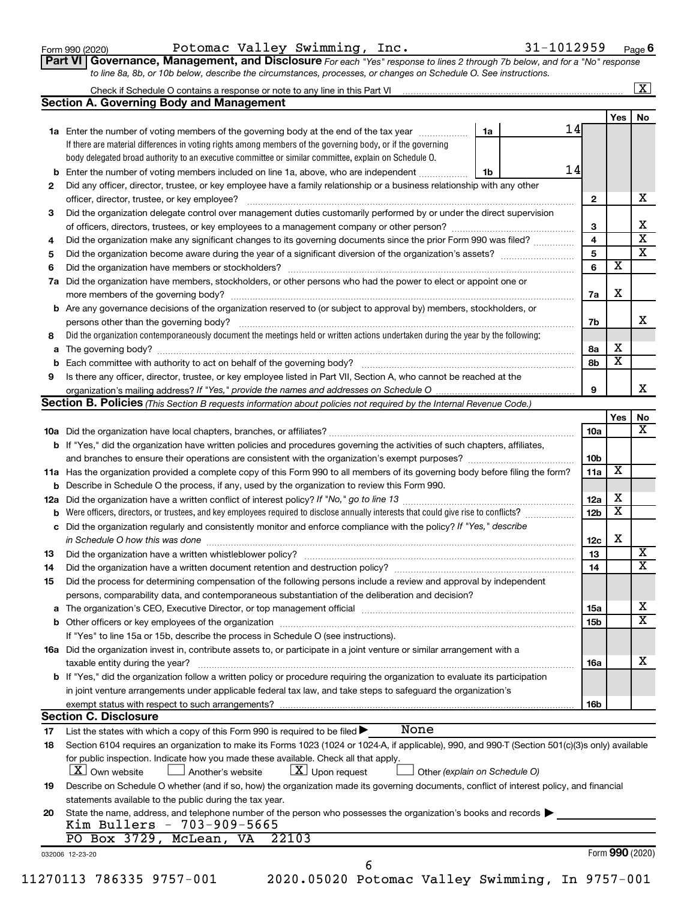Form 990 (2020) Potomac Valley Swimming, Inc. 31-1012959 Page 6

**Part VI Governance, Management, and Disclosure** *For each "Yes" response to lines 2 through 7b below, and for a "No" response to line 8a, 8b, or 10b below, describe the circumstances, processes, or changes on Schedule O. See instructions.*

Check if Schedule O contains a response or note to any line in this Part VI ... [X]

## Section A. Governing Body and Management

| | | | Yes | No |
|---|---|---|---|---|
| **1a** | Enter the number of voting members of the governing body at the end of the tax year ... **1a** 14. If there are material differences in voting rights among members of the governing body, or if the governing body delegated broad authority to an executive committee or similar committee, explain on Schedule O. | | | |
| **b** | Enter the number of voting members included on line 1a, above, who are independent ... **1b** 14 | | | |
| **2** | Did any officer, director, trustee, or key employee have a family relationship or a business relationship with any other officer, director, trustee, or key employee? | 2 | | X |
| **3** | Did the organization delegate control over management duties customarily performed by or under the direct supervision of officers, directors, trustees, or key employees to a management company or other person? | 3 | | X |
| **4** | Did the organization make any significant changes to its governing documents since the prior Form 990 was filed? | 4 | | X |
| **5** | Did the organization become aware during the year of a significant diversion of the organization's assets? | 5 | | X |
| **6** | Did the organization have members or stockholders? | 6 | X | |
| **7a** | Did the organization have members, stockholders, or other persons who had the power to elect or appoint one or more members of the governing body? | 7a | X | |
| **b** | Are any governance decisions of the organization reserved to (or subject to approval by) members, stockholders, or persons other than the governing body? | 7b | | X |
| **8** | Did the organization contemporaneously document the meetings held or written actions undertaken during the year by the following: | | | |
| **a** | The governing body? | 8a | X | |
| **b** | Each committee with authority to act on behalf of the governing body? | 8b | X | |
| **9** | Is there any officer, director, trustee, or key employee listed in Part VII, Section A, who cannot be reached at the organization's mailing address? *If "Yes," provide the names and addresses on Schedule O* | 9 | | X |

## Section B. Policies *(This Section B requests information about policies not required by the Internal Revenue Code.)*

| | | | Yes | No |
|---|---|---|---|---|
| **10a** | Did the organization have local chapters, branches, or affiliates? | 10a | | X |
| **b** | If "Yes," did the organization have written policies and procedures governing the activities of such chapters, affiliates, and branches to ensure their operations are consistent with the organization's exempt purposes? | 10b | | |
| **11a** | Has the organization provided a complete copy of this Form 990 to all members of its governing body before filing the form? | 11a | X | |
| **b** | Describe in Schedule O the process, if any, used by the organization to review this Form 990. | | | |
| **12a** | Did the organization have a written conflict of interest policy? *If "No," go to line 13* | 12a | X | |
| **b** | Were officers, directors, or trustees, and key employees required to disclose annually interests that could give rise to conflicts? | 12b | X | |
| **c** | Did the organization regularly and consistently monitor and enforce compliance with the policy? *If "Yes," describe in Schedule O how this was done* | 12c | X | |
| **13** | Did the organization have a written whistleblower policy? | 13 | | X |
| **14** | Did the organization have a written document retention and destruction policy? | 14 | | X |
| **15** | Did the process for determining compensation of the following persons include a review and approval by independent persons, comparability data, and contemporaneous substantiation of the deliberation and decision? | | | |
| **a** | The organization's CEO, Executive Director, or top management official | 15a | | X |
| **b** | Other officers or key employees of the organization | 15b | | X |
| | If "Yes" to line 15a or 15b, describe the process in Schedule O (see instructions). | | | |
| **16a** | Did the organization invest in, contribute assets to, or participate in a joint venture or similar arrangement with a taxable entity during the year? | 16a | | X |
| **b** | If "Yes," did the organization follow a written policy or procedure requiring the organization to evaluate its participation in joint venture arrangements under applicable federal tax law, and take steps to safeguard the organization's exempt status with respect to such arrangements? | 16b | | |

## Section C. Disclosure

**17** List the states with which a copy of this Form 990 is required to be filed ▶ None

**18** Section 6104 requires an organization to make its Forms 1023 (1024 or 1024-A, if applicable), 990, and 990-T (Section 501(c)(3)s only) available for public inspection. Indicate how you made these available. Check all that apply.

[X] Own website [ ] Another's website [X] Upon request [ ] Other *(explain on Schedule O)*

**19** Describe on Schedule O whether (and if so, how) the organization made its governing documents, conflict of interest policy, and financial statements available to the public during the tax year.

**20** State the name, address, and telephone number of the person who possesses the organization's books and records ▶
Kim Bullers - 703-909-5665
PO Box 3729, McLean, VA 22103

032006 12-23-20 Form **990** (2020)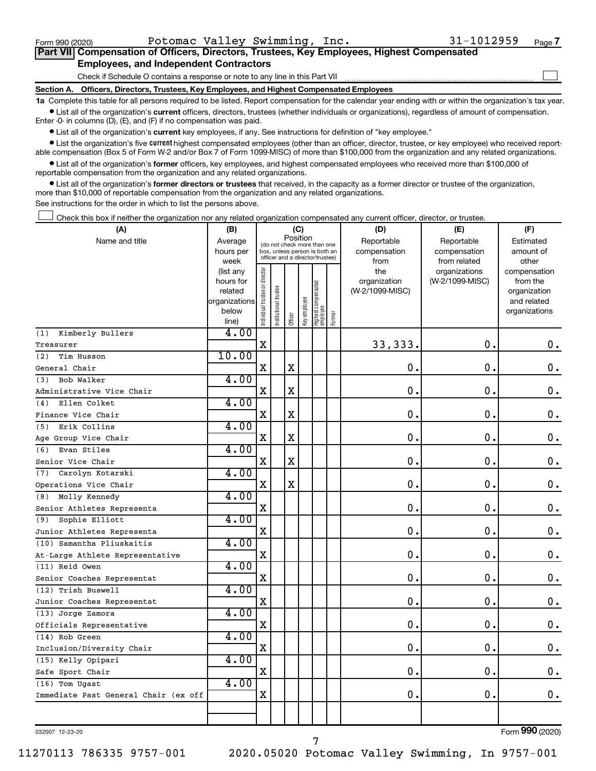Form 990 (2020) Potomac Valley Swimming, Inc. 31-1012959 Page 7

**Part VII Compensation of Officers, Directors, Trustees, Key Employees, Highest Compensated Employees, and Independent Contractors**

Check if Schedule O contains a response or note to any line in this Part VII ☐

**Section A. Officers, Directors, Trustees, Key Employees, and Highest Compensated Employees**

**1a** Complete this table for all persons required to be listed. Report compensation for the calendar year ending with or within the organization's tax year.

- List all of the organization's **current** officers, directors, trustees (whether individuals or organizations), regardless of amount of compensation. Enter -0- in columns (D), (E), and (F) if no compensation was paid.
- List all of the organization's **current** key employees, if any. See instructions for definition of "key employee."
- List the organization's five **current** highest compensated employees (other than an officer, director, trustee, or key employee) who received reportable compensation (Box 5 of Form W-2 and/or Box 7 of Form 1099-MISC) of more than $100,000 from the organization and any related organizations.
- List all of the organization's **former** officers, key employees, and highest compensated employees who received more than $100,000 of reportable compensation from the organization and any related organizations.
- List all of the organization's **former directors or trustees** that received, in the capacity as a former director or trustee of the organization, more than $10,000 of reportable compensation from the organization and any related organizations.

See instructions for the order in which to list the persons above.

☐ Check this box if neither the organization nor any related organization compensated any current officer, director, or trustee.

| (A) Name and title | (B) Average hours per week (list any hours for related organizations below line) | (C) Position: Individual trustee or director | Institutional trustee | Officer | Key employee | Highest compensated employee | Former | (D) Reportable compensation from the organization (W-2/1099-MISC) | (E) Reportable compensation from related organizations (W-2/1099-MISC) | (F) Estimated amount of other compensation from the organization and related organizations |
|---|---|---|---|---|---|---|---|---|---|---|
| (1) Kimberly Bullers<br>Treasurer | 4.00 | X | | | | | | 33,333. | 0. | 0. |
| (2) Tim Husson<br>General Chair | 10.00 | X | | X | | | | 0. | 0. | 0. |
| (3) Bob Walker<br>Administrative Vice Chair | 4.00 | X | | X | | | | 0. | 0. | 0. |
| (4) Ellen Colket<br>Finance Vice Chair | 4.00 | X | | X | | | | 0. | 0. | 0. |
| (5) Erik Collins<br>Age Group Vice Chair | 4.00 | X | | X | | | | 0. | 0. | 0. |
| (6) Evan Stiles<br>Senior Vice Chair | 4.00 | X | | X | | | | 0. | 0. | 0. |
| (7) Carolyn Kotarski<br>Operations Vice Chair | 4.00 | X | | X | | | | 0. | 0. | 0. |
| (8) Molly Kennedy<br>Senior Athletes Representa | 4.00 | X | | | | | | 0. | 0. | 0. |
| (9) Sophie Elliott<br>Junior Athletes Representa | 4.00 | X | | | | | | 0. | 0. | 0. |
| (10) Samantha Pliuskaitis<br>At-Large Athlete Representative | 4.00 | X | | | | | | 0. | 0. | 0. |
| (11) Reid Owen<br>Senior Coaches Representat | 4.00 | X | | | | | | 0. | 0. | 0. |
| (12) Trish Buswell<br>Junior Coaches Representat | 4.00 | X | | | | | | 0. | 0. | 0. |
| (13) Jorge Zamora<br>Officials Representative | 4.00 | X | | | | | | 0. | 0. | 0. |
| (14) Rob Green<br>Inclusion/Diversity Chair | 4.00 | X | | | | | | 0. | 0. | 0. |
| (15) Kelly Opipari<br>Safe Sport Chair | 4.00 | X | | | | | | 0. | 0. | 0. |
| (16) Tom Ugast<br>Immediate Past General Chair (ex off | 4.00 | X | | | | | | 0. | 0. | 0. |

032007 12-23-20

Form 990 (2020)

11270113 786335 9757-001 2020.05020 Potomac Valley Swimming, In 9757-001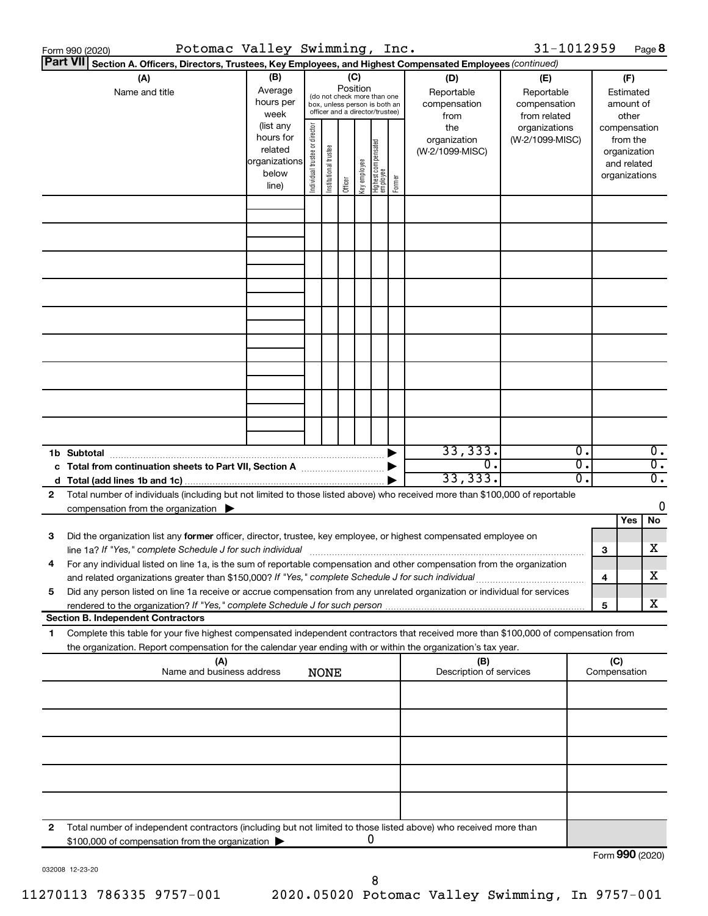Form 990 (2020) Potomac Valley Swimming, Inc. 31-1012959 Page **8**

**Part VII** **Section A. Officers, Directors, Trustees, Key Employees, and Highest Compensated Employees** *(continued)*

| (A) Name and title | (B) Average hours per week (list any hours for related organizations below line) | (C) Position (do not check more than one box, unless person is both an officer and a director/trustee): Individual trustee or director | Institutional trustee | Officer | Key employee | Highest compensated employee | Former | (D) Reportable compensation from the organization (W-2/1099-MISC) | (E) Reportable compensation from related organizations (W-2/1099-MISC) | (F) Estimated amount of other compensation from the organization and related organizations |
|---|---|---|---|---|---|---|---|---|---|---|
| | | | | | | | | | | |
| | | | | | | | | | | |
| | | | | | | | | | | |
| | | | | | | | | | | |
| | | | | | | | | | | |
| | | | | | | | | | | |
| | | | | | | | | | | |
| | | | | | | | | | | |
| | | | | | | | | | | |
| **1b Subtotal** | | | | | | | | 33,333. | 0. | 0. |
| **c Total from continuation sheets to Part VII, Section A** | | | | | | | | 0. | 0. | 0. |
| **d Total (add lines 1b and 1c)** | | | | | | | | 33,333. | 0. | 0. |

**2** Total number of individuals (including but not limited to those listed above) who received more than $100,000 of reportable compensation from the organization ▶ 0

| | | Yes | No |
|---|---|---|---|
| **3** Did the organization list any **former** officer, director, trustee, key employee, or highest compensated employee on line 1a? *If "Yes," complete Schedule J for such individual* | **3** | | X |
| **4** For any individual listed on line 1a, is the sum of reportable compensation and other compensation from the organization and related organizations greater than $150,000? *If "Yes," complete Schedule J for such individual* | **4** | | X |
| **5** Did any person listed on line 1a receive or accrue compensation from any unrelated organization or individual for services rendered to the organization? *If "Yes," complete Schedule J for such person* | **5** | | X |

**Section B. Independent Contractors**

**1** Complete this table for your five highest compensated independent contractors that received more than $100,000 of compensation from the organization. Report compensation for the calendar year ending with or within the organization's tax year.

| (A) Name and business address | (B) Description of services | (C) Compensation |
|---|---|---|
| NONE | | |
| | | |
| | | |
| | | |
| | | |

**2** Total number of independent contractors (including but not limited to those listed above) who received more than $100,000 of compensation from the organization ▶ 0

Form **990** (2020)

032008 12-23-20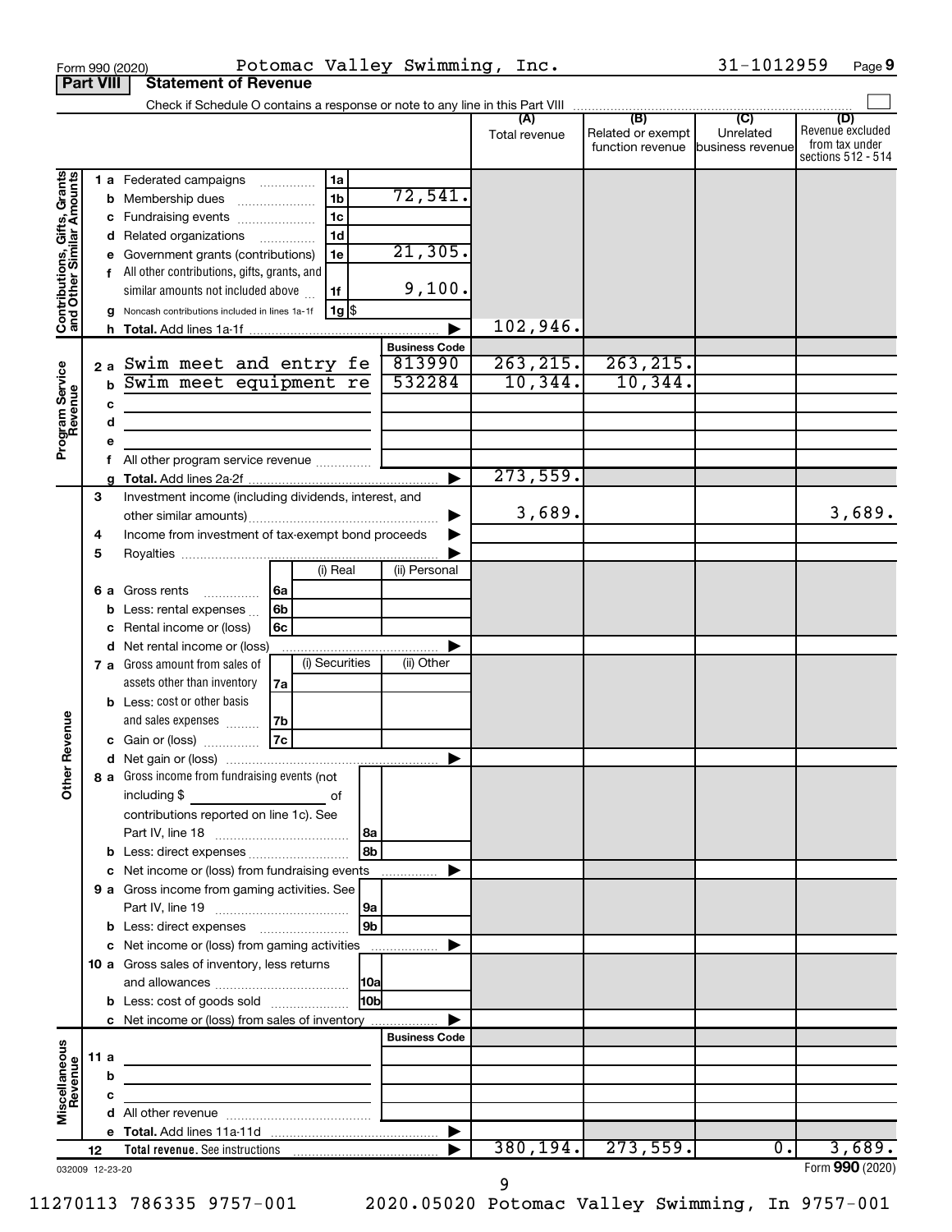Form 990 (2020) Potomac Valley Swimming, Inc. 31-1012959 Page 9

**Part VIII Statement of Revenue**

Check if Schedule O contains a response or note to any line in this Part VIII

| | | | (A) Total revenue | (B) Related or exempt function revenue | (C) Unrelated business revenue | (D) Revenue excluded from tax under sections 512 - 514 |
|---|---|---|---|---|---|---|
| **Contributions, Gifts, Grants and Other Similar Amounts** | 1 a Federated campaigns | 1a | | | | |
| | b Membership dues | 1b 72,541. | | | | |
| | c Fundraising events | 1c | | | | |
| | d Related organizations | 1d | | | | |
| | e Government grants (contributions) | 1e 21,305. | | | | |
| | f All other contributions, gifts, grants, and similar amounts not included above | 1f 9,100. | | | | |
| | g Noncash contributions included in lines 1a-1f | 1g $ | | | | |
| | h **Total.** Add lines 1a-1f | | 102,946. | | | |
| **Program Service Revenue** | | **Business Code** | | | | |
| | 2 a Swim meet and entry fe | 813990 | 263,215. | 263,215. | | |
| | b Swim meet equipment re | 532284 | 10,344. | 10,344. | | |
| | c | | | | | |
| | d | | | | | |
| | e | | | | | |
| | f All other program service revenue | | | | | |
| | g **Total.** Add lines 2a-2f | | 273,559. | | | |
| **Other Revenue** | 3 Investment income (including dividends, interest, and other similar amounts) | | 3,689. | | | 3,689. |
| | 4 Income from investment of tax-exempt bond proceeds | | | | | |
| | 5 Royalties | | | | | |
| | 6 a Gross rents — 6a (i) Real / (ii) Personal | | | | | |
| | b Less: rental expenses — 6b | | | | | |
| | c Rental income or (loss) — 6c | | | | | |
| | d Net rental income or (loss) | | | | | |
| | 7 a Gross amount from sales of assets other than inventory — 7a (i) Securities / (ii) Other | | | | | |
| | b Less: cost or other basis and sales expenses — 7b | | | | | |
| | c Gain or (loss) — 7c | | | | | |
| | d Net gain or (loss) | | | | | |
| | 8 a Gross income from fundraising events (not including $ of contributions reported on line 1c). See Part IV, line 18 | 8a | | | | |
| | b Less: direct expenses | 8b | | | | |
| | c Net income or (loss) from fundraising events | | | | | |
| | 9 a Gross income from gaming activities. See Part IV, line 19 | 9a | | | | |
| | b Less: direct expenses | 9b | | | | |
| | c Net income or (loss) from gaming activities | | | | | |
| | 10 a Gross sales of inventory, less returns and allowances | 10a | | | | |
| | b Less: cost of goods sold | 10b | | | | |
| | c Net income or (loss) from sales of inventory | | | | | |
| **Miscellaneous Revenue** | | **Business Code** | | | | |
| | 11 a | | | | | |
| | b | | | | | |
| | c | | | | | |
| | d All other revenue | | | | | |
| | e **Total.** Add lines 11a-11d | | | | | |
| | 12 **Total revenue.** See instructions | | 380,194. | 273,559. | 0. | 3,689. |

032009 12-23-20 Form **990** (2020)

11270113 786335 9757-001 2020.05020 Potomac Valley Swimming, In 9757-001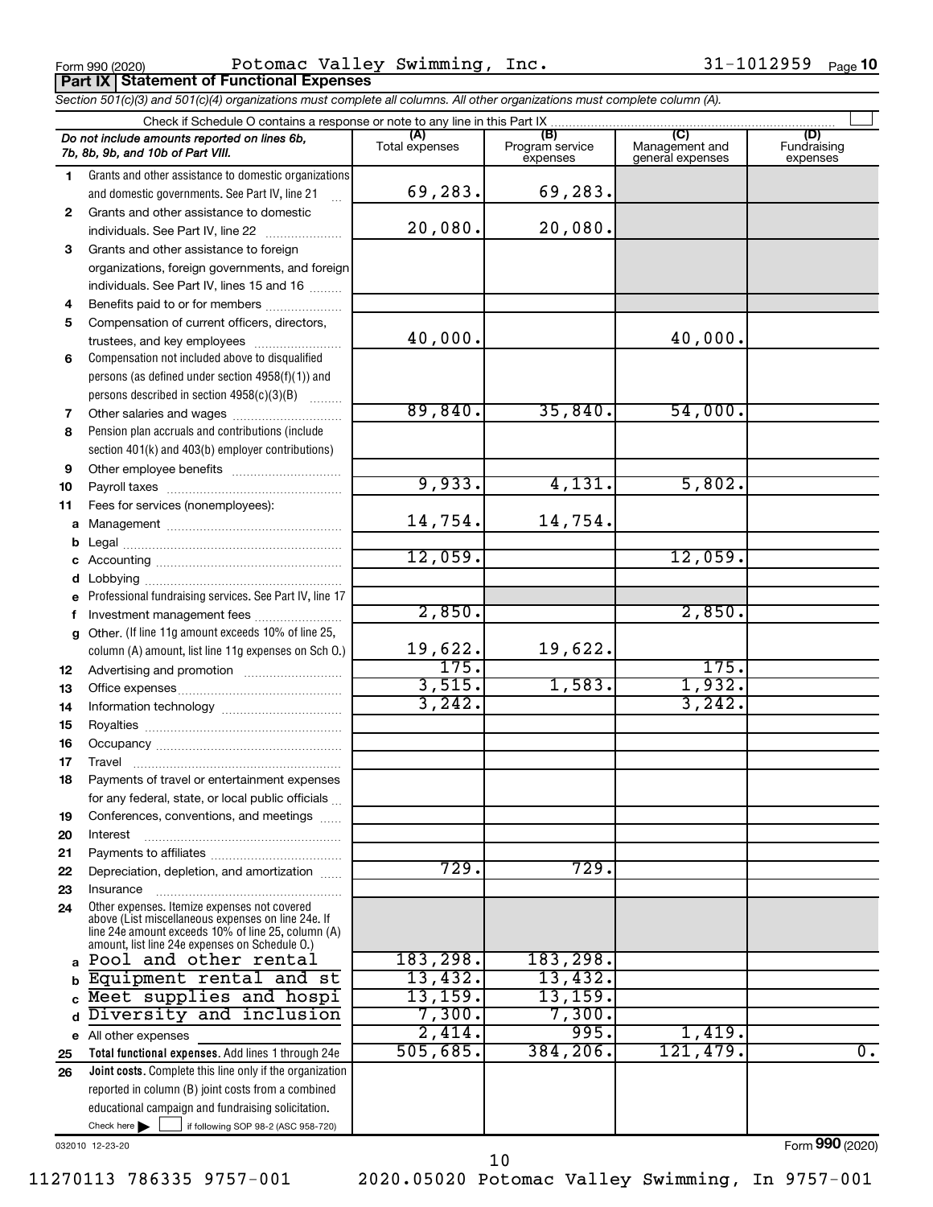Form 990 (2020) Potomac Valley Swimming, Inc. 31-1012959 Page **10**

## Part IX Statement of Functional Expenses

*Section 501(c)(3) and 501(c)(4) organizations must complete all columns. All other organizations must complete column (A).*

Check if Schedule O contains a response or note to any line in this Part IX

| *Do not include amounts reported on lines 6b, 7b, 8b, 9b, and 10b of Part VIII.* | (A) Total expenses | (B) Program service expenses | (C) Management and general expenses | (D) Fundraising expenses |
|---|---|---|---|---|
| 1 Grants and other assistance to domestic organizations and domestic governments. See Part IV, line 21 | 69,283. | 69,283. | | |
| 2 Grants and other assistance to domestic individuals. See Part IV, line 22 | 20,080. | 20,080. | | |
| 3 Grants and other assistance to foreign organizations, foreign governments, and foreign individuals. See Part IV, lines 15 and 16 | | | | |
| 4 Benefits paid to or for members | | | | |
| 5 Compensation of current officers, directors, trustees, and key employees | 40,000. | | 40,000. | |
| 6 Compensation not included above to disqualified persons (as defined under section 4958(f)(1)) and persons described in section 4958(c)(3)(B) | | | | |
| 7 Other salaries and wages | 89,840. | 35,840. | 54,000. | |
| 8 Pension plan accruals and contributions (include section 401(k) and 403(b) employer contributions) | | | | |
| 9 Other employee benefits | | | | |
| 10 Payroll taxes | 9,933. | 4,131. | 5,802. | |
| 11 Fees for services (nonemployees): | | | | |
| a Management | 14,754. | 14,754. | | |
| b Legal | | | | |
| c Accounting | 12,059. | | 12,059. | |
| d Lobbying | | | | |
| e Professional fundraising services. See Part IV, line 17 | | | | |
| f Investment management fees | 2,850. | | 2,850. | |
| g Other. (If line 11g amount exceeds 10% of line 25, column (A) amount, list line 11g expenses on Sch O.) | 19,622. | 19,622. | | |
| 12 Advertising and promotion | 175. | | 175. | |
| 13 Office expenses | 3,515. | 1,583. | 1,932. | |
| 14 Information technology | 3,242. | | 3,242. | |
| 15 Royalties | | | | |
| 16 Occupancy | | | | |
| 17 Travel | | | | |
| 18 Payments of travel or entertainment expenses for any federal, state, or local public officials | | | | |
| 19 Conferences, conventions, and meetings | | | | |
| 20 Interest | | | | |
| 21 Payments to affiliates | | | | |
| 22 Depreciation, depletion, and amortization | 729. | 729. | | |
| 23 Insurance | | | | |
| 24 Other expenses. Itemize expenses not covered above (List miscellaneous expenses on line 24e. If line 24e amount exceeds 10% of line 25, column (A) amount, list line 24e expenses on Schedule O.) | | | | |
| a Pool and other rental | 183,298. | 183,298. | | |
| b Equipment rental and st | 13,432. | 13,432. | | |
| c Meet supplies and hospi | 13,159. | 13,159. | | |
| d Diversity and inclusion | 7,300. | 7,300. | | |
| e All other expenses | 2,414. | 995. | 1,419. | |
| 25 **Total functional expenses.** Add lines 1 through 24e | 505,685. | 384,206. | 121,479. | 0. |
| 26 **Joint costs.** Complete this line only if the organization reported in column (B) joint costs from a combined educational campaign and fundraising solicitation. Check here ☐ if following SOP 98-2 (ASC 958-720) | | | | |

032010 12-23-20

Form **990** (2020)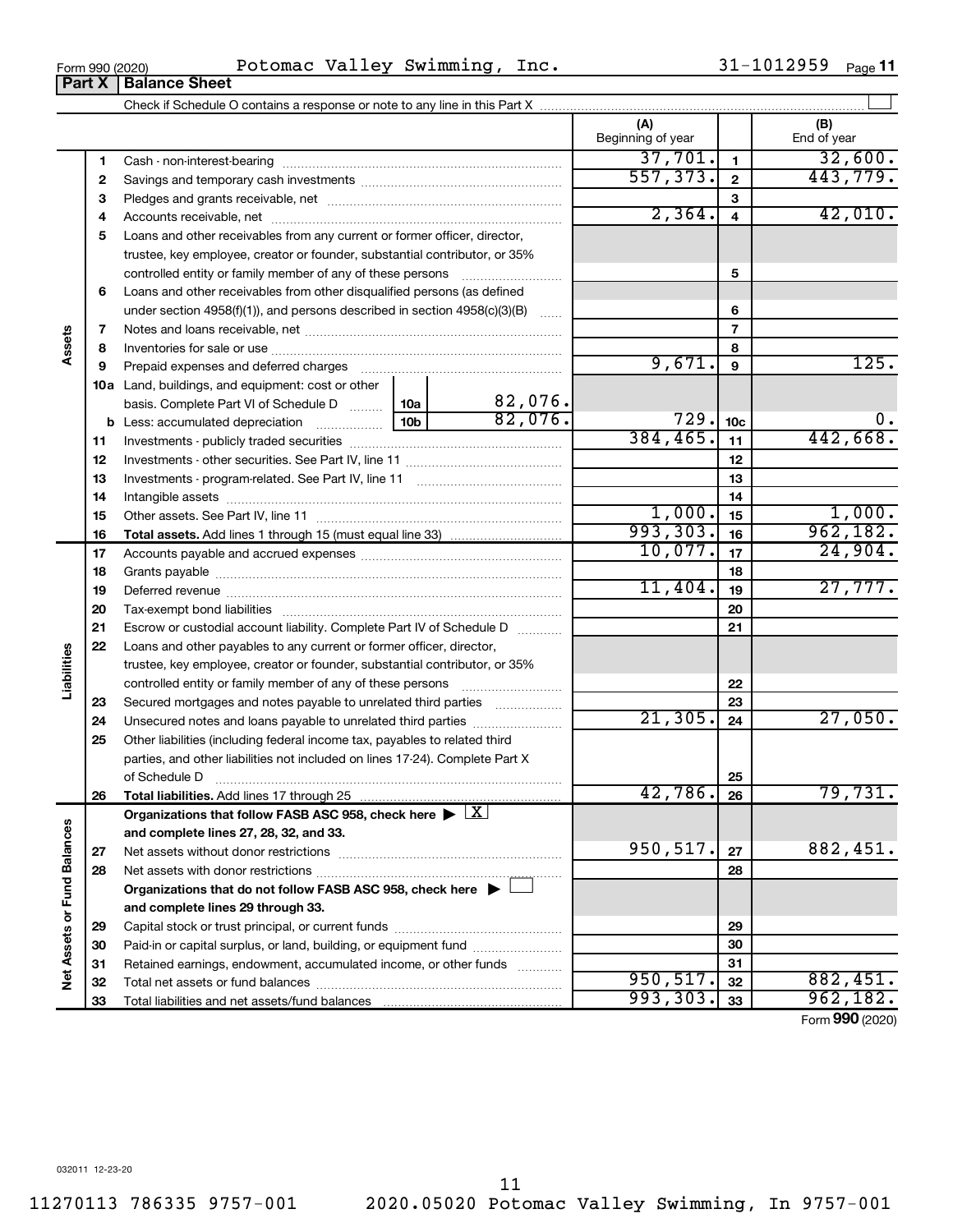Form 990 (2020) Potomac Valley Swimming, Inc. 31-1012959 Page 11

**Part X | Balance Sheet**

Check if Schedule O contains a response or note to any line in this Part X

| | | | | (A) Beginning of year | | (B) End of year |
|---|---|---|---|---|---|---|
| **Assets** | 1 | Cash - non-interest-bearing | | 37,701. | 1 | 32,600. |
| | 2 | Savings and temporary cash investments | | 557,373. | 2 | 443,779. |
| | 3 | Pledges and grants receivable, net | | | 3 | |
| | 4 | Accounts receivable, net | | 2,364. | 4 | 42,010. |
| | 5 | Loans and other receivables from any current or former officer, director, trustee, key employee, creator or founder, substantial contributor, or 35% controlled entity or family member of any of these persons | | | 5 | |
| | 6 | Loans and other receivables from other disqualified persons (as defined under section 4958(f)(1)), and persons described in section 4958(c)(3)(B) | | | 6 | |
| | 7 | Notes and loans receivable, net | | | 7 | |
| | 8 | Inventories for sale or use | | | 8 | |
| | 9 | Prepaid expenses and deferred charges | | 9,671. | 9 | 125. |
| | 10a | Land, buildings, and equipment: cost or other basis. Complete Part VI of Schedule D | 10a 82,076. | | | |
| | b | Less: accumulated depreciation | 10b 82,076. | 729. | 10c | 0. |
| | 11 | Investments - publicly traded securities | | 384,465. | 11 | 442,668. |
| | 12 | Investments - other securities. See Part IV, line 11 | | | 12 | |
| | 13 | Investments - program-related. See Part IV, line 11 | | | 13 | |
| | 14 | Intangible assets | | | 14 | |
| | 15 | Other assets. See Part IV, line 11 | | 1,000. | 15 | 1,000. |
| | 16 | **Total assets.** Add lines 1 through 15 (must equal line 33) | | 993,303. | 16 | 962,182. |
| **Liabilities** | 17 | Accounts payable and accrued expenses | | 10,077. | 17 | 24,904. |
| | 18 | Grants payable | | | 18 | |
| | 19 | Deferred revenue | | 11,404. | 19 | 27,777. |
| | 20 | Tax-exempt bond liabilities | | | 20 | |
| | 21 | Escrow or custodial account liability. Complete Part IV of Schedule D | | | 21 | |
| | 22 | Loans and other payables to any current or former officer, director, trustee, key employee, creator or founder, substantial contributor, or 35% controlled entity or family member of any of these persons | | | 22 | |
| | 23 | Secured mortgages and notes payable to unrelated third parties | | | 23 | |
| | 24 | Unsecured notes and loans payable to unrelated third parties | | 21,305. | 24 | 27,050. |
| | 25 | Other liabilities (including federal income tax, payables to related third parties, and other liabilities not included on lines 17-24). Complete Part X of Schedule D | | | 25 | |
| | 26 | **Total liabilities.** Add lines 17 through 25 | | 42,786. | 26 | 79,731. |
| **Net Assets or Fund Balances** | | **Organizations that follow FASB ASC 958, check here** ☒ **and complete lines 27, 28, 32, and 33.** | | | | |
| | 27 | Net assets without donor restrictions | | 950,517. | 27 | 882,451. |
| | 28 | Net assets with donor restrictions | | | 28 | |
| | | **Organizations that do not follow FASB ASC 958, check here** ☐ **and complete lines 29 through 33.** | | | | |
| | 29 | Capital stock or trust principal, or current funds | | | 29 | |
| | 30 | Paid-in or capital surplus, or land, building, or equipment fund | | | 30 | |
| | 31 | Retained earnings, endowment, accumulated income, or other funds | | | 31 | |
| | 32 | Total net assets or fund balances | | 950,517. | 32 | 882,451. |
| | 33 | Total liabilities and net assets/fund balances | | 993,303. | 33 | 962,182. |

Form **990** (2020)

032011 12-23-20

11270113 786335 9757-001 2020.05020 Potomac Valley Swimming, In 9757-001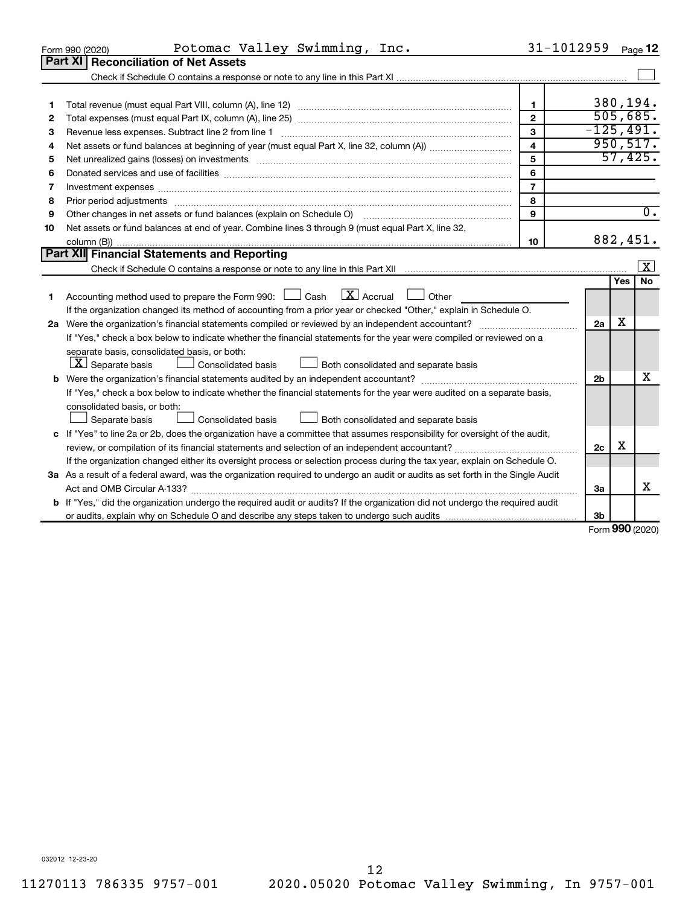Form 990 (2020) Potomac Valley Swimming, Inc. 31-1012959

## Part XI Reconciliation of Net Assets

Check if Schedule O contains a response or note to any line in this Part XI ☐

| | | | |
|---|---|---|---|
| 1 | Total revenue (must equal Part VIII, column (A), line 12) | 1 | 380,194. |
| 2 | Total expenses (must equal Part IX, column (A), line 25) | 2 | 505,685. |
| 3 | Revenue less expenses. Subtract line 2 from line 1 | 3 | -125,491. |
| 4 | Net assets or fund balances at beginning of year (must equal Part X, line 32, column (A)) | 4 | 950,517. |
| 5 | Net unrealized gains (losses) on investments | 5 | 57,425. |
| 6 | Donated services and use of facilities | 6 | |
| 7 | Investment expenses | 7 | |
| 8 | Prior period adjustments | 8 | |
| 9 | Other changes in net assets or fund balances (explain on Schedule O) | 9 | 0. |
| 10 | Net assets or fund balances at end of year. Combine lines 3 through 9 (must equal Part X, line 32, column (B)) | 10 | 882,451. |

## Part XII Financial Statements and Reporting

Check if Schedule O contains a response or note to any line in this Part XII ☒

| | | | Yes | No |
|---|---|---|---|---|
| 1 | Accounting method used to prepare the Form 990: ☐ Cash ☒ Accrual ☐ Other<br>If the organization changed its method of accounting from a prior year or checked "Other," explain in Schedule O. | | | |
| 2a | Were the organization's financial statements compiled or reviewed by an independent accountant?<br>If "Yes," check a box below to indicate whether the financial statements for the year were compiled or reviewed on a separate basis, consolidated basis, or both:<br>☒ Separate basis ☐ Consolidated basis ☐ Both consolidated and separate basis | 2a | X | |
| b | Were the organization's financial statements audited by an independent accountant?<br>If "Yes," check a box below to indicate whether the financial statements for the year were audited on a separate basis, consolidated basis, or both:<br>☐ Separate basis ☐ Consolidated basis ☐ Both consolidated and separate basis | 2b | | X |
| c | If "Yes" to line 2a or 2b, does the organization have a committee that assumes responsibility for oversight of the audit, review, or compilation of its financial statements and selection of an independent accountant?<br>If the organization changed either its oversight process or selection process during the tax year, explain on Schedule O. | 2c | X | |
| 3a | As a result of a federal award, was the organization required to undergo an audit or audits as set forth in the Single Audit Act and OMB Circular A-133? | 3a | | X |
| b | If "Yes," did the organization undergo the required audit or audits? If the organization did not undergo the required audit or audits, explain why on Schedule O and describe any steps taken to undergo such audits | 3b | | |

Form 990 (2020)

032012 12-23-20

11270113 786335 9757-001 2020.05020 Potomac Valley Swimming, In 9757-001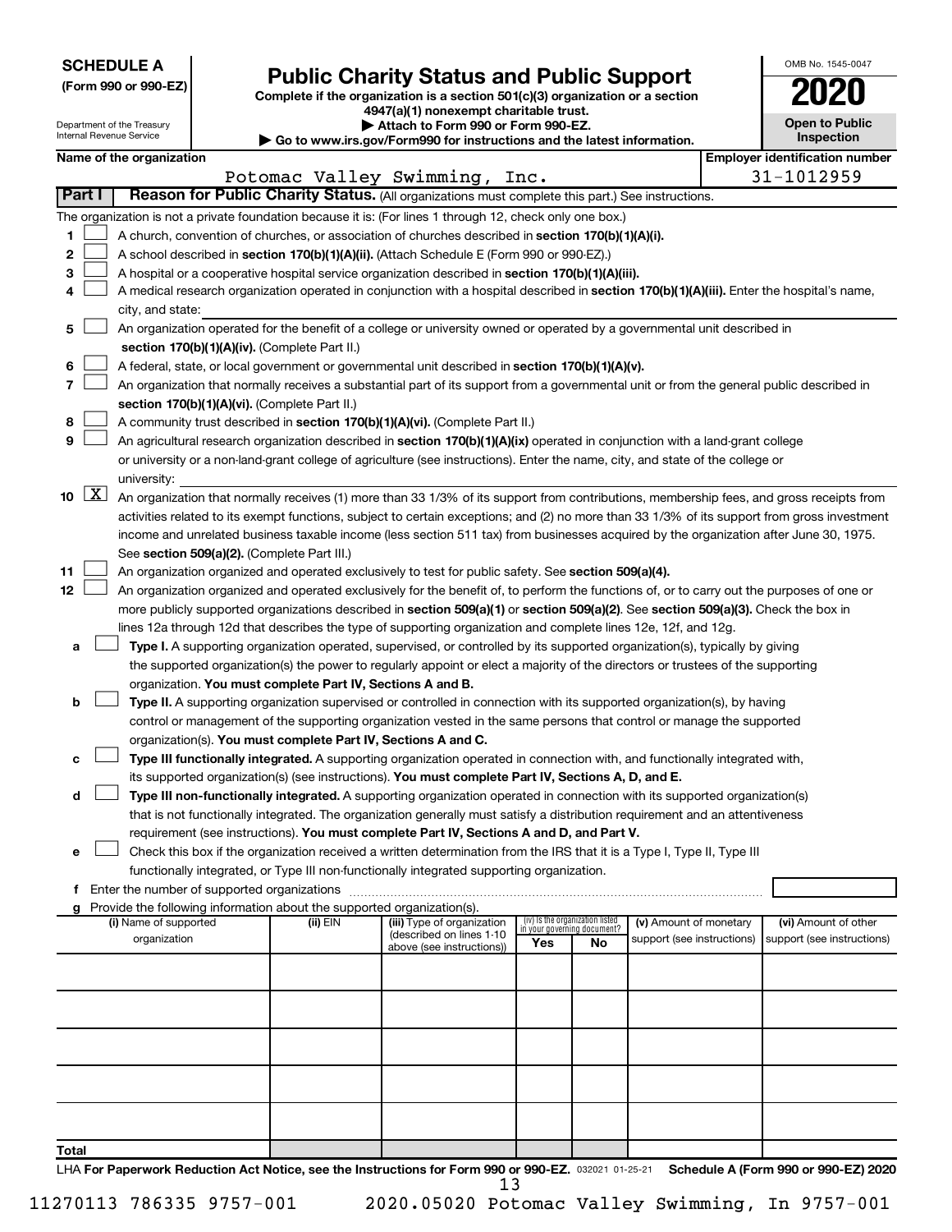**SCHEDULE A**
**(Form 990 or 990-EZ)**

Department of the Treasury
Internal Revenue Service

# Public Charity Status and Public Support

**Complete if the organization is a section 501(c)(3) organization or a section 4947(a)(1) nonexempt charitable trust.**
**▶ Attach to Form 990 or Form 990-EZ.**
**▶ Go to www.irs.gov/Form990 for instructions and the latest information.**

OMB No. 1545-0047

**2020**

**Open to Public Inspection**

**Name of the organization:** Potomac Valley Swimming, Inc.
**Employer identification number:** 31-1012959

**Part I | Reason for Public Charity Status.** (All organizations must complete this part.) See instructions.

The organization is not a private foundation because it is: (For lines 1 through 12, check only one box.)

1. ☐ A church, convention of churches, or association of churches described in **section 170(b)(1)(A)(i).**
2. ☐ A school described in **section 170(b)(1)(A)(ii).** (Attach Schedule E (Form 990 or 990-EZ).)
3. ☐ A hospital or a cooperative hospital service organization described in **section 170(b)(1)(A)(iii).**
4. ☐ A medical research organization operated in conjunction with a hospital described in **section 170(b)(1)(A)(iii).** Enter the hospital's name, city, and state:
5. ☐ An organization operated for the benefit of a college or university owned or operated by a governmental unit described in **section 170(b)(1)(A)(iv).** (Complete Part II.)
6. ☐ A federal, state, or local government or governmental unit described in **section 170(b)(1)(A)(v).**
7. ☐ An organization that normally receives a substantial part of its support from a governmental unit or from the general public described in **section 170(b)(1)(A)(vi).** (Complete Part II.)
8. ☐ A community trust described in **section 170(b)(1)(A)(vi).** (Complete Part II.)
9. ☐ An agricultural research organization described in **section 170(b)(1)(A)(ix)** operated in conjunction with a land-grant college or university or a non-land-grant college of agriculture (see instructions). Enter the name, city, and state of the college or university:
10. ☒ An organization that normally receives (1) more than 33 1/3% of its support from contributions, membership fees, and gross receipts from activities related to its exempt functions, subject to certain exceptions; and (2) no more than 33 1/3% of its support from gross investment income and unrelated business taxable income (less section 511 tax) from businesses acquired by the organization after June 30, 1975. See **section 509(a)(2).** (Complete Part III.)
11. ☐ An organization organized and operated exclusively to test for public safety. See **section 509(a)(4).**
12. ☐ An organization organized and operated exclusively for the benefit of, to perform the functions of, or to carry out the purposes of one or more publicly supported organizations described in **section 509(a)(1)** or **section 509(a)(2).** See **section 509(a)(3).** Check the box in lines 12a through 12d that describes the type of supporting organization and complete lines 12e, 12f, and 12g.
   - **a** ☐ **Type I.** A supporting organization operated, supervised, or controlled by its supported organization(s), typically by giving the supported organization(s) the power to regularly appoint or elect a majority of the directors or trustees of the supporting organization. **You must complete Part IV, Sections A and B.**
   - **b** ☐ **Type II.** A supporting organization supervised or controlled in connection with its supported organization(s), by having control or management of the supporting organization vested in the same persons that control or manage the supported organization(s). **You must complete Part IV, Sections A and C.**
   - **c** ☐ **Type III functionally integrated.** A supporting organization operated in connection with, and functionally integrated with, its supported organization(s) (see instructions). **You must complete Part IV, Sections A, D, and E.**
   - **d** ☐ **Type III non-functionally integrated.** A supporting organization operated in connection with its supported organization(s) that is not functionally integrated. The organization generally must satisfy a distribution requirement and an attentiveness requirement (see instructions). **You must complete Part IV, Sections A and D, and Part V.**
   - **e** ☐ Check this box if the organization received a written determination from the IRS that it is a Type I, Type II, Type III functionally integrated, or Type III non-functionally integrated supporting organization.
   - **f** Enter the number of supported organizations
   - **g** Provide the following information about the supported organization(s).

| (i) Name of supported organization | (ii) EIN | (iii) Type of organization (described on lines 1-10 above (see instructions)) | (iv) Is the organization listed in your governing document? Yes | No | (v) Amount of monetary support (see instructions) | (vi) Amount of other support (see instructions) |
|---|---|---|---|---|---|---|
| | | | | | | |
| | | | | | | |
| | | | | | | |
| | | | | | | |
| | | | | | | |
| **Total** | | | | | | |

LHA **For Paperwork Reduction Act Notice, see the Instructions for Form 990 or 990-EZ.** 032021 01-25-21 **Schedule A (Form 990 or 990-EZ) 2020**

11270113 786335 9757-001    2020.05020 Potomac Valley Swimming, In 9757-001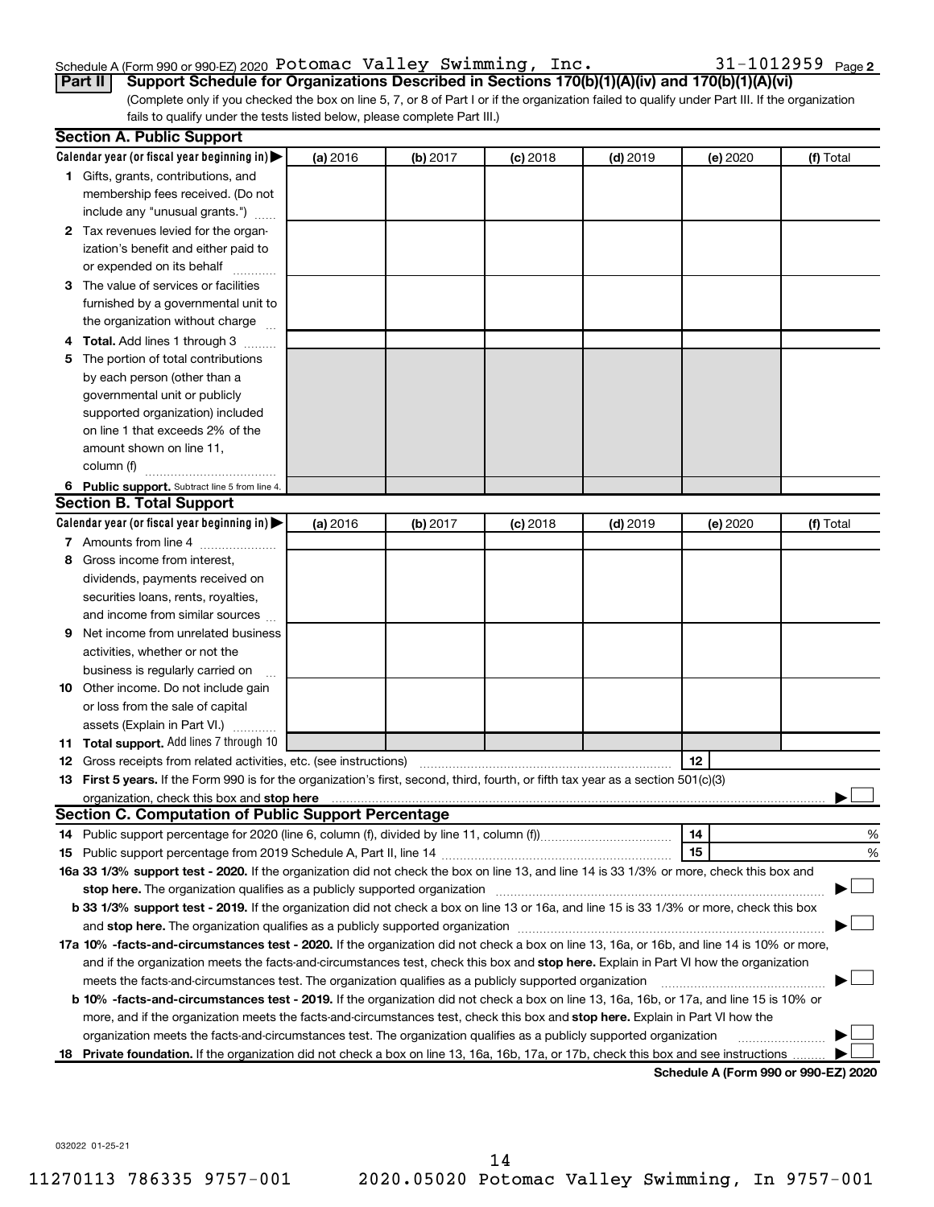Schedule A (Form 990 or 990-EZ) 2020 Potomac Valley Swimming, Inc. 31-1012959 Page 2

**Part II** **Support Schedule for Organizations Described in Sections 170(b)(1)(A)(iv) and 170(b)(1)(A)(vi)**

(Complete only if you checked the box on line 5, 7, or 8 of Part I or if the organization failed to qualify under Part III. If the organization fails to qualify under the tests listed below, please complete Part III.)

**Section A. Public Support**

| Calendar year (or fiscal year beginning in) ▶ | (a) 2016 | (b) 2017 | (c) 2018 | (d) 2019 | (e) 2020 | (f) Total |
|---|---|---|---|---|---|---|
| **1** Gifts, grants, contributions, and membership fees received. (Do not include any "unusual grants.") | | | | | | |
| **2** Tax revenues levied for the organization's benefit and either paid to or expended on its behalf | | | | | | |
| **3** The value of services or facilities furnished by a governmental unit to the organization without charge | | | | | | |
| **4** **Total.** Add lines 1 through 3 | | | | | | |
| **5** The portion of total contributions by each person (other than a governmental unit or publicly supported organization) included on line 1 that exceeds 2% of the amount shown on line 11, column (f) | | | | | | |
| **6** **Public support.** Subtract line 5 from line 4. | | | | | | |

**Section B. Total Support**

| Calendar year (or fiscal year beginning in) ▶ | (a) 2016 | (b) 2017 | (c) 2018 | (d) 2019 | (e) 2020 | (f) Total |
|---|---|---|---|---|---|---|
| **7** Amounts from line 4 | | | | | | |
| **8** Gross income from interest, dividends, payments received on securities loans, rents, royalties, and income from similar sources | | | | | | |
| **9** Net income from unrelated business activities, whether or not the business is regularly carried on | | | | | | |
| **10** Other income. Do not include gain or loss from the sale of capital assets (Explain in Part VI.) | | | | | | |
| **11** **Total support.** Add lines 7 through 10 | | | | | | |

**12** Gross receipts from related activities, etc. (see instructions) **12**

**13** **First 5 years.** If the Form 990 is for the organization's first, second, third, fourth, or fifth tax year as a section 501(c)(3) organization, check this box and **stop here** ▶ ☐

**Section C. Computation of Public Support Percentage**

**14** Public support percentage for 2020 (line 6, column (f), divided by line 11, column (f)) **14** %

**15** Public support percentage from 2019 Schedule A, Part II, line 14 **15** %

**16a** **33 1/3% support test - 2020.** If the organization did not check the box on line 13, and line 14 is 33 1/3% or more, check this box and **stop here.** The organization qualifies as a publicly supported organization ▶ ☐

**b** **33 1/3% support test - 2019.** If the organization did not check a box on line 13 or 16a, and line 15 is 33 1/3% or more, check this box and **stop here.** The organization qualifies as a publicly supported organization ▶ ☐

**17a** **10% -facts-and-circumstances test - 2020.** If the organization did not check a box on line 13, 16a, or 16b, and line 14 is 10% or more, and if the organization meets the facts-and-circumstances test, check this box and **stop here.** Explain in Part VI how the organization meets the facts-and-circumstances test. The organization qualifies as a publicly supported organization ▶ ☐

**b** **10% -facts-and-circumstances test - 2019.** If the organization did not check a box on line 13, 16a, 16b, or 17a, and line 15 is 10% or more, and if the organization meets the facts-and-circumstances test, check this box and **stop here.** Explain in Part VI how the organization meets the facts-and-circumstances test. The organization qualifies as a publicly supported organization ▶ ☐

**18** **Private foundation.** If the organization did not check a box on line 13, 16a, 16b, 17a, or 17b, check this box and see instructions ▶ ☐

**Schedule A (Form 990 or 990-EZ) 2020**

032022 01-25-21

11270113 786335 9757-001 2020.05020 Potomac Valley Swimming, In 9757-001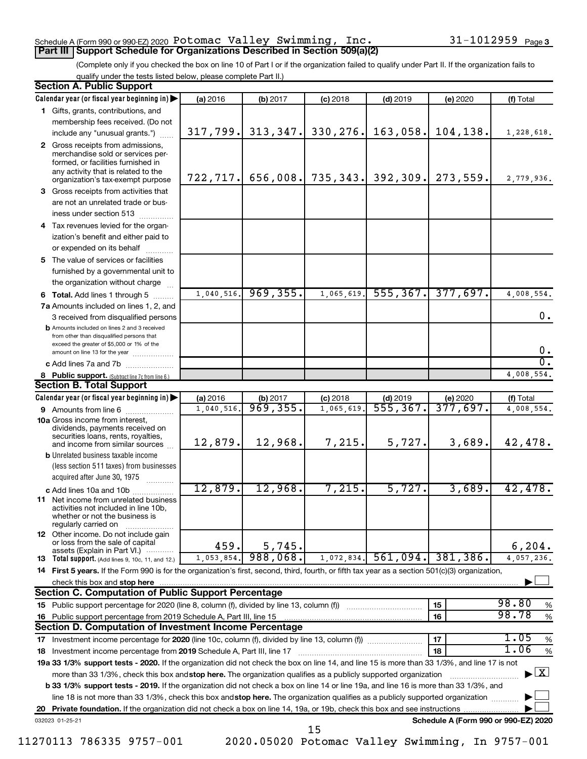Schedule A (Form 990 or 990-EZ) 2020 Potomac Valley Swimming, Inc. 31-1012959 Page 3

## Part III Support Schedule for Organizations Described in Section 509(a)(2)

(Complete only if you checked the box on line 10 of Part I or if the organization failed to qualify under Part II. If the organization fails to qualify under the tests listed below, please complete Part II.)

### Section A. Public Support

| Calendar year (or fiscal year beginning in) | (a) 2016 | (b) 2017 | (c) 2018 | (d) 2019 | (e) 2020 | (f) Total |
|---|---|---|---|---|---|---|
| 1 Gifts, grants, contributions, and membership fees received. (Do not include any "unusual grants.") | 317,799. | 313,347. | 330,276. | 163,058. | 104,138. | 1,228,618. |
| 2 Gross receipts from admissions, merchandise sold or services performed, or facilities furnished in any activity that is related to the organization's tax-exempt purpose | 722,717. | 656,008. | 735,343. | 392,309. | 273,559. | 2,779,936. |
| 3 Gross receipts from activities that are not an unrelated trade or business under section 513 | | | | | | |
| 4 Tax revenues levied for the organization's benefit and either paid to or expended on its behalf | | | | | | |
| 5 The value of services or facilities furnished by a governmental unit to the organization without charge | | | | | | |
| 6 Total. Add lines 1 through 5 | 1,040,516. | 969,355. | 1,065,619. | 555,367. | 377,697. | 4,008,554. |
| 7a Amounts included on lines 1, 2, and 3 received from disqualified persons | | | | | | 0. |
| b Amounts included on lines 2 and 3 received from other than disqualified persons that exceed the greater of $5,000 or 1% of the amount on line 13 for the year | | | | | | 0. |
| c Add lines 7a and 7b | | | | | | 0. |
| 8 Public support. (Subtract line 7c from line 6.) | | | | | | 4,008,554. |

### Section B. Total Support

| Calendar year (or fiscal year beginning in) | (a) 2016 | (b) 2017 | (c) 2018 | (d) 2019 | (e) 2020 | (f) Total |
|---|---|---|---|---|---|---|
| 9 Amounts from line 6 | 1,040,516. | 969,355. | 1,065,619. | 555,367. | 377,697. | 4,008,554. |
| 10a Gross income from interest, dividends, payments received on securities loans, rents, royalties, and income from similar sources | 12,879. | 12,968. | 7,215. | 5,727. | 3,689. | 42,478. |
| b Unrelated business taxable income (less section 511 taxes) from businesses acquired after June 30, 1975 | | | | | | |
| c Add lines 10a and 10b | 12,879. | 12,968. | 7,215. | 5,727. | 3,689. | 42,478. |
| 11 Net income from unrelated business activities not included in line 10b, whether or not the business is regularly carried on | | | | | | |
| 12 Other income. Do not include gain or loss from the sale of capital assets (Explain in Part VI.) | 459. | 5,745. | | | | 6,204. |
| 13 Total support. (Add lines 9, 10c, 11, and 12.) | 1,053,854. | 988,068. | 1,072,834. | 561,094. | 381,386. | 4,057,236. |

14 First 5 years. If the Form 990 is for the organization's first, second, third, fourth, or fifth tax year as a section 501(c)(3) organization, check this box and stop here ☐

### Section C. Computation of Public Support Percentage

| | | |
|---|---|---|
| 15 Public support percentage for 2020 (line 8, column (f), divided by line 13, column (f)) | 15 | 98.80 % |
| 16 Public support percentage from 2019 Schedule A, Part III, line 15 | 16 | 98.78 % |

### Section D. Computation of Investment Income Percentage

| | | |
|---|---|---|
| 17 Investment income percentage for 2020 (line 10c, column (f), divided by line 13, column (f)) | 17 | 1.05 % |
| 18 Investment income percentage from 2019 Schedule A, Part III, line 17 | 18 | 1.06 % |

19a 33 1/3% support tests - 2020. If the organization did not check the box on line 14, and line 15 is more than 33 1/3%, and line 17 is not more than 33 1/3%, check this box and stop here. The organization qualifies as a publicly supported organization ☒

b 33 1/3% support tests - 2019. If the organization did not check a box on line 14 or line 19a, and line 16 is more than 33 1/3%, and line 18 is not more than 33 1/3%, check this box and stop here. The organization qualifies as a publicly supported organization ☐

20 Private foundation. If the organization did not check a box on line 14, 19a, or 19b, check this box and see instructions ☐

032023 01-25-21 Schedule A (Form 990 or 990-EZ) 2020

11270113 786335 9757-001 2020.05020 Potomac Valley Swimming, In 9757-001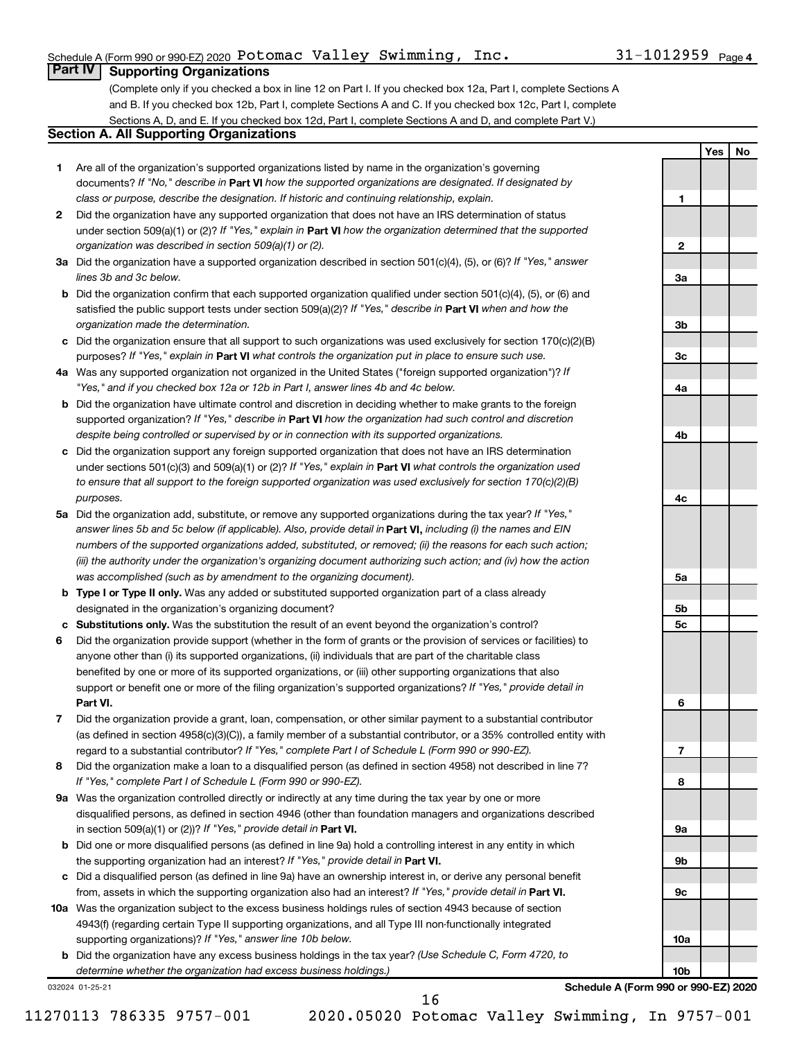Schedule A (Form 990 or 990-EZ) 2020 Potomac Valley Swimming, Inc. 31-1012959 Page 4

## Part IV Supporting Organizations

(Complete only if you checked a box in line 12 on Part I. If you checked box 12a, Part I, complete Sections A and B. If you checked box 12b, Part I, complete Sections A and C. If you checked box 12c, Part I, complete Sections A, D, and E. If you checked box 12d, Part I, complete Sections A and D, and complete Part V.)

### Section A. All Supporting Organizations

| | | Line | Yes | No |
|---|---|---|---|---|
| **1** | Are all of the organization's supported organizations listed by name in the organization's governing documents? *If "No," describe in* **Part VI** *how the supported organizations are designated. If designated by class or purpose, describe the designation. If historic and continuing relationship, explain.* | 1 | | |
| **2** | Did the organization have any supported organization that does not have an IRS determination of status under section 509(a)(1) or (2)? *If "Yes," explain in* **Part VI** *how the organization determined that the supported organization was described in section 509(a)(1) or (2).* | 2 | | |
| **3a** | Did the organization have a supported organization described in section 501(c)(4), (5), or (6)? *If "Yes," answer lines 3b and 3c below.* | 3a | | |
| **b** | Did the organization confirm that each supported organization qualified under section 501(c)(4), (5), or (6) and satisfied the public support tests under section 509(a)(2)? *If "Yes," describe in* **Part VI** *when and how the organization made the determination.* | 3b | | |
| **c** | Did the organization ensure that all support to such organizations was used exclusively for section 170(c)(2)(B) purposes? *If "Yes," explain in* **Part VI** *what controls the organization put in place to ensure such use.* | 3c | | |
| **4a** | Was any supported organization not organized in the United States ("foreign supported organization")? *If "Yes," and if you checked box 12a or 12b in Part I, answer lines 4b and 4c below.* | 4a | | |
| **b** | Did the organization have ultimate control and discretion in deciding whether to make grants to the foreign supported organization? *If "Yes," describe in* **Part VI** *how the organization had such control and discretion despite being controlled or supervised by or in connection with its supported organizations.* | 4b | | |
| **c** | Did the organization support any foreign supported organization that does not have an IRS determination under sections 501(c)(3) and 509(a)(1) or (2)? *If "Yes," explain in* **Part VI** *what controls the organization used to ensure that all support to the foreign supported organization was used exclusively for section 170(c)(2)(B) purposes.* | 4c | | |
| **5a** | Did the organization add, substitute, or remove any supported organizations during the tax year? *If "Yes," answer lines 5b and 5c below (if applicable). Also, provide detail in* **Part VI,** *including (i) the names and EIN numbers of the supported organizations added, substituted, or removed; (ii) the reasons for each such action; (iii) the authority under the organization's organizing document authorizing such action; and (iv) how the action was accomplished (such as by amendment to the organizing document).* | 5a | | |
| **b** | **Type I or Type II only.** Was any added or substituted supported organization part of a class already designated in the organization's organizing document? | 5b | | |
| **c** | **Substitutions only.** Was the substitution the result of an event beyond the organization's control? | 5c | | |
| **6** | Did the organization provide support (whether in the form of grants or the provision of services or facilities) to anyone other than (i) its supported organizations, (ii) individuals that are part of the charitable class benefited by one or more of its supported organizations, or (iii) other supporting organizations that also support or benefit one or more of the filing organization's supported organizations? *If "Yes," provide detail in* **Part VI.** | 6 | | |
| **7** | Did the organization provide a grant, loan, compensation, or other similar payment to a substantial contributor (as defined in section 4958(c)(3)(C)), a family member of a substantial contributor, or a 35% controlled entity with regard to a substantial contributor? *If "Yes," complete Part I of Schedule L (Form 990 or 990-EZ).* | 7 | | |
| **8** | Did the organization make a loan to a disqualified person (as defined in section 4958) not described in line 7? *If "Yes," complete Part I of Schedule L (Form 990 or 990-EZ).* | 8 | | |
| **9a** | Was the organization controlled directly or indirectly at any time during the tax year by one or more disqualified persons, as defined in section 4946 (other than foundation managers and organizations described in section 509(a)(1) or (2))? *If "Yes," provide detail in* **Part VI.** | 9a | | |
| **b** | Did one or more disqualified persons (as defined in line 9a) hold a controlling interest in any entity in which the supporting organization had an interest? *If "Yes," provide detail in* **Part VI.** | 9b | | |
| **c** | Did a disqualified person (as defined in line 9a) have an ownership interest in, or derive any personal benefit from, assets in which the supporting organization also had an interest? *If "Yes," provide detail in* **Part VI.** | 9c | | |
| **10a** | Was the organization subject to the excess business holdings rules of section 4943 because of section 4943(f) (regarding certain Type II supporting organizations, and all Type III non-functionally integrated supporting organizations)? *If "Yes," answer line 10b below.* | 10a | | |
| **b** | Did the organization have any excess business holdings in the tax year? *(Use Schedule C, Form 4720, to determine whether the organization had excess business holdings.)* | 10b | | |

032024 01-25-21

**Schedule A (Form 990 or 990-EZ) 2020**

11270113 786335 9757-001 2020.05020 Potomac Valley Swimming, In 9757-001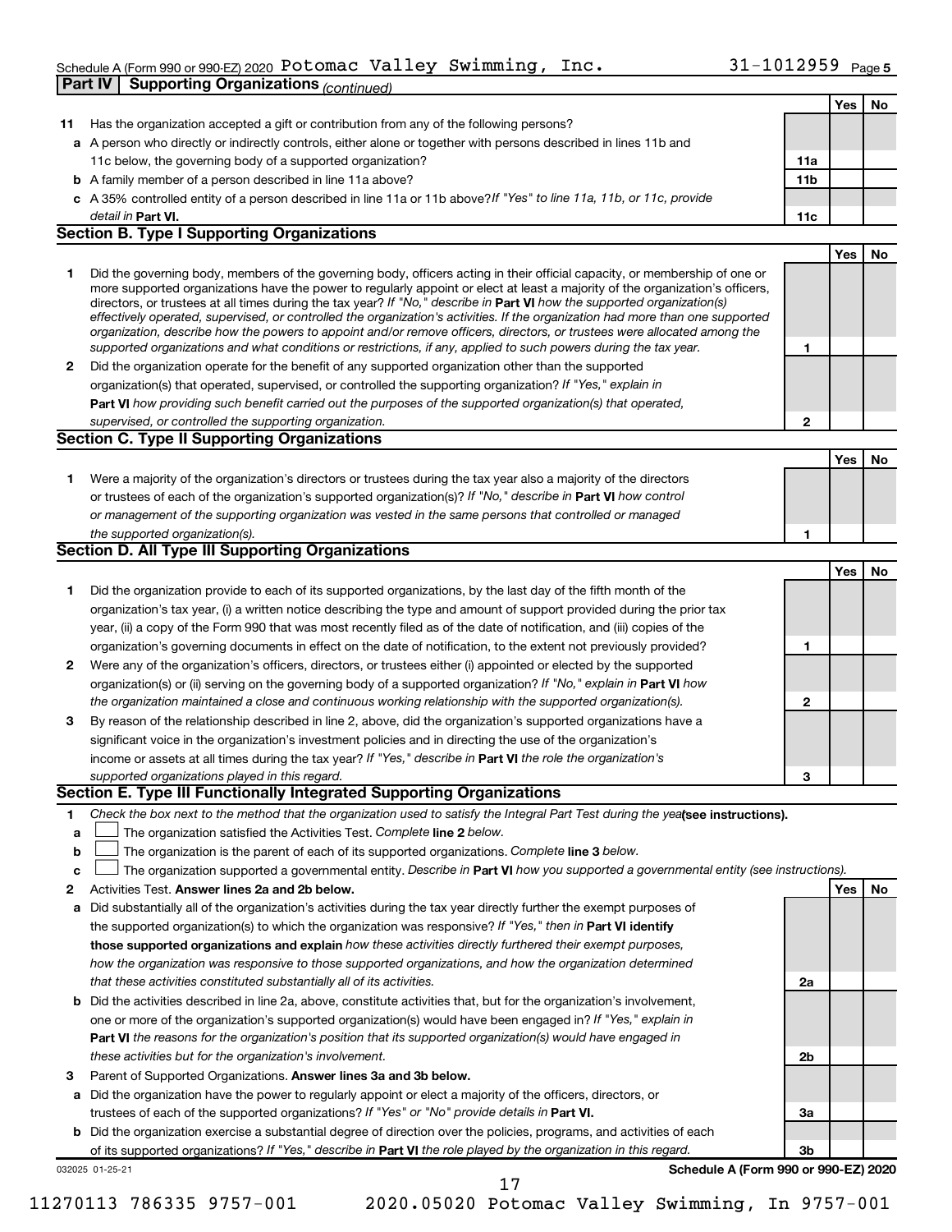Schedule A (Form 990 or 990-EZ) 2020 Potomac Valley Swimming, Inc. 31-1012959 Page 5

**Part IV | Supporting Organizations** *(continued)*

| | | | Yes | No |
|---|---|---|---|---|
| **11** | Has the organization accepted a gift or contribution from any of the following persons? | | | |
| **a** | A person who directly or indirectly controls, either alone or together with persons described in lines 11b and 11c below, the governing body of a supported organization? | **11a** | | |
| **b** | A family member of a person described in line 11a above? | **11b** | | |
| **c** | A 35% controlled entity of a person described in line 11a or 11b above? *If "Yes" to line 11a, 11b, or 11c, provide detail in* **Part VI.** | **11c** | | |

## Section B. Type I Supporting Organizations

| | | | Yes | No |
|---|---|---|---|---|
| **1** | Did the governing body, members of the governing body, officers acting in their official capacity, or membership of one or more supported organizations have the power to regularly appoint or elect at least a majority of the organization's officers, directors, or trustees at all times during the tax year? *If "No," describe in* **Part VI** *how the supported organization(s) effectively operated, supervised, or controlled the organization's activities. If the organization had more than one supported organization, describe how the powers to appoint and/or remove officers, directors, or trustees were allocated among the supported organizations and what conditions or restrictions, if any, applied to such powers during the tax year.* | **1** | | |
| **2** | Did the organization operate for the benefit of any supported organization other than the supported organization(s) that operated, supervised, or controlled the supporting organization? *If "Yes," explain in* **Part VI** *how providing such benefit carried out the purposes of the supported organization(s) that operated, supervised, or controlled the supporting organization.* | **2** | | |

## Section C. Type II Supporting Organizations

| | | | Yes | No |
|---|---|---|---|---|
| **1** | Were a majority of the organization's directors or trustees during the tax year also a majority of the directors or trustees of each of the organization's supported organization(s)? *If "No," describe in* **Part VI** *how control or management of the supporting organization was vested in the same persons that controlled or managed the supported organization(s).* | **1** | | |

## Section D. All Type III Supporting Organizations

| | | | Yes | No |
|---|---|---|---|---|
| **1** | Did the organization provide to each of its supported organizations, by the last day of the fifth month of the organization's tax year, (i) a written notice describing the type and amount of support provided during the prior tax year, (ii) a copy of the Form 990 that was most recently filed as of the date of notification, and (iii) copies of the organization's governing documents in effect on the date of notification, to the extent not previously provided? | **1** | | |
| **2** | Were any of the organization's officers, directors, or trustees either (i) appointed or elected by the supported organization(s) or (ii) serving on the governing body of a supported organization? *If "No," explain in* **Part VI** *how the organization maintained a close and continuous working relationship with the supported organization(s).* | **2** | | |
| **3** | By reason of the relationship described in line 2, above, did the organization's supported organizations have a significant voice in the organization's investment policies and in directing the use of the organization's income or assets at all times during the tax year? *If "Yes," describe in* **Part VI** *the role the organization's supported organizations played in this regard.* | **3** | | |

## Section E. Type III Functionally Integrated Supporting Organizations

**1** *Check the box next to the method that the organization used to satisfy the Integral Part Test during the year* **(see instructions).**

**a** ☐ The organization satisfied the Activities Test. *Complete* **line 2** *below.*

**b** ☐ The organization is the parent of each of its supported organizations. *Complete* **line 3** *below.*

**c** ☐ The organization supported a governmental entity. *Describe in* **Part VI** *how you supported a governmental entity (see instructions).*

| | | | Yes | No |
|---|---|---|---|---|
| **2** | Activities Test. **Answer lines 2a and 2b below.** | | | |
| **a** | Did substantially all of the organization's activities during the tax year directly further the exempt purposes of the supported organization(s) to which the organization was responsive? *If "Yes," then in* **Part VI identify those supported organizations and explain** *how these activities directly furthered their exempt purposes, how the organization was responsive to those supported organizations, and how the organization determined that these activities constituted substantially all of its activities.* | **2a** | | |
| **b** | Did the activities described in line 2a, above, constitute activities that, but for the organization's involvement, one or more of the organization's supported organization(s) would have been engaged in? *If "Yes," explain in* **Part VI** *the reasons for the organization's position that its supported organization(s) would have engaged in these activities but for the organization's involvement.* | **2b** | | |
| **3** | Parent of Supported Organizations. **Answer lines 3a and 3b below.** | | | |
| **a** | Did the organization have the power to regularly appoint or elect a majority of the officers, directors, or trustees of each of the supported organizations? *If "Yes" or "No" provide details in* **Part VI.** | **3a** | | |
| **b** | Did the organization exercise a substantial degree of direction over the policies, programs, and activities of each of its supported organizations? *If "Yes," describe in* **Part VI** *the role played by the organization in this regard.* | **3b** | | |

032025 01-25-21 **Schedule A (Form 990 or 990-EZ) 2020**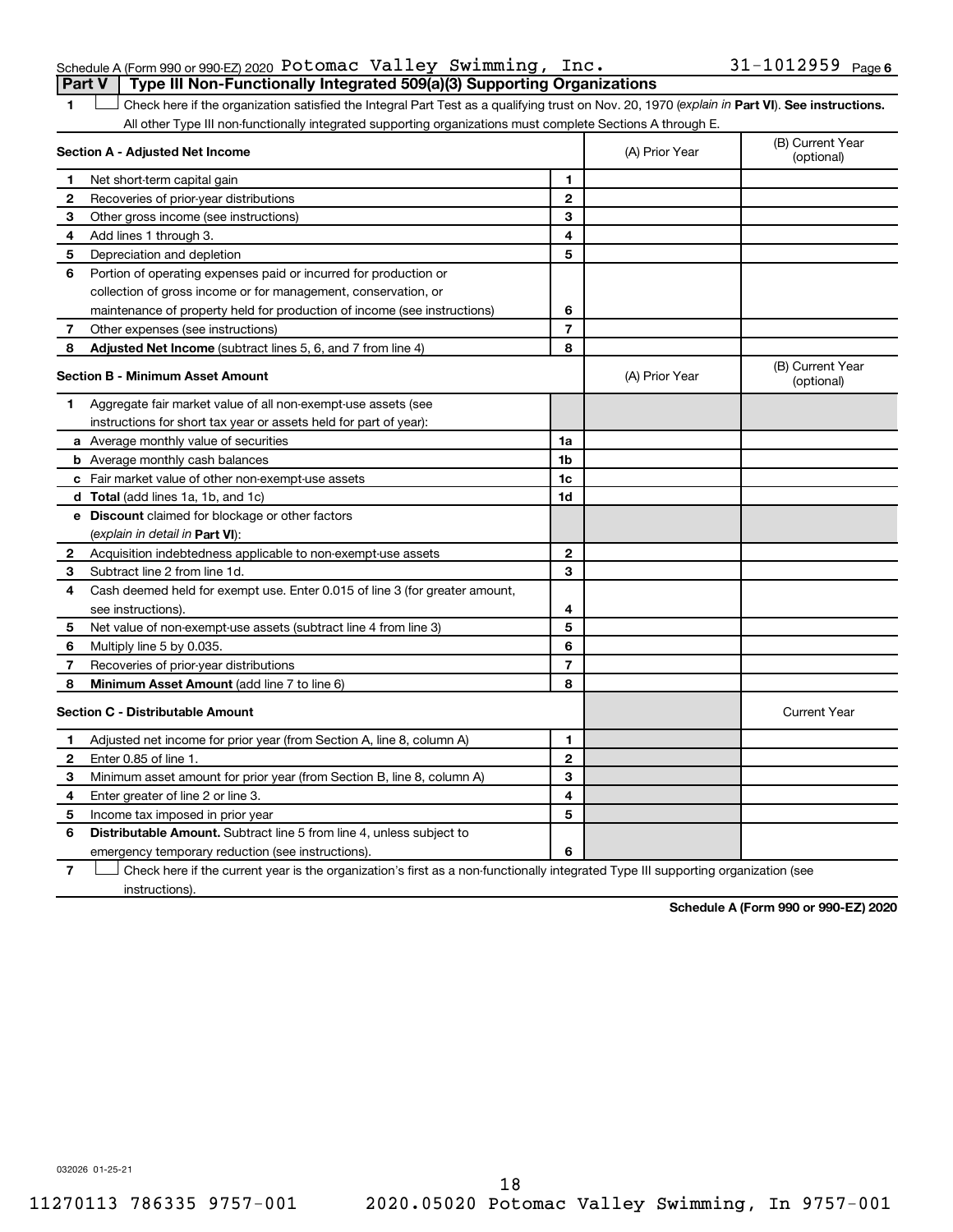Schedule A (Form 990 or 990-EZ) 2020 Potomac Valley Swimming, Inc. 31-1012959 Page 6

**Part V | Type III Non-Functionally Integrated 509(a)(3) Supporting Organizations**

1 ☐ Check here if the organization satisfied the Integral Part Test as a qualifying trust on Nov. 20, 1970 (*explain in* **Part VI**). **See instructions.** All other Type III non-functionally integrated supporting organizations must complete Sections A through E.

| **Section A - Adjusted Net Income** | | | (A) Prior Year | (B) Current Year (optional) |
|---|---|---|---|---|
| 1 | Net short-term capital gain | 1 | | |
| 2 | Recoveries of prior-year distributions | 2 | | |
| 3 | Other gross income (see instructions) | 3 | | |
| 4 | Add lines 1 through 3. | 4 | | |
| 5 | Depreciation and depletion | 5 | | |
| 6 | Portion of operating expenses paid or incurred for production or collection of gross income or for management, conservation, or maintenance of property held for production of income (see instructions) | 6 | | |
| 7 | Other expenses (see instructions) | 7 | | |
| 8 | **Adjusted Net Income** (subtract lines 5, 6, and 7 from line 4) | 8 | | |
| **Section B - Minimum Asset Amount** | | | (A) Prior Year | (B) Current Year (optional) |
| 1 | Aggregate fair market value of all non-exempt-use assets (see instructions for short tax year or assets held for part of year): | | | |
| a | Average monthly value of securities | 1a | | |
| b | Average monthly cash balances | 1b | | |
| c | Fair market value of other non-exempt-use assets | 1c | | |
| d | **Total** (add lines 1a, 1b, and 1c) | 1d | | |
| e | **Discount** claimed for blockage or other factors (*explain in detail in* **Part VI**): | | | |
| 2 | Acquisition indebtedness applicable to non-exempt-use assets | 2 | | |
| 3 | Subtract line 2 from line 1d. | 3 | | |
| 4 | Cash deemed held for exempt use. Enter 0.015 of line 3 (for greater amount, see instructions). | 4 | | |
| 5 | Net value of non-exempt-use assets (subtract line 4 from line 3) | 5 | | |
| 6 | Multiply line 5 by 0.035. | 6 | | |
| 7 | Recoveries of prior-year distributions | 7 | | |
| 8 | **Minimum Asset Amount** (add line 7 to line 6) | 8 | | |
| **Section C - Distributable Amount** | | | | Current Year |
| 1 | Adjusted net income for prior year (from Section A, line 8, column A) | 1 | | |
| 2 | Enter 0.85 of line 1. | 2 | | |
| 3 | Minimum asset amount for prior year (from Section B, line 8, column A) | 3 | | |
| 4 | Enter greater of line 2 or line 3. | 4 | | |
| 5 | Income tax imposed in prior year | 5 | | |
| 6 | **Distributable Amount.** Subtract line 5 from line 4, unless subject to emergency temporary reduction (see instructions). | 6 | | |

7 ☐ Check here if the current year is the organization's first as a non-functionally integrated Type III supporting organization (see instructions).

**Schedule A (Form 990 or 990-EZ) 2020**

032026 01-25-21

11270113 786335 9757-001 2020.05020 Potomac Valley Swimming, In 9757-001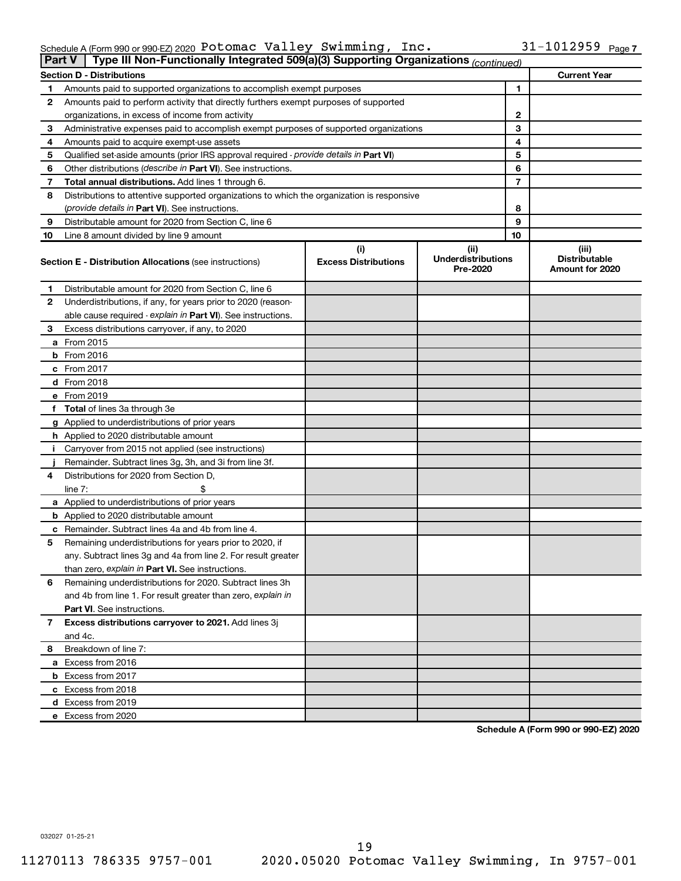Schedule A (Form 990 or 990-EZ) 2020 Potomac Valley Swimming, Inc. 31-1012959 Page 7

**Part V | Type III Non-Functionally Integrated 509(a)(3) Supporting Organizations** *(continued)*

| **Section D - Distributions** | | | **Current Year** |
|---|---|---|---|
| 1 | Amounts paid to supported organizations to accomplish exempt purposes | 1 | |
| 2 | Amounts paid to perform activity that directly furthers exempt purposes of supported organizations, in excess of income from activity | 2 | |
| 3 | Administrative expenses paid to accomplish exempt purposes of supported organizations | 3 | |
| 4 | Amounts paid to acquire exempt-use assets | 4 | |
| 5 | Qualified set-aside amounts (prior IRS approval required - *provide details in* **Part VI**) | 5 | |
| 6 | Other distributions (*describe in* **Part VI**). See instructions. | 6 | |
| 7 | **Total annual distributions.** Add lines 1 through 6. | 7 | |
| 8 | Distributions to attentive supported organizations to which the organization is responsive (*provide details in* **Part VI**). See instructions. | 8 | |
| 9 | Distributable amount for 2020 from Section C, line 6 | 9 | |
| 10 | Line 8 amount divided by line 9 amount | 10 | |

| | **Section E - Distribution Allocations** (see instructions) | (i) **Excess Distributions** | (ii) **Underdistributions Pre-2020** | (iii) **Distributable Amount for 2020** |
|---|---|---|---|---|
| 1 | Distributable amount for 2020 from Section C, line 6 | | | |
| 2 | Underdistributions, if any, for years prior to 2020 (reasonable cause required - *explain in* **Part VI**). See instructions. | | | |
| 3 | Excess distributions carryover, if any, to 2020 | | | |
| a | From 2015 | | | |
| b | From 2016 | | | |
| c | From 2017 | | | |
| d | From 2018 | | | |
| e | From 2019 | | | |
| f | **Total** of lines 3a through 3e | | | |
| g | Applied to underdistributions of prior years | | | |
| h | Applied to 2020 distributable amount | | | |
| i | Carryover from 2015 not applied (see instructions) | | | |
| j | Remainder. Subtract lines 3g, 3h, and 3i from line 3f. | | | |
| 4 | Distributions for 2020 from Section D, line 7: $ | | | |
| a | Applied to underdistributions of prior years | | | |
| b | Applied to 2020 distributable amount | | | |
| c | Remainder. Subtract lines 4a and 4b from line 4. | | | |
| 5 | Remaining underdistributions for years prior to 2020, if any. Subtract lines 3g and 4a from line 2. For result greater than zero, *explain in* **Part VI.** See instructions. | | | |
| 6 | Remaining underdistributions for 2020. Subtract lines 3h and 4b from line 1. For result greater than zero, *explain in* **Part VI**. See instructions. | | | |
| 7 | **Excess distributions carryover to 2021.** Add lines 3j and 4c. | | | |
| 8 | Breakdown of line 7: | | | |
| a | Excess from 2016 | | | |
| b | Excess from 2017 | | | |
| c | Excess from 2018 | | | |
| d | Excess from 2019 | | | |
| e | Excess from 2020 | | | |

**Schedule A (Form 990 or 990-EZ) 2020**

032027 01-25-21

11270113 786335 9757-001 2020.05020 Potomac Valley Swimming, In 9757-001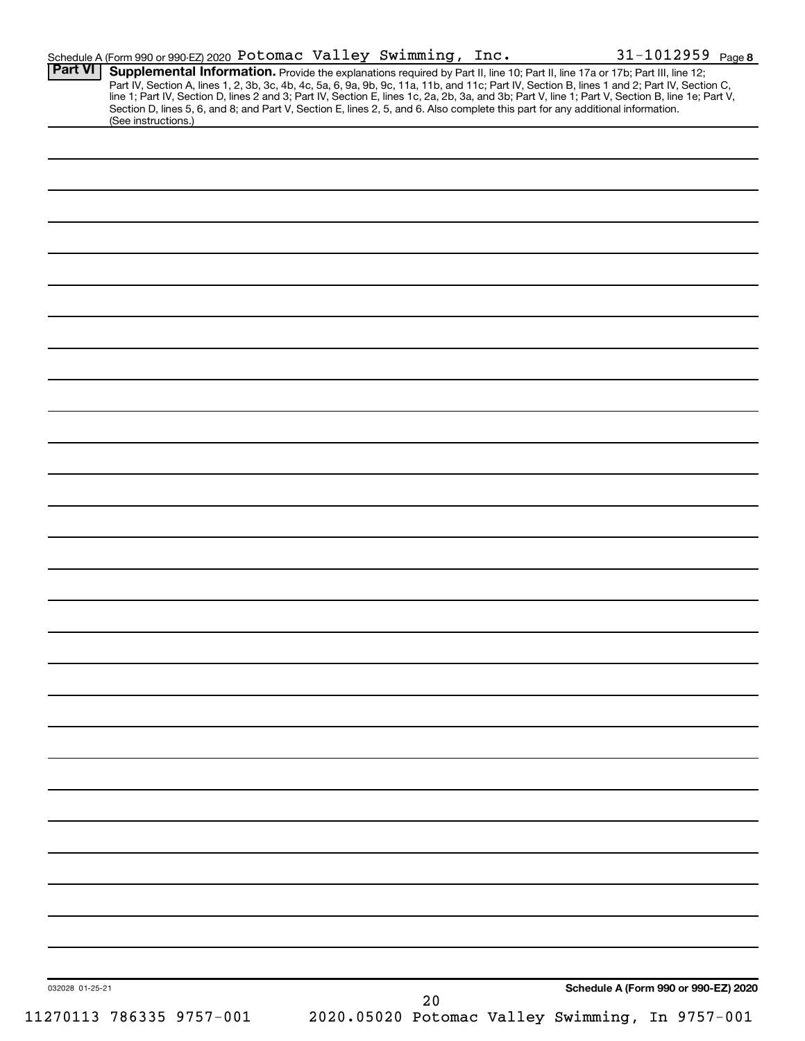Schedule A (Form 990 or 990-EZ) 2020 Potomac Valley Swimming, Inc. 31-1012959 Page 8

**Part VI** **Supplemental Information.** Provide the explanations required by Part II, line 10; Part II, line 17a or 17b; Part III, line 12; Part IV, Section A, lines 1, 2, 3b, 3c, 4b, 4c, 5a, 6, 9a, 9b, 9c, 11a, 11b, and 11c; Part IV, Section B, lines 1 and 2; Part IV, Section C, line 1; Part IV, Section D, lines 2 and 3; Part IV, Section E, lines 1c, 2a, 2b, 3a, and 3b; Part V, line 1; Part V, Section B, line 1e; Part V, Section D, lines 5, 6, and 8; and Part V, Section E, lines 2, 5, and 6. Also complete this part for any additional information. (See instructions.)

032028 01-25-21

**Schedule A (Form 990 or 990-EZ) 2020**

11270113 786335 9757-001 2020.05020 Potomac Valley Swimming, In 9757-001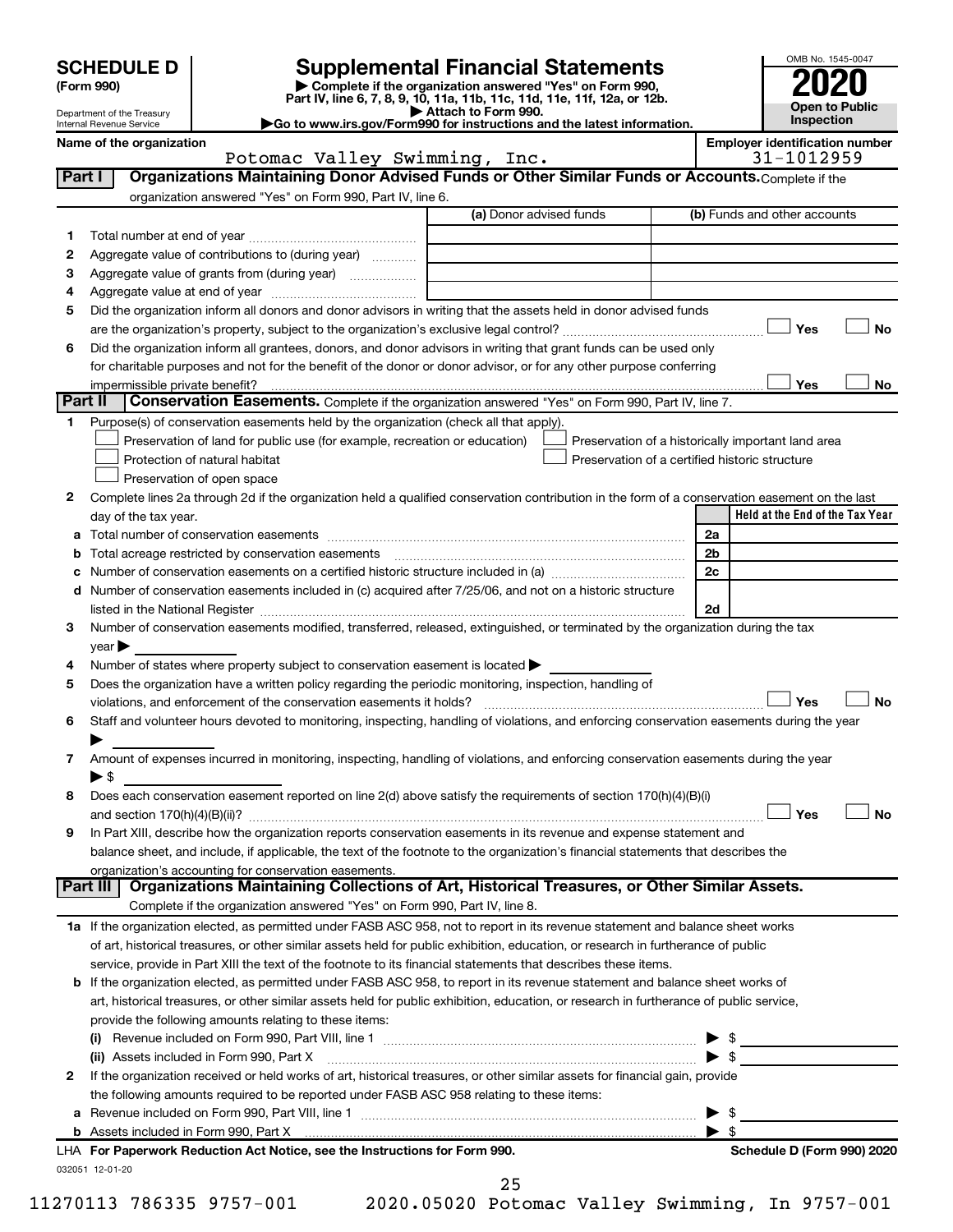# SCHEDULE D (Form 990)

Department of the Treasury
Internal Revenue Service

# Supplemental Financial Statements

▶ Complete if the organization answered "Yes" on Form 990, Part IV, line 6, 7, 8, 9, 10, 11a, 11b, 11c, 11d, 11e, 11f, 12a, or 12b.
▶ Attach to Form 990.
▶Go to www.irs.gov/Form990 for instructions and the latest information.

OMB No. 1545-0047

**2020**

**Open to Public Inspection**

**Name of the organization:** Potomac Valley Swimming, Inc.

**Employer identification number:** 31-1012959

## Part I — Organizations Maintaining Donor Advised Funds or Other Similar Funds or Accounts.

Complete if the organization answered "Yes" on Form 990, Part IV, line 6.

| | | (a) Donor advised funds | (b) Funds and other accounts |
|---|---|---|---|
| 1 | Total number at end of year | | |
| 2 | Aggregate value of contributions to (during year) | | |
| 3 | Aggregate value of grants from (during year) | | |
| 4 | Aggregate value at end of year | | |

5 Did the organization inform all donors and donor advisors in writing that the assets held in donor advised funds are the organization's property, subject to the organization's exclusive legal control? ☐ Yes ☐ No

6 Did the organization inform all grantees, donors, and donor advisors in writing that grant funds can be used only for charitable purposes and not for the benefit of the donor or donor advisor, or for any other purpose conferring impermissible private benefit? ☐ Yes ☐ No

## Part II — Conservation Easements.

Complete if the organization answered "Yes" on Form 990, Part IV, line 7.

1 Purpose(s) of conservation easements held by the organization (check all that apply).

- ☐ Preservation of land for public use (for example, recreation or education)
- ☐ Protection of natural habitat
- ☐ Preservation of open space
- ☐ Preservation of a historically important land area
- ☐ Preservation of a certified historic structure

2 Complete lines 2a through 2d if the organization held a qualified conservation contribution in the form of a conservation easement on the last day of the tax year.

| | | | Held at the End of the Tax Year |
|---|---|---|---|
| a | Total number of conservation easements | 2a | |
| b | Total acreage restricted by conservation easements | 2b | |
| c | Number of conservation easements on a certified historic structure included in (a) | 2c | |
| d | Number of conservation easements included in (c) acquired after 7/25/06, and not on a historic structure listed in the National Register | 2d | |

3 Number of conservation easements modified, transferred, released, extinguished, or terminated by the organization during the tax year ▶

4 Number of states where property subject to conservation easement is located ▶

5 Does the organization have a written policy regarding the periodic monitoring, inspection, handling of violations, and enforcement of the conservation easements it holds? ☐ Yes ☐ No

6 Staff and volunteer hours devoted to monitoring, inspecting, handling of violations, and enforcing conservation easements during the year ▶

7 Amount of expenses incurred in monitoring, inspecting, handling of violations, and enforcing conservation easements during the year ▶ $

8 Does each conservation easement reported on line 2(d) above satisfy the requirements of section 170(h)(4)(B)(i) and section 170(h)(4)(B)(ii)? ☐ Yes ☐ No

9 In Part XIII, describe how the organization reports conservation easements in its revenue and expense statement and balance sheet, and include, if applicable, the text of the footnote to the organization's financial statements that describes the organization's accounting for conservation easements.

## Part III — Organizations Maintaining Collections of Art, Historical Treasures, or Other Similar Assets.

Complete if the organization answered "Yes" on Form 990, Part IV, line 8.

1a If the organization elected, as permitted under FASB ASC 958, not to report in its revenue statement and balance sheet works of art, historical treasures, or other similar assets held for public exhibition, education, or research in furtherance of public service, provide in Part XIII the text of the footnote to its financial statements that describes these items.

b If the organization elected, as permitted under FASB ASC 958, to report in its revenue statement and balance sheet works of art, historical treasures, or other similar assets held for public exhibition, education, or research in furtherance of public service, provide the following amounts relating to these items:

(i) Revenue included on Form 990, Part VIII, line 1 ▶ $

(ii) Assets included in Form 990, Part X ▶ $

2 If the organization received or held works of art, historical treasures, or other similar assets for financial gain, provide the following amounts required to be reported under FASB ASC 958 relating to these items:

a Revenue included on Form 990, Part VIII, line 1 ▶ $

b Assets included in Form 990, Part X ▶ $

LHA **For Paperwork Reduction Act Notice, see the Instructions for Form 990.** **Schedule D (Form 990) 2020**

032051 12-01-20

11270113 786335 9757-001 2020.05020 Potomac Valley Swimming, In 9757-001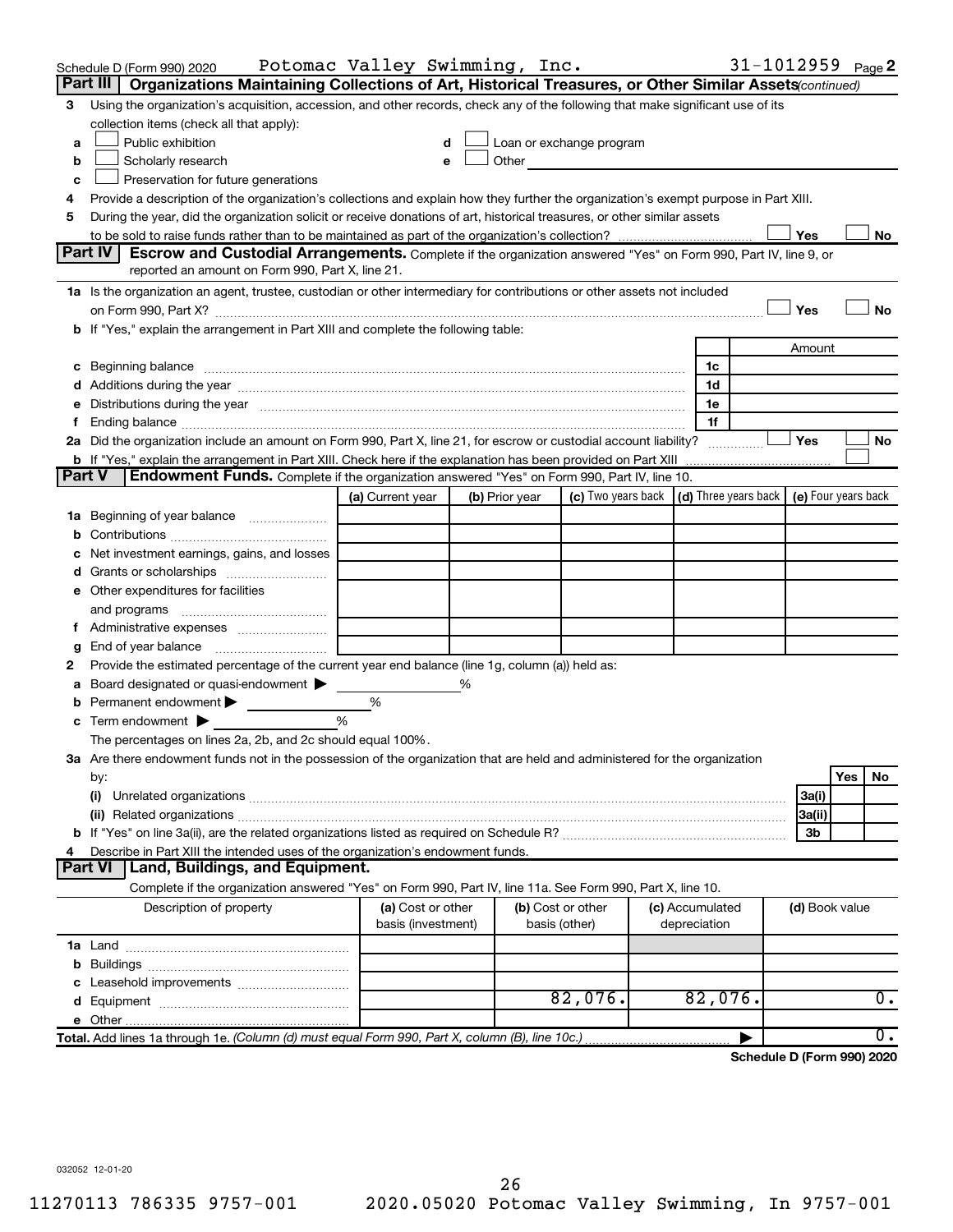Schedule D (Form 990) 2020 Potomac Valley Swimming, Inc. 31-1012959 Page **2**

## Part III — Organizations Maintaining Collections of Art, Historical Treasures, or Other Similar Assets *(continued)*

**3** Using the organization's acquisition, accession, and other records, check any of the following that make significant use of its collection items (check all that apply):

- **a** ☐ Public exhibition
- **b** ☐ Scholarly research
- **c** ☐ Preservation for future generations
- **d** ☐ Loan or exchange program
- **e** ☐ Other

**4** Provide a description of the organization's collections and explain how they further the organization's exempt purpose in Part XIII.

**5** During the year, did the organization solicit or receive donations of art, historical treasures, or other similar assets to be sold to raise funds rather than to be maintained as part of the organization's collection? ☐ Yes ☐ No

## Part IV — Escrow and Custodial Arrangements.

Complete if the organization answered "Yes" on Form 990, Part IV, line 9, or reported an amount on Form 990, Part X, line 21.

**1a** Is the organization an agent, trustee, custodian or other intermediary for contributions or other assets not included on Form 990, Part X? ☐ Yes ☐ No

**b** If "Yes," explain the arrangement in Part XIII and complete the following table:

| | | Amount |
|---|---|---|
| **c** Beginning balance | 1c | |
| **d** Additions during the year | 1d | |
| **e** Distributions during the year | 1e | |
| **f** Ending balance | 1f | |

**2a** Did the organization include an amount on Form 990, Part X, line 21, for escrow or custodial account liability? ☐ Yes ☐ No

**b** If "Yes," explain the arrangement in Part XIII. Check here if the explanation has been provided on Part XIII ☐

## Part V — Endowment Funds.

Complete if the organization answered "Yes" on Form 990, Part IV, line 10.

| | (a) Current year | (b) Prior year | (c) Two years back | (d) Three years back | (e) Four years back |
|---|---|---|---|---|---|
| **1a** Beginning of year balance | | | | | |
| **b** Contributions | | | | | |
| **c** Net investment earnings, gains, and losses | | | | | |
| **d** Grants or scholarships | | | | | |
| **e** Other expenditures for facilities and programs | | | | | |
| **f** Administrative expenses | | | | | |
| **g** End of year balance | | | | | |

**2** Provide the estimated percentage of the current year end balance (line 1g, column (a)) held as:

- **a** Board designated or quasi-endowment ▶ %
- **b** Permanent endowment ▶ %
- **c** Term endowment ▶ %

The percentages on lines 2a, 2b, and 2c should equal 100%.

**3a** Are there endowment funds not in the possession of the organization that are held and administered for the organization by:

| | | Yes | No |
|---|---|---|---|
| **(i)** Unrelated organizations | 3a(i) | | |
| **(ii)** Related organizations | 3a(ii) | | |
| **b** If "Yes" on line 3a(ii), are the related organizations listed as required on Schedule R? | 3b | | |

**4** Describe in Part XIII the intended uses of the organization's endowment funds.

## Part VI — Land, Buildings, and Equipment.

Complete if the organization answered "Yes" on Form 990, Part IV, line 11a. See Form 990, Part X, line 10.

| Description of property | (a) Cost or other basis (investment) | (b) Cost or other basis (other) | (c) Accumulated depreciation | (d) Book value |
|---|---|---|---|---|
| **1a** Land | | | | |
| **b** Buildings | | | | |
| **c** Leasehold improvements | | | | |
| **d** Equipment | | 82,076. | 82,076. | 0. |
| **e** Other | | | | |
| **Total.** Add lines 1a through 1e. *(Column (d) must equal Form 990, Part X, column (B), line 10c.)* ▶ | | | | 0. |

**Schedule D (Form 990) 2020**

032052 12-01-20

11270113 786335 9757-001 2020.05020 Potomac Valley Swimming, In 9757-001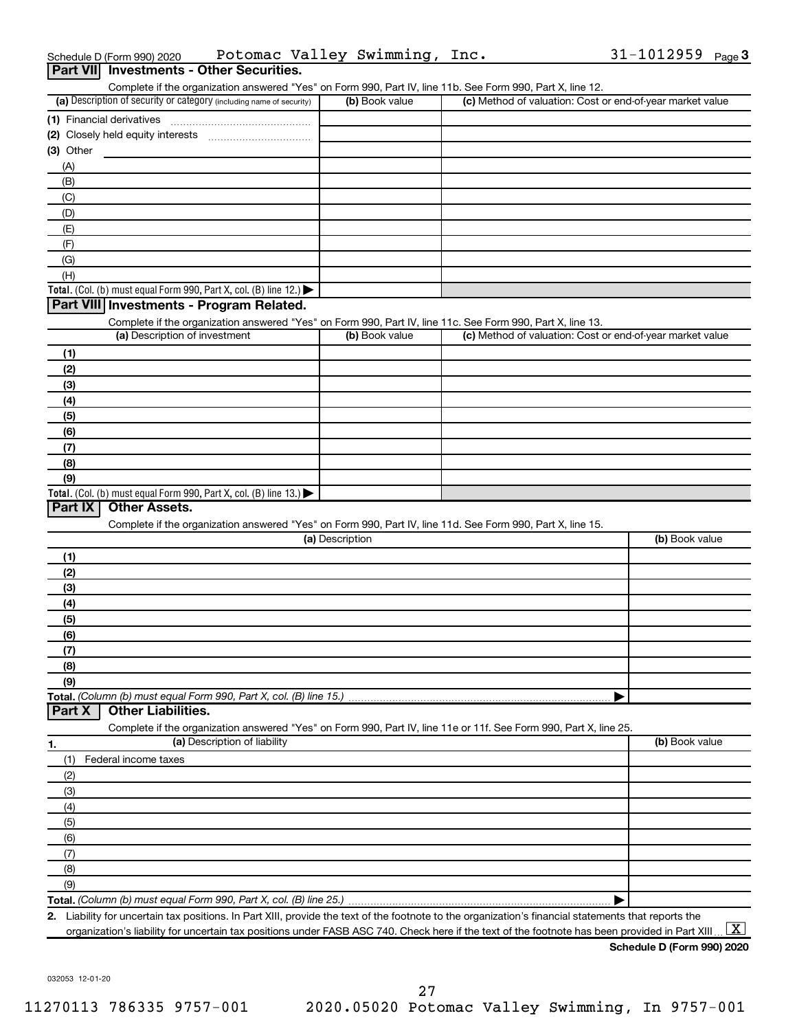Schedule D (Form 990) 2020 Potomac Valley Swimming, Inc. 31-1012959 Page 3

## Part VII Investments - Other Securities.

Complete if the organization answered "Yes" on Form 990, Part IV, line 11b. See Form 990, Part X, line 12.

| (a) Description of security or category (including name of security) | (b) Book value | (c) Method of valuation: Cost or end-of-year market value |
|---|---|---|
| (1) Financial derivatives | | |
| (2) Closely held equity interests | | |
| (3) Other | | |
| (A) | | |
| (B) | | |
| (C) | | |
| (D) | | |
| (E) | | |
| (F) | | |
| (G) | | |
| (H) | | |
| **Total.** (Col. (b) must equal Form 990, Part X, col. (B) line 12.) ▶ | | |

## Part VIII Investments - Program Related.

Complete if the organization answered "Yes" on Form 990, Part IV, line 11c. See Form 990, Part X, line 13.

| (a) Description of investment | (b) Book value | (c) Method of valuation: Cost or end-of-year market value |
|---|---|---|
| (1) | | |
| (2) | | |
| (3) | | |
| (4) | | |
| (5) | | |
| (6) | | |
| (7) | | |
| (8) | | |
| (9) | | |
| **Total.** (Col. (b) must equal Form 990, Part X, col. (B) line 13.) ▶ | | |

## Part IX Other Assets.

Complete if the organization answered "Yes" on Form 990, Part IV, line 11d. See Form 990, Part X, line 15.

| (a) Description | (b) Book value |
|---|---|
| (1) | |
| (2) | |
| (3) | |
| (4) | |
| (5) | |
| (6) | |
| (7) | |
| (8) | |
| (9) | |
| **Total.** *(Column (b) must equal Form 990, Part X, col. (B) line 15.)* ▶ | |

## Part X Other Liabilities.

Complete if the organization answered "Yes" on Form 990, Part IV, line 11e or 11f. See Form 990, Part X, line 25.

| 1. (a) Description of liability | (b) Book value |
|---|---|
| (1) Federal income taxes | |
| (2) | |
| (3) | |
| (4) | |
| (5) | |
| (6) | |
| (7) | |
| (8) | |
| (9) | |
| **Total.** *(Column (b) must equal Form 990, Part X, col. (B) line 25.)* ▶ | |

2. Liability for uncertain tax positions. In Part XIII, provide the text of the footnote to the organization's financial statements that reports the organization's liability for uncertain tax positions under FASB ASC 740. Check here if the text of the footnote has been provided in Part XIII ... [X]

**Schedule D (Form 990) 2020**

032053 12-01-20

11270113 786335 9757-001 2020.05020 Potomac Valley Swimming, In 9757-001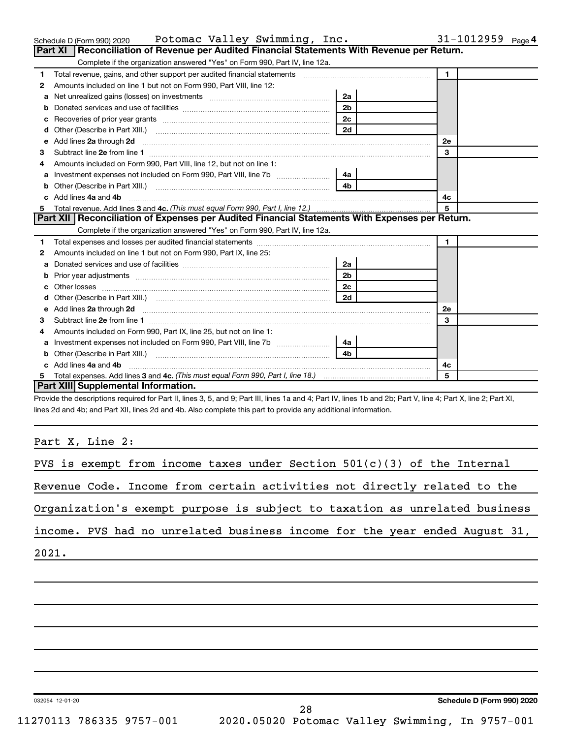Schedule D (Form 990) 2020 Potomac Valley Swimming, Inc. 31-1012959 Page 4

## Part XI Reconciliation of Revenue per Audited Financial Statements With Revenue per Return.

Complete if the organization answered "Yes" on Form 990, Part IV, line 12a.

| | | | | | |
|---|---|---|---|---|---|
| 1 | Total revenue, gains, and other support per audited financial statements | | | 1 | |
| 2 | Amounts included on line 1 but not on Form 990, Part VIII, line 12: | | | | |
| a | Net unrealized gains (losses) on investments | 2a | | | |
| b | Donated services and use of facilities | 2b | | | |
| c | Recoveries of prior year grants | 2c | | | |
| d | Other (Describe in Part XIII.) | 2d | | | |
| e | Add lines 2a through 2d | | | 2e | |
| 3 | Subtract line 2e from line 1 | | | 3 | |
| 4 | Amounts included on Form 990, Part VIII, line 12, but not on line 1: | | | | |
| a | Investment expenses not included on Form 990, Part VIII, line 7b | 4a | | | |
| b | Other (Describe in Part XIII.) | 4b | | | |
| c | Add lines 4a and 4b | | | 4c | |
| 5 | Total revenue. Add lines 3 and 4c. *(This must equal Form 990, Part I, line 12.)* | | | 5 | |

## Part XII Reconciliation of Expenses per Audited Financial Statements With Expenses per Return.

Complete if the organization answered "Yes" on Form 990, Part IV, line 12a.

| | | | | | |
|---|---|---|---|---|---|
| 1 | Total expenses and losses per audited financial statements | | | 1 | |
| 2 | Amounts included on line 1 but not on Form 990, Part IX, line 25: | | | | |
| a | Donated services and use of facilities | 2a | | | |
| b | Prior year adjustments | 2b | | | |
| c | Other losses | 2c | | | |
| d | Other (Describe in Part XIII.) | 2d | | | |
| e | Add lines 2a through 2d | | | 2e | |
| 3 | Subtract line 2e from line 1 | | | 3 | |
| 4 | Amounts included on Form 990, Part IX, line 25, but not on line 1: | | | | |
| a | Investment expenses not included on Form 990, Part VIII, line 7b | 4a | | | |
| b | Other (Describe in Part XIII.) | 4b | | | |
| c | Add lines 4a and 4b | | | 4c | |
| 5 | Total expenses. Add lines 3 and 4c. *(This must equal Form 990, Part I, line 18.)* | | | 5 | |

## Part XIII Supplemental Information.

Provide the descriptions required for Part II, lines 3, 5, and 9; Part III, lines 1a and 4; Part IV, lines 1b and 2b; Part V, line 4; Part X, line 2; Part XI, lines 2d and 4b; and Part XII, lines 2d and 4b. Also complete this part to provide any additional information.

Part X, Line 2:

PVS is exempt from income taxes under Section 501(c)(3) of the Internal Revenue Code. Income from certain activities not directly related to the Organization's exempt purpose is subject to taxation as unrelated business income. PVS had no unrelated business income for the year ended August 31, 2021.

032054 12-01-20 Schedule D (Form 990) 2020

11270113 786335 9757-001 2020.05020 Potomac Valley Swimming, In 9757-001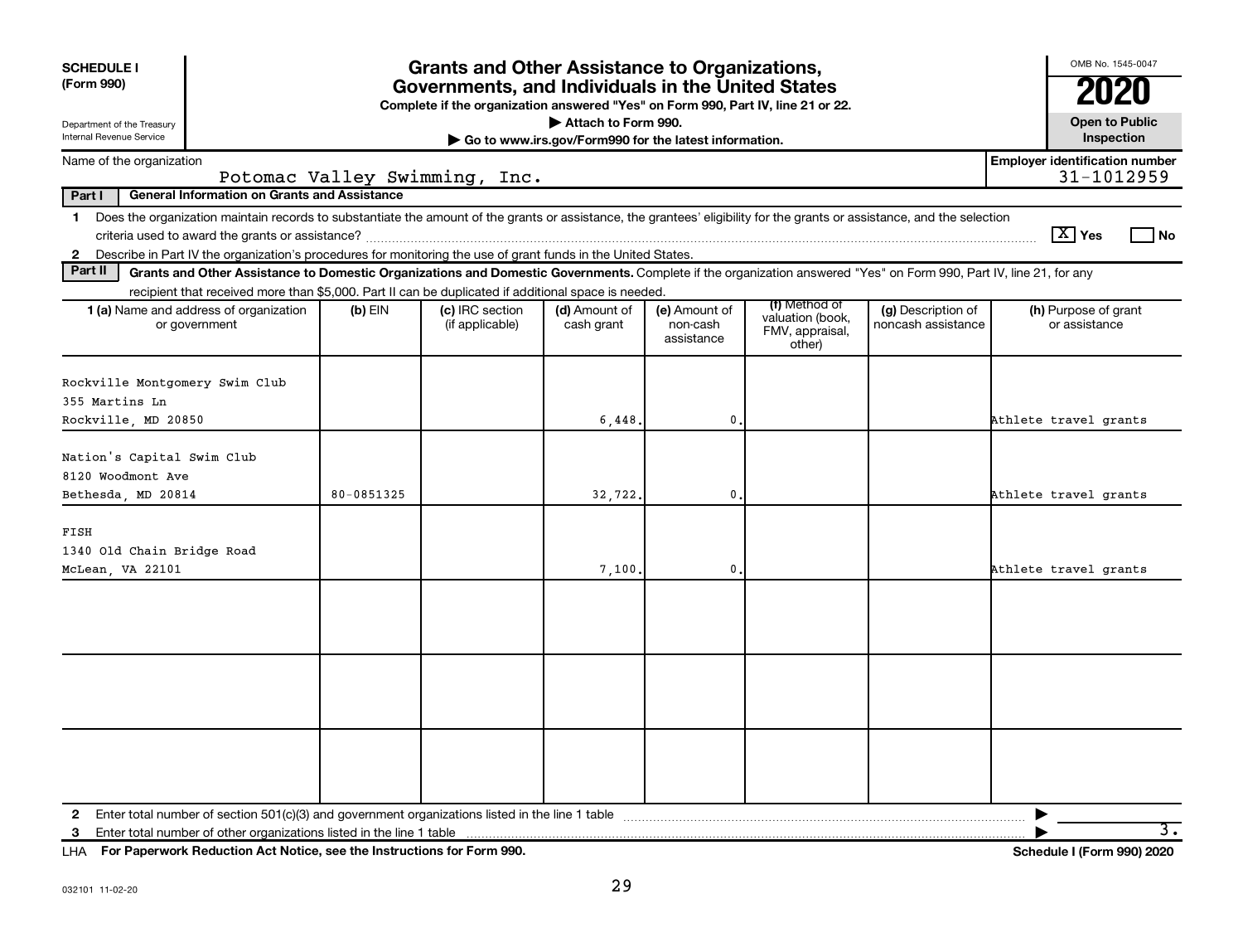**SCHEDULE I (Form 990)**

Department of the Treasury
Internal Revenue Service

# Grants and Other Assistance to Organizations, Governments, and Individuals in the United States

**Complete if the organization answered "Yes" on Form 990, Part IV, line 21 or 22.**

**▶ Attach to Form 990.**

**▶ Go to www.irs.gov/Form990 for the latest information.**

OMB No. 1545-0047

**2020**

**Open to Public Inspection**

Name of the organization: Potomac Valley Swimming, Inc.

**Employer identification number** 31-1012959

**Part I General Information on Grants and Assistance**

1 Does the organization maintain records to substantiate the amount of the grants or assistance, the grantees' eligibility for the grants or assistance, and the selection criteria used to award the grants or assistance? [X] Yes [ ] No

2 Describe in Part IV the organization's procedures for monitoring the use of grant funds in the United States.

**Part II Grants and Other Assistance to Domestic Organizations and Domestic Governments.** Complete if the organization answered "Yes" on Form 990, Part IV, line 21, for any recipient that received more than $5,000. Part II can be duplicated if additional space is needed.

| 1 (a) Name and address of organization or government | (b) EIN | (c) IRC section (if applicable) | (d) Amount of cash grant | (e) Amount of non-cash assistance | (f) Method of valuation (book, FMV, appraisal, other) | (g) Description of noncash assistance | (h) Purpose of grant or assistance |
|---|---|---|---|---|---|---|---|
| Rockville Montgomery Swim Club<br>355 Martins Ln<br>Rockville, MD 20850 | | | 6,448. | 0. | | | Athlete travel grants |
| Nation's Capital Swim Club<br>8120 Woodmont Ave<br>Bethesda, MD 20814 | 80-0851325 | | 32,722. | 0. | | | Athlete travel grants |
| FISH<br>1340 Old Chain Bridge Road<br>McLean, VA 22101 | | | 7,100. | 0. | | | Athlete travel grants |
| | | | | | | | |
| | | | | | | | |
| | | | | | | | |

2 Enter total number of section 501(c)(3) and government organizations listed in the line 1 table ▶

3 Enter total number of other organizations listed in the line 1 table ▶ 3.

**LHA For Paperwork Reduction Act Notice, see the Instructions for Form 990.** **Schedule I (Form 990) 2020**

032101 11-02-20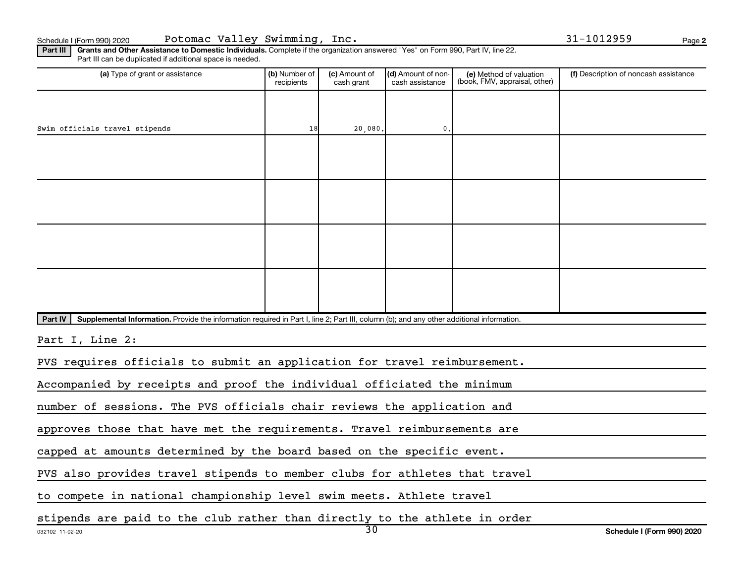Schedule I (Form 990) 2020 Potomac Valley Swimming, Inc. 31-1012959

**Part III** **Grants and Other Assistance to Domestic Individuals.** Complete if the organization answered "Yes" on Form 990, Part IV, line 22. Part III can be duplicated if additional space is needed.

| (a) Type of grant or assistance | (b) Number of recipients | (c) Amount of cash grant | (d) Amount of non-cash assistance | (e) Method of valuation (book, FMV, appraisal, other) | (f) Description of noncash assistance |
|---|---|---|---|---|---|
| Swim officials travel stipends | 18 | 20,080. | 0. | | |
| | | | | | |
| | | | | | |
| | | | | | |
| | | | | | |

**Part IV** **Supplemental Information.** Provide the information required in Part I, line 2; Part III, column (b); and any other additional information.

Part I, Line 2:

PVS requires officials to submit an application for travel reimbursement. Accompanied by receipts and proof the individual officiated the minimum number of sessions. The PVS officials chair reviews the application and approves those that have met the requirements. Travel reimbursements are capped at amounts determined by the board based on the specific event.

PVS also provides travel stipends to member clubs for athletes that travel to compete in national championship level swim meets. Athlete travel stipends are paid to the club rather than directly to the athlete in order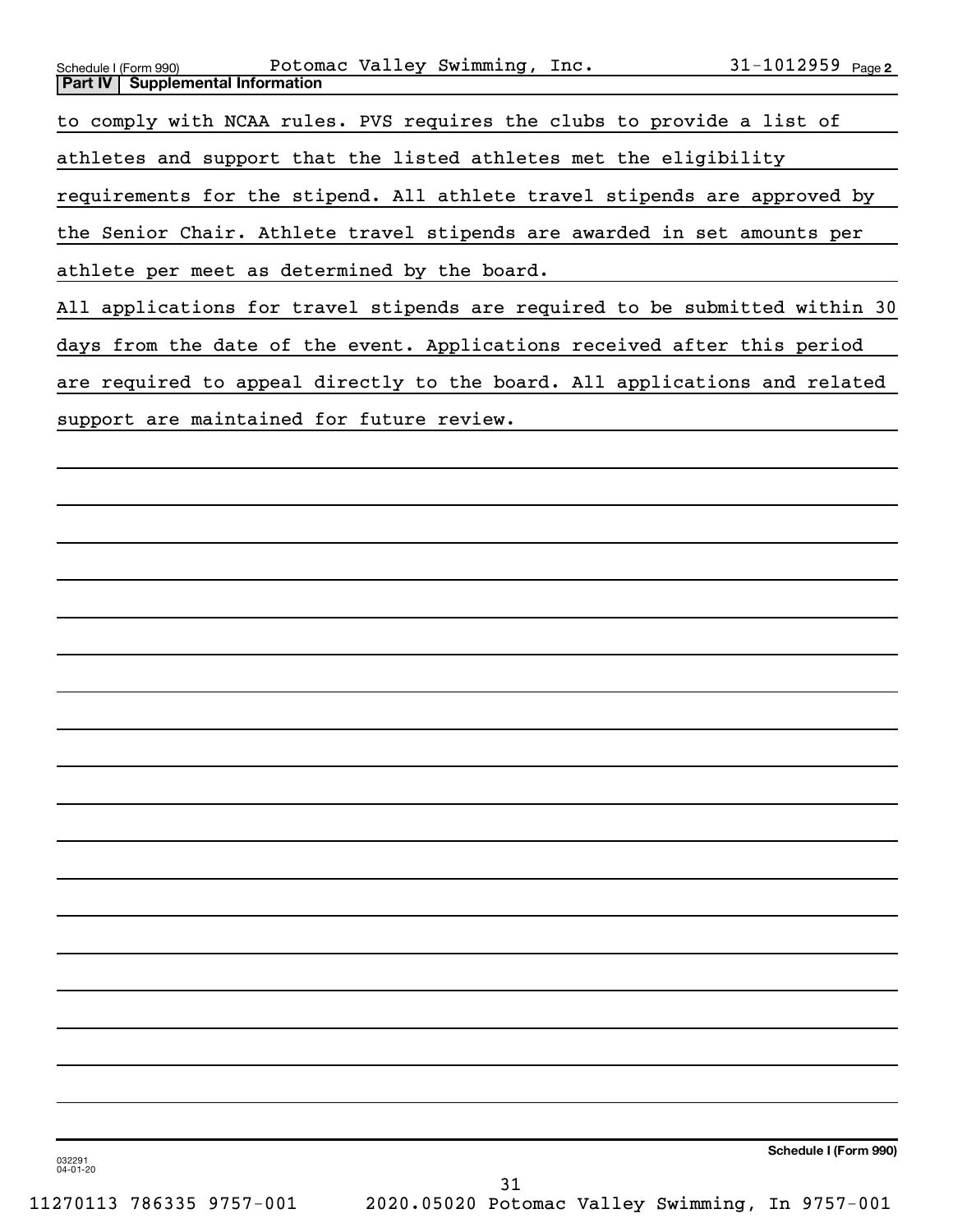Schedule I (Form 990) Potomac Valley Swimming, Inc. 31-1012959 Page 2

**Part IV | Supplemental Information**

to comply with NCAA rules. PVS requires the clubs to provide a list of athletes and support that the listed athletes met the eligibility requirements for the stipend. All athlete travel stipends are approved by the Senior Chair. Athlete travel stipends are awarded in set amounts per athlete per meet as determined by the board.

All applications for travel stipends are required to be submitted within 30 days from the date of the event. Applications received after this period are required to appeal directly to the board. All applications and related support are maintained for future review.

032291 04-01-20

**Schedule I (Form 990)**

11270113 786335 9757-001 2020.05020 Potomac Valley Swimming, In 9757-001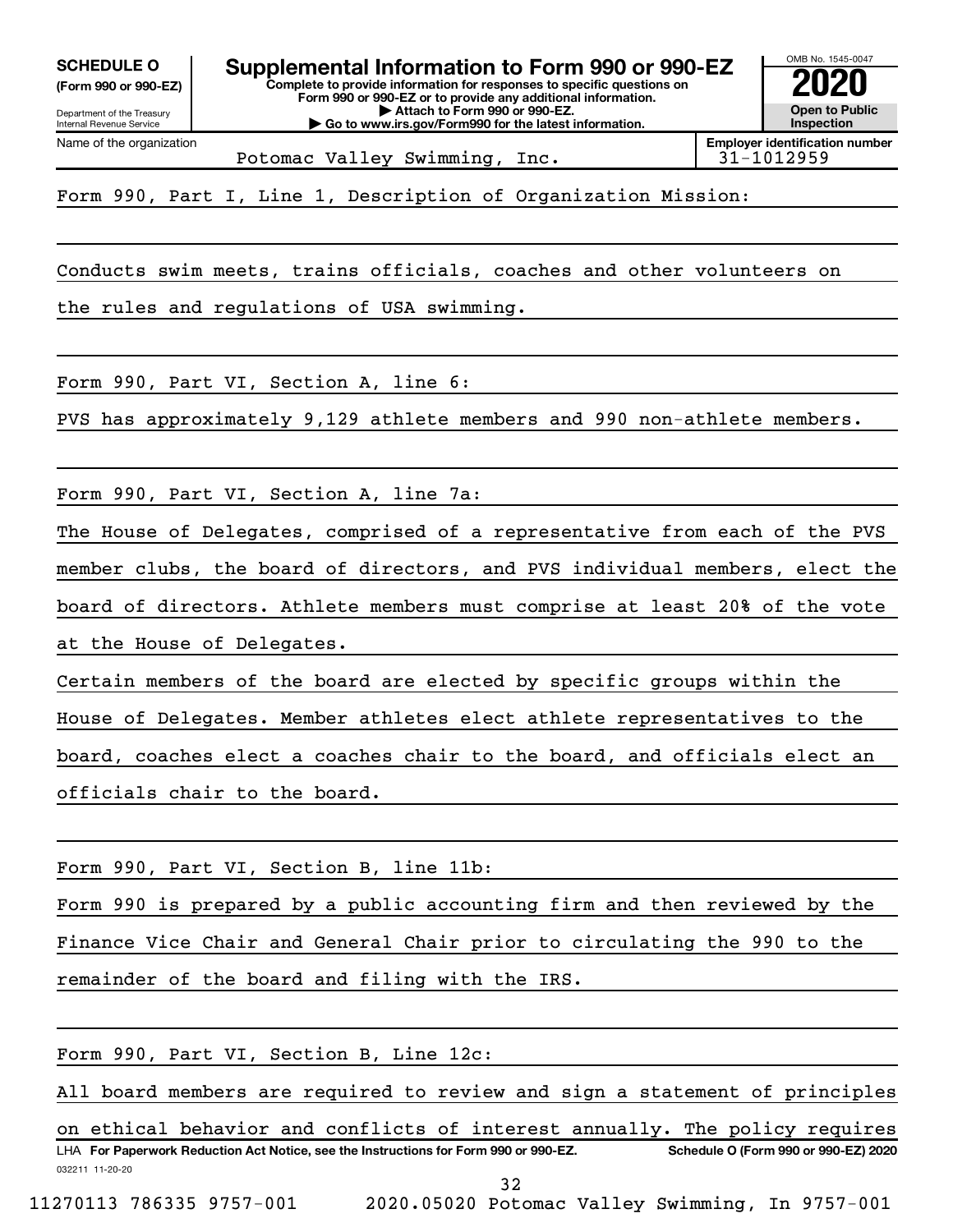**SCHEDULE O (Form 990 or 990-EZ)**

Department of the Treasury
Internal Revenue Service

# Supplemental Information to Form 990 or 990-EZ

**Complete to provide information for responses to specific questions on Form 990 or 990-EZ or to provide any additional information.**
**▶ Attach to Form 990 or 990-EZ.**
**▶ Go to www.irs.gov/Form990 for the latest information.**

OMB No. 1545-0047

**2020**

**Open to Public Inspection**

Name of the organization: Potomac Valley Swimming, Inc.

**Employer identification number:** 31-1012959

Form 990, Part I, Line 1, Description of Organization Mission:

Conducts swim meets, trains officials, coaches and other volunteers on the rules and regulations of USA swimming.

Form 990, Part VI, Section A, line 6:

PVS has approximately 9,129 athlete members and 990 non-athlete members.

Form 990, Part VI, Section A, line 7a:

The House of Delegates, comprised of a representative from each of the PVS member clubs, the board of directors, and PVS individual members, elect the board of directors. Athlete members must comprise at least 20% of the vote at the House of Delegates.

Certain members of the board are elected by specific groups within the House of Delegates. Member athletes elect athlete representatives to the board, coaches elect a coaches chair to the board, and officials elect an officials chair to the board.

Form 990, Part VI, Section B, line 11b:

Form 990 is prepared by a public accounting firm and then reviewed by the Finance Vice Chair and General Chair prior to circulating the 990 to the remainder of the board and filing with the IRS.

Form 990, Part VI, Section B, Line 12c:

All board members are required to review and sign a statement of principles on ethical behavior and conflicts of interest annually. The policy requires

LHA **For Paperwork Reduction Act Notice, see the Instructions for Form 990 or 990-EZ.** **Schedule O (Form 990 or 990-EZ) 2020**

032211 11-20-20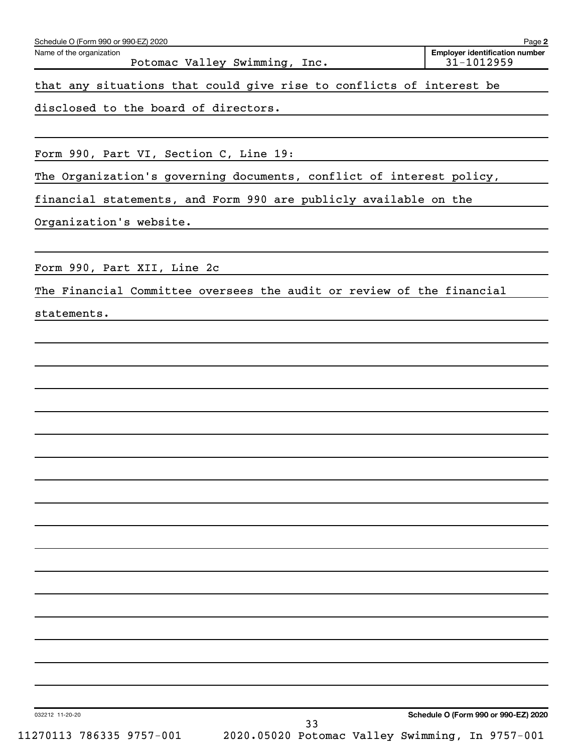Name of the organization: Potomac Valley Swimming, Inc.

Employer identification number: 31-1012959

that any situations that could give rise to conflicts of interest be disclosed to the board of directors.

Form 990, Part VI, Section C, Line 19:

The Organization's governing documents, conflict of interest policy, financial statements, and Form 990 are publicly available on the Organization's website.

Form 990, Part XII, Line 2c

The Financial Committee oversees the audit or review of the financial statements.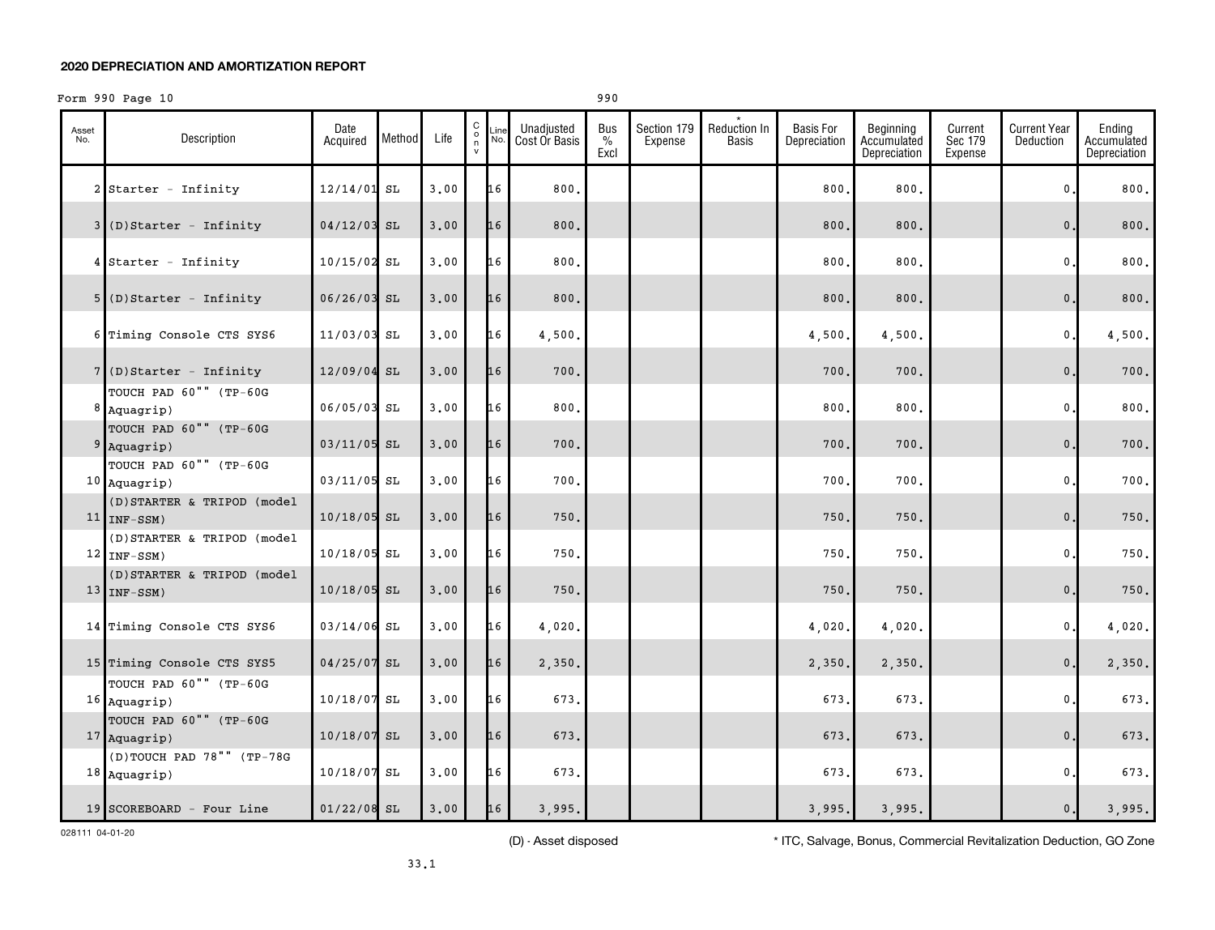**2020 DEPRECIATION AND AMORTIZATION REPORT**

Form 990 Page 10 990

| Asset No. | Description | Date Acquired | Method | Life | C o n v | Line No. | Unadjusted Cost Or Basis | Bus % Excl | Section 179 Expense | * Reduction In Basis | Basis For Depreciation | Beginning Accumulated Depreciation | Current Sec 179 Expense | Current Year Deduction | Ending Accumulated Depreciation |
|---|---|---|---|---|---|---|---|---|---|---|---|---|---|---|---|
| 2 | Starter - Infinity | 12/14/01 | SL | 3.00 | | 16 | 800. | | | | 800. | 800. | | 0. | 800. |
| 3 | (D)Starter - Infinity | 04/12/03 | SL | 3.00 | | 16 | 800. | | | | 800. | 800. | | 0. | 800. |
| 4 | Starter - Infinity | 10/15/02 | SL | 3.00 | | 16 | 800. | | | | 800. | 800. | | 0. | 800. |
| 5 | (D)Starter - Infinity | 06/26/03 | SL | 3.00 | | 16 | 800. | | | | 800. | 800. | | 0. | 800. |
| 6 | Timing Console CTS SYS6 | 11/03/03 | SL | 3.00 | | 16 | 4,500. | | | | 4,500. | 4,500. | | 0. | 4,500. |
| 7 | (D)Starter - Infinity | 12/09/04 | SL | 3.00 | | 16 | 700. | | | | 700. | 700. | | 0. | 700. |
| 8 | TOUCH PAD 60"" (TP-60G Aquagrip) | 06/05/03 | SL | 3.00 | | 16 | 800. | | | | 800. | 800. | | 0. | 800. |
| 9 | TOUCH PAD 60"" (TP-60G Aquagrip) | 03/11/05 | SL | 3.00 | | 16 | 700. | | | | 700. | 700. | | 0. | 700. |
| 10 | TOUCH PAD 60"" (TP-60G Aquagrip) | 03/11/05 | SL | 3.00 | | 16 | 700. | | | | 700. | 700. | | 0. | 700. |
| 11 | (D)STARTER & TRIPOD (model INF-SSM) | 10/18/05 | SL | 3.00 | | 16 | 750. | | | | 750. | 750. | | 0. | 750. |
| 12 | (D)STARTER & TRIPOD (model INF-SSM) | 10/18/05 | SL | 3.00 | | 16 | 750. | | | | 750. | 750. | | 0. | 750. |
| 13 | (D)STARTER & TRIPOD (model INF-SSM) | 10/18/05 | SL | 3.00 | | 16 | 750. | | | | 750. | 750. | | 0. | 750. |
| 14 | Timing Console CTS SYS6 | 03/14/06 | SL | 3.00 | | 16 | 4,020. | | | | 4,020. | 4,020. | | 0. | 4,020. |
| 15 | Timing Console CTS SYS5 | 04/25/07 | SL | 3.00 | | 16 | 2,350. | | | | 2,350. | 2,350. | | 0. | 2,350. |
| 16 | TOUCH PAD 60"" (TP-60G Aquagrip) | 10/18/07 | SL | 3.00 | | 16 | 673. | | | | 673. | 673. | | 0. | 673. |
| 17 | TOUCH PAD 60"" (TP-60G Aquagrip) | 10/18/07 | SL | 3.00 | | 16 | 673. | | | | 673. | 673. | | 0. | 673. |
| 18 | (D)TOUCH PAD 78"" (TP-78G Aquagrip) | 10/18/07 | SL | 3.00 | | 16 | 673. | | | | 673. | 673. | | 0. | 673. |
| 19 | SCOREBOARD - Four Line | 01/22/08 | SL | 3.00 | | 16 | 3,995. | | | | 3,995. | 3,995. | | 0. | 3,995. |

028111 04-01-20

(D) - Asset disposed

* ITC, Salvage, Bonus, Commercial Revitalization Deduction, GO Zone

33.1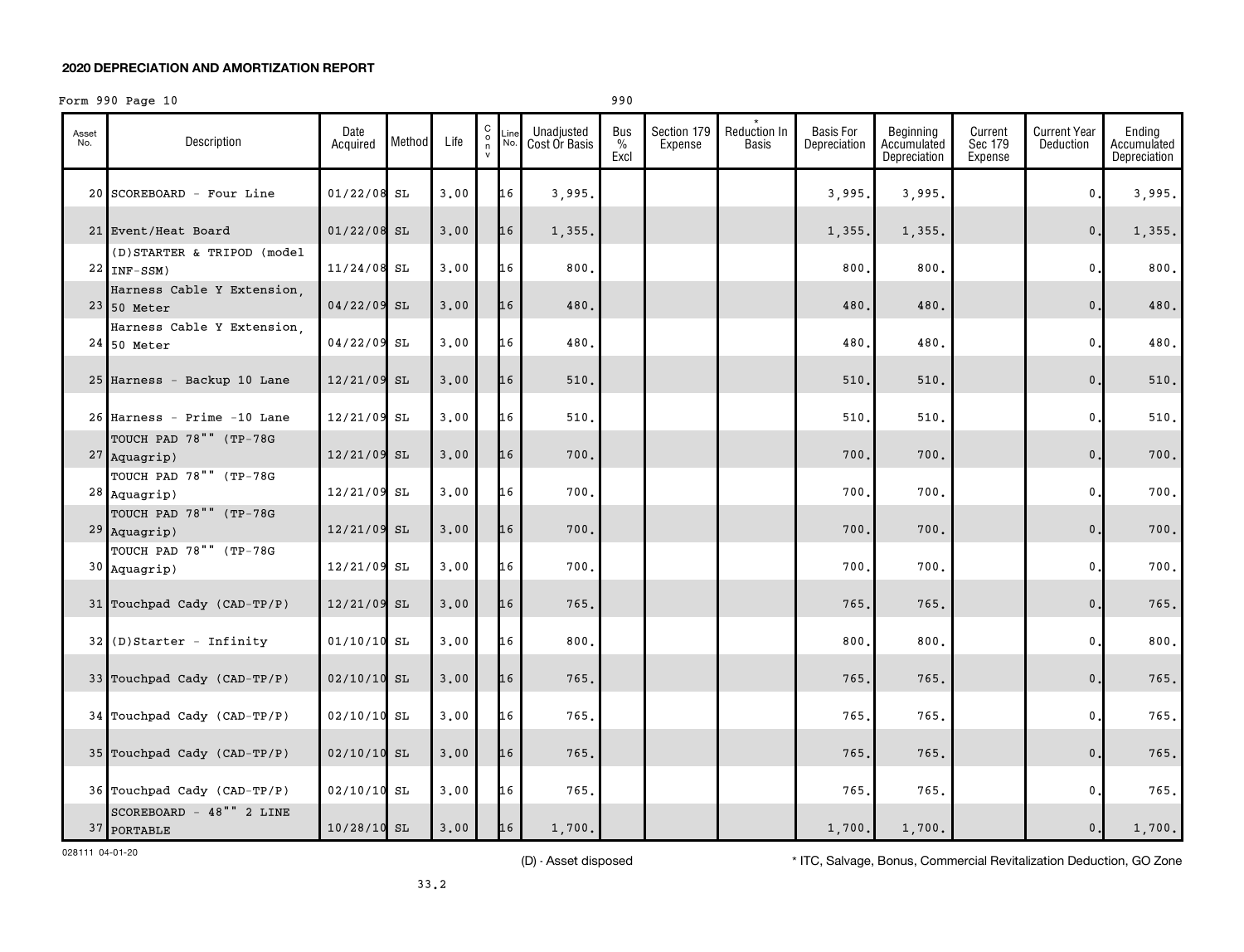## 2020 DEPRECIATION AND AMORTIZATION REPORT

Form 990 Page 10 990

| Asset No. | Description | Date Acquired | Method | Life | C o n v | Line No. | Unadjusted Cost Or Basis | Bus % Excl | Section 179 Expense | * Reduction In Basis | Basis For Depreciation | Beginning Accumulated Depreciation | Current Sec 179 Expense | Current Year Deduction | Ending Accumulated Depreciation |
|---|---|---|---|---|---|---|---|---|---|---|---|---|---|---|---|
| 20 | SCOREBOARD - Four Line | 01/22/08 | SL | 3.00 | | 16 | 3,995. | | | | 3,995. | 3,995. | | 0. | 3,995. |
| 21 | Event/Heat Board | 01/22/08 | SL | 3.00 | | 16 | 1,355. | | | | 1,355. | 1,355. | | 0. | 1,355. |
| 22 | (D)STARTER & TRIPOD (model INF-SSM) | 11/24/08 | SL | 3.00 | | 16 | 800. | | | | 800. | 800. | | 0. | 800. |
| 23 | Harness Cable Y Extension, 50 Meter | 04/22/09 | SL | 3.00 | | 16 | 480. | | | | 480. | 480. | | 0. | 480. |
| 24 | Harness Cable Y Extension, 50 Meter | 04/22/09 | SL | 3.00 | | 16 | 480. | | | | 480. | 480. | | 0. | 480. |
| 25 | Harness - Backup 10 Lane | 12/21/09 | SL | 3.00 | | 16 | 510. | | | | 510. | 510. | | 0. | 510. |
| 26 | Harness - Prime -10 Lane | 12/21/09 | SL | 3.00 | | 16 | 510. | | | | 510. | 510. | | 0. | 510. |
| 27 | TOUCH PAD 78"" (TP-78G Aquagrip) | 12/21/09 | SL | 3.00 | | 16 | 700. | | | | 700. | 700. | | 0. | 700. |
| 28 | TOUCH PAD 78"" (TP-78G Aquagrip) | 12/21/09 | SL | 3.00 | | 16 | 700. | | | | 700. | 700. | | 0. | 700. |
| 29 | TOUCH PAD 78"" (TP-78G Aquagrip) | 12/21/09 | SL | 3.00 | | 16 | 700. | | | | 700. | 700. | | 0. | 700. |
| 30 | TOUCH PAD 78"" (TP-78G Aquagrip) | 12/21/09 | SL | 3.00 | | 16 | 700. | | | | 700. | 700. | | 0. | 700. |
| 31 | Touchpad Cady (CAD-TP/P) | 12/21/09 | SL | 3.00 | | 16 | 765. | | | | 765. | 765. | | 0. | 765. |
| 32 | (D)Starter - Infinity | 01/10/10 | SL | 3.00 | | 16 | 800. | | | | 800. | 800. | | 0. | 800. |
| 33 | Touchpad Cady (CAD-TP/P) | 02/10/10 | SL | 3.00 | | 16 | 765. | | | | 765. | 765. | | 0. | 765. |
| 34 | Touchpad Cady (CAD-TP/P) | 02/10/10 | SL | 3.00 | | 16 | 765. | | | | 765. | 765. | | 0. | 765. |
| 35 | Touchpad Cady (CAD-TP/P) | 02/10/10 | SL | 3.00 | | 16 | 765. | | | | 765. | 765. | | 0. | 765. |
| 36 | Touchpad Cady (CAD-TP/P) | 02/10/10 | SL | 3.00 | | 16 | 765. | | | | 765. | 765. | | 0. | 765. |
| 37 | SCOREBOARD - 48"" 2 LINE PORTABLE | 10/28/10 | SL | 3.00 | | 16 | 1,700. | | | | 1,700. | 1,700. | | 0. | 1,700. |

028111 04-01-20

(D) - Asset disposed

* ITC, Salvage, Bonus, Commercial Revitalization Deduction, GO Zone

33.2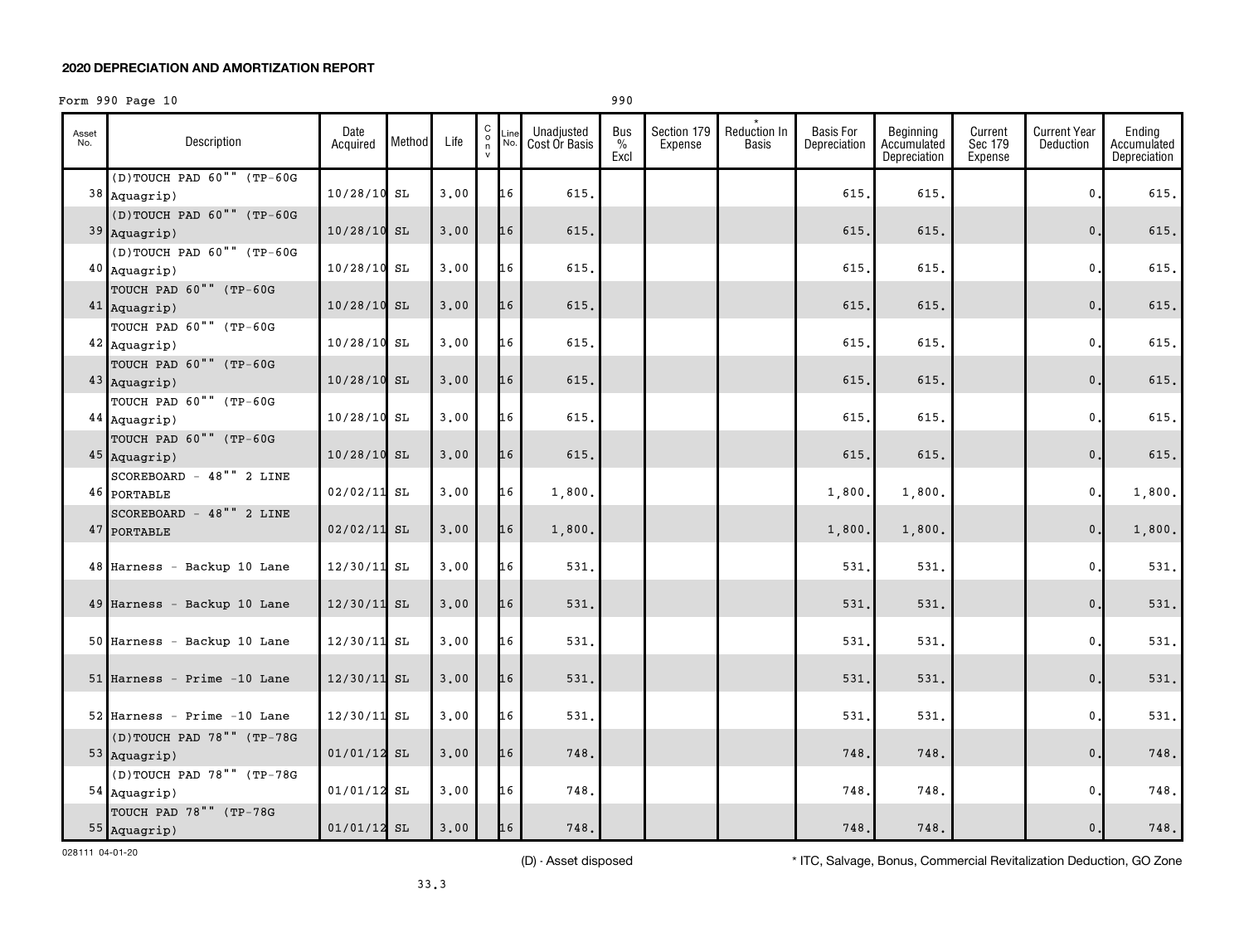**2020 DEPRECIATION AND AMORTIZATION REPORT**

Form 990 Page 10 990

| Asset No. | Description | Date Acquired | Method | Life | C o n v | Line No. | Unadjusted Cost Or Basis | Bus % Excl | Section 179 Expense | * Reduction In Basis | Basis For Depreciation | Beginning Accumulated Depreciation | Current Sec 179 Expense | Current Year Deduction | Ending Accumulated Depreciation |
|---|---|---|---|---|---|---|---|---|---|---|---|---|---|---|---|
| 38 | (D)TOUCH PAD 60"" (TP-60G Aquagrip) | 10/28/10 | SL | 3.00 | | 16 | 615. | | | | 615. | 615. | | 0. | 615. |
| 39 | (D)TOUCH PAD 60"" (TP-60G Aquagrip) | 10/28/10 | SL | 3.00 | | 16 | 615. | | | | 615. | 615. | | 0. | 615. |
| 40 | (D)TOUCH PAD 60"" (TP-60G Aquagrip) | 10/28/10 | SL | 3.00 | | 16 | 615. | | | | 615. | 615. | | 0. | 615. |
| 41 | TOUCH PAD 60"" (TP-60G Aquagrip) | 10/28/10 | SL | 3.00 | | 16 | 615. | | | | 615. | 615. | | 0. | 615. |
| 42 | TOUCH PAD 60"" (TP-60G Aquagrip) | 10/28/10 | SL | 3.00 | | 16 | 615. | | | | 615. | 615. | | 0. | 615. |
| 43 | TOUCH PAD 60"" (TP-60G Aquagrip) | 10/28/10 | SL | 3.00 | | 16 | 615. | | | | 615. | 615. | | 0. | 615. |
| 44 | TOUCH PAD 60"" (TP-60G Aquagrip) | 10/28/10 | SL | 3.00 | | 16 | 615. | | | | 615. | 615. | | 0. | 615. |
| 45 | TOUCH PAD 60"" (TP-60G Aquagrip) | 10/28/10 | SL | 3.00 | | 16 | 615. | | | | 615. | 615. | | 0. | 615. |
| 46 | SCOREBOARD - 48"" 2 LINE PORTABLE | 02/02/11 | SL | 3.00 | | 16 | 1,800. | | | | 1,800. | 1,800. | | 0. | 1,800. |
| 47 | SCOREBOARD - 48"" 2 LINE PORTABLE | 02/02/11 | SL | 3.00 | | 16 | 1,800. | | | | 1,800. | 1,800. | | 0. | 1,800. |
| 48 | Harness - Backup 10 Lane | 12/30/11 | SL | 3.00 | | 16 | 531. | | | | 531. | 531. | | 0. | 531. |
| 49 | Harness - Backup 10 Lane | 12/30/11 | SL | 3.00 | | 16 | 531. | | | | 531. | 531. | | 0. | 531. |
| 50 | Harness - Backup 10 Lane | 12/30/11 | SL | 3.00 | | 16 | 531. | | | | 531. | 531. | | 0. | 531. |
| 51 | Harness - Prime -10 Lane | 12/30/11 | SL | 3.00 | | 16 | 531. | | | | 531. | 531. | | 0. | 531. |
| 52 | Harness - Prime -10 Lane | 12/30/11 | SL | 3.00 | | 16 | 531. | | | | 531. | 531. | | 0. | 531. |
| 53 | (D)TOUCH PAD 78"" (TP-78G Aquagrip) | 01/01/12 | SL | 3.00 | | 16 | 748. | | | | 748. | 748. | | 0. | 748. |
| 54 | (D)TOUCH PAD 78"" (TP-78G Aquagrip) | 01/01/12 | SL | 3.00 | | 16 | 748. | | | | 748. | 748. | | 0. | 748. |
| 55 | TOUCH PAD 78"" (TP-78G Aquagrip) | 01/01/12 | SL | 3.00 | | 16 | 748. | | | | 748. | 748. | | 0. | 748. |

028111 04-01-20

(D) - Asset disposed

* ITC, Salvage, Bonus, Commercial Revitalization Deduction, GO Zone

33.3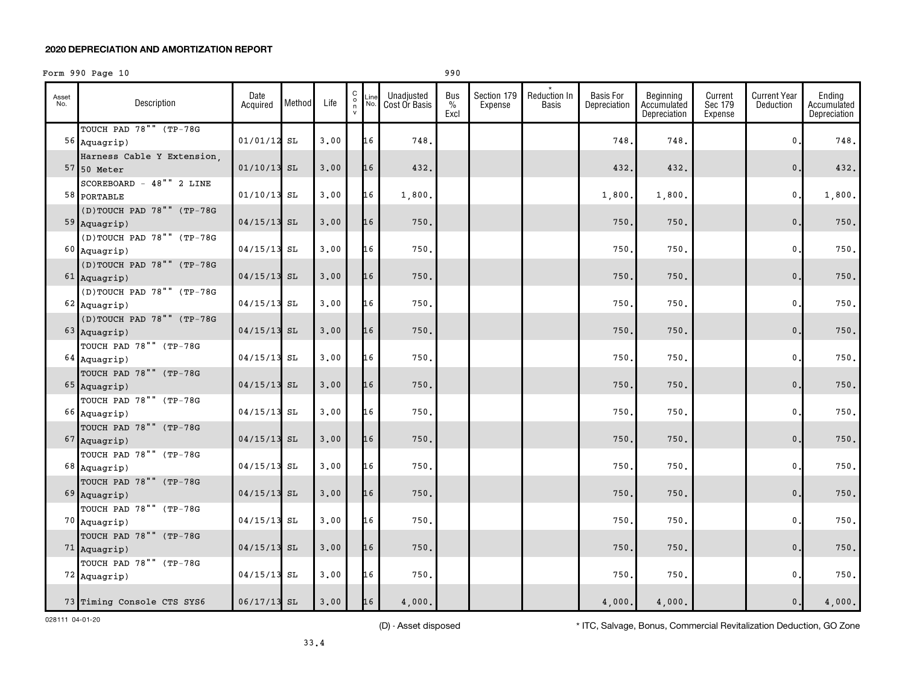## 2020 DEPRECIATION AND AMORTIZATION REPORT

Form 990 Page 10 990

| Asset No. | Description | Date Acquired | Method | Life | Conv | Line No. | Unadjusted Cost Or Basis | Bus % Excl | Section 179 Expense | * Reduction In Basis | Basis For Depreciation | Beginning Accumulated Depreciation | Current Sec 179 Expense | Current Year Deduction | Ending Accumulated Depreciation |
|---|---|---|---|---|---|---|---|---|---|---|---|---|---|---|---|
| 56 | TOUCH PAD 78"" (TP-78G Aquagrip) | 01/01/12 | SL | 3.00 | | 16 | 748. | | | | 748. | 748. | | 0. | 748. |
| 57 | Harness Cable Y Extension, 50 Meter | 01/10/13 | SL | 3.00 | | 16 | 432. | | | | 432. | 432. | | 0. | 432. |
| 58 | SCOREBOARD - 48"" 2 LINE PORTABLE | 01/10/13 | SL | 3.00 | | 16 | 1,800. | | | | 1,800. | 1,800. | | 0. | 1,800. |
| 59 | (D)TOUCH PAD 78"" (TP-78G Aquagrip) | 04/15/13 | SL | 3.00 | | 16 | 750. | | | | 750. | 750. | | 0. | 750. |
| 60 | (D)TOUCH PAD 78"" (TP-78G Aquagrip) | 04/15/13 | SL | 3.00 | | 16 | 750. | | | | 750. | 750. | | 0. | 750. |
| 61 | (D)TOUCH PAD 78"" (TP-78G Aquagrip) | 04/15/13 | SL | 3.00 | | 16 | 750. | | | | 750. | 750. | | 0. | 750. |
| 62 | (D)TOUCH PAD 78"" (TP-78G Aquagrip) | 04/15/13 | SL | 3.00 | | 16 | 750. | | | | 750. | 750. | | 0. | 750. |
| 63 | (D)TOUCH PAD 78"" (TP-78G Aquagrip) | 04/15/13 | SL | 3.00 | | 16 | 750. | | | | 750. | 750. | | 0. | 750. |
| 64 | TOUCH PAD 78"" (TP-78G Aquagrip) | 04/15/13 | SL | 3.00 | | 16 | 750. | | | | 750. | 750. | | 0. | 750. |
| 65 | TOUCH PAD 78"" (TP-78G Aquagrip) | 04/15/13 | SL | 3.00 | | 16 | 750. | | | | 750. | 750. | | 0. | 750. |
| 66 | TOUCH PAD 78"" (TP-78G Aquagrip) | 04/15/13 | SL | 3.00 | | 16 | 750. | | | | 750. | 750. | | 0. | 750. |
| 67 | TOUCH PAD 78"" (TP-78G Aquagrip) | 04/15/13 | SL | 3.00 | | 16 | 750. | | | | 750. | 750. | | 0. | 750. |
| 68 | TOUCH PAD 78"" (TP-78G Aquagrip) | 04/15/13 | SL | 3.00 | | 16 | 750. | | | | 750. | 750. | | 0. | 750. |
| 69 | TOUCH PAD 78"" (TP-78G Aquagrip) | 04/15/13 | SL | 3.00 | | 16 | 750. | | | | 750. | 750. | | 0. | 750. |
| 70 | TOUCH PAD 78"" (TP-78G Aquagrip) | 04/15/13 | SL | 3.00 | | 16 | 750. | | | | 750. | 750. | | 0. | 750. |
| 71 | TOUCH PAD 78"" (TP-78G Aquagrip) | 04/15/13 | SL | 3.00 | | 16 | 750. | | | | 750. | 750. | | 0. | 750. |
| 72 | TOUCH PAD 78"" (TP-78G Aquagrip) | 04/15/13 | SL | 3.00 | | 16 | 750. | | | | 750. | 750. | | 0. | 750. |
| 73 | Timing Console CTS SYS6 | 06/17/13 | SL | 3.00 | | 16 | 4,000. | | | | 4,000. | 4,000. | | 0. | 4,000. |

028111 04-01-20

(D) - Asset disposed

* ITC, Salvage, Bonus, Commercial Revitalization Deduction, GO Zone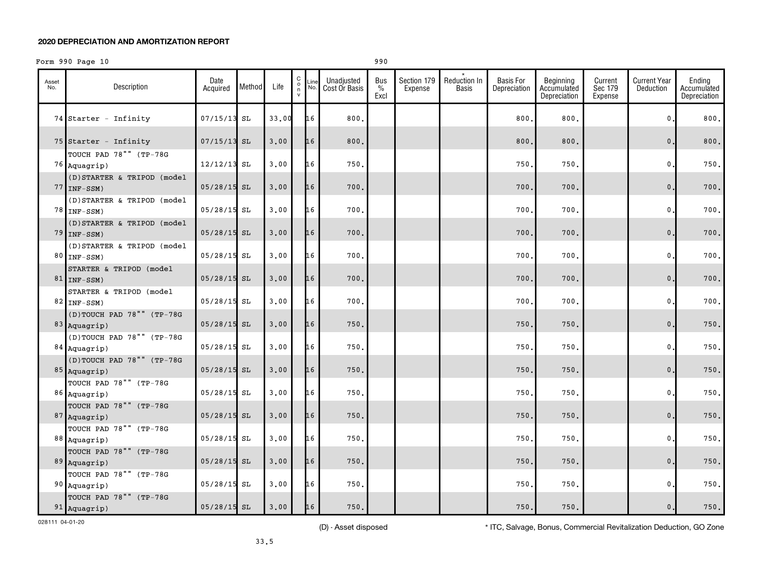**2020 DEPRECIATION AND AMORTIZATION REPORT**

Form 990 Page 10 990

| Asset No. | Description | Date Acquired | Method | Life | Conv | Line No. | Unadjusted Cost Or Basis | Bus % Excl | Section 179 Expense | * Reduction In Basis | Basis For Depreciation | Beginning Accumulated Depreciation | Current Sec 179 Expense | Current Year Deduction | Ending Accumulated Depreciation |
|---|---|---|---|---|---|---|---|---|---|---|---|---|---|---|---|
| 74 | Starter - Infinity | 07/15/13 | SL | 33.00 | | 16 | 800. | | | | 800. | 800. | | 0. | 800. |
| 75 | Starter - Infinity | 07/15/13 | SL | 3.00 | | 16 | 800. | | | | 800. | 800. | | 0. | 800. |
| 76 | TOUCH PAD 78"" (TP-78G Aquagrip) | 12/12/13 | SL | 3.00 | | 16 | 750. | | | | 750. | 750. | | 0. | 750. |
| 77 | (D)STARTER & TRIPOD (model INF-SSM) | 05/28/15 | SL | 3.00 | | 16 | 700. | | | | 700. | 700. | | 0. | 700. |
| 78 | (D)STARTER & TRIPOD (model INF-SSM) | 05/28/15 | SL | 3.00 | | 16 | 700. | | | | 700. | 700. | | 0. | 700. |
| 79 | (D)STARTER & TRIPOD (model INF-SSM) | 05/28/15 | SL | 3.00 | | 16 | 700. | | | | 700. | 700. | | 0. | 700. |
| 80 | (D)STARTER & TRIPOD (model INF-SSM) | 05/28/15 | SL | 3.00 | | 16 | 700. | | | | 700. | 700. | | 0. | 700. |
| 81 | STARTER & TRIPOD (model INF-SSM) | 05/28/15 | SL | 3.00 | | 16 | 700. | | | | 700. | 700. | | 0. | 700. |
| 82 | STARTER & TRIPOD (model INF-SSM) | 05/28/15 | SL | 3.00 | | 16 | 700. | | | | 700. | 700. | | 0. | 700. |
| 83 | (D)TOUCH PAD 78"" (TP-78G Aquagrip) | 05/28/15 | SL | 3.00 | | 16 | 750. | | | | 750. | 750. | | 0. | 750. |
| 84 | (D)TOUCH PAD 78"" (TP-78G Aquagrip) | 05/28/15 | SL | 3.00 | | 16 | 750. | | | | 750. | 750. | | 0. | 750. |
| 85 | (D)TOUCH PAD 78"" (TP-78G Aquagrip) | 05/28/15 | SL | 3.00 | | 16 | 750. | | | | 750. | 750. | | 0. | 750. |
| 86 | TOUCH PAD 78"" (TP-78G Aquagrip) | 05/28/15 | SL | 3.00 | | 16 | 750. | | | | 750. | 750. | | 0. | 750. |
| 87 | TOUCH PAD 78"" (TP-78G Aquagrip) | 05/28/15 | SL | 3.00 | | 16 | 750. | | | | 750. | 750. | | 0. | 750. |
| 88 | TOUCH PAD 78"" (TP-78G Aquagrip) | 05/28/15 | SL | 3.00 | | 16 | 750. | | | | 750. | 750. | | 0. | 750. |
| 89 | TOUCH PAD 78"" (TP-78G Aquagrip) | 05/28/15 | SL | 3.00 | | 16 | 750. | | | | 750. | 750. | | 0. | 750. |
| 90 | TOUCH PAD 78"" (TP-78G Aquagrip) | 05/28/15 | SL | 3.00 | | 16 | 750. | | | | 750. | 750. | | 0. | 750. |
| 91 | TOUCH PAD 78"" (TP-78G Aquagrip) | 05/28/15 | SL | 3.00 | | 16 | 750. | | | | 750. | 750. | | 0. | 750. |

028111 04-01-20

(D) - Asset disposed

* ITC, Salvage, Bonus, Commercial Revitalization Deduction, GO Zone

33.5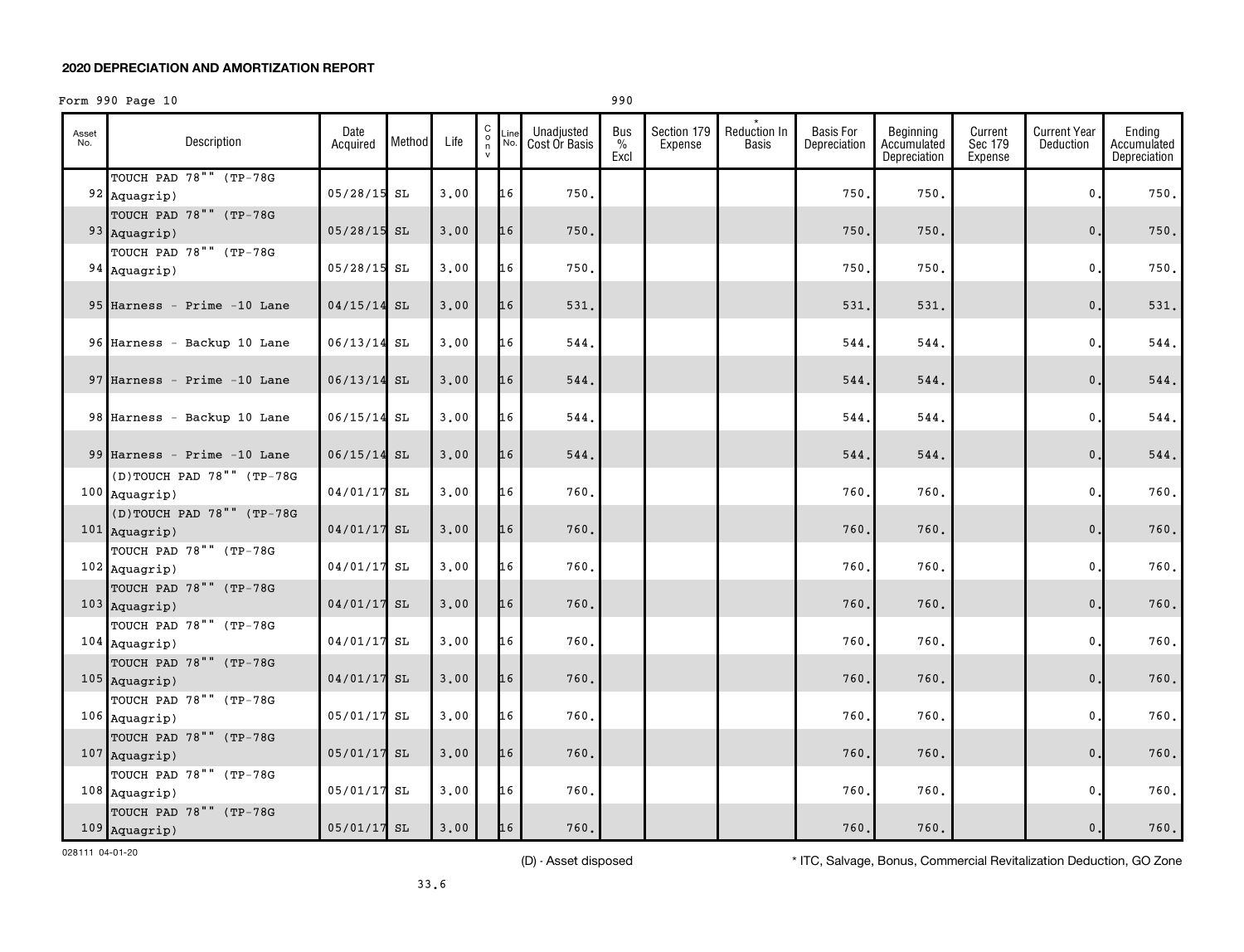## 2020 DEPRECIATION AND AMORTIZATION REPORT

Form 990 Page 10 990

| Asset No. | Description | Date Acquired | Method | Life | C o n v | Line No. | Unadjusted Cost Or Basis | Bus % Excl | Section 179 Expense | * Reduction In Basis | Basis For Depreciation | Beginning Accumulated Depreciation | Current Sec 179 Expense | Current Year Deduction | Ending Accumulated Depreciation |
|---|---|---|---|---|---|---|---|---|---|---|---|---|---|---|---|
| 92 | TOUCH PAD 78"" (TP-78G Aquagrip) | 05/28/15 | SL | 3.00 | | 16 | 750. | | | | 750. | 750. | | 0. | 750. |
| 93 | TOUCH PAD 78"" (TP-78G Aquagrip) | 05/28/15 | SL | 3.00 | | 16 | 750. | | | | 750. | 750. | | 0. | 750. |
| 94 | TOUCH PAD 78"" (TP-78G Aquagrip) | 05/28/15 | SL | 3.00 | | 16 | 750. | | | | 750. | 750. | | 0. | 750. |
| 95 | Harness - Prime -10 Lane | 04/15/14 | SL | 3.00 | | 16 | 531. | | | | 531. | 531. | | 0. | 531. |
| 96 | Harness - Backup 10 Lane | 06/13/14 | SL | 3.00 | | 16 | 544. | | | | 544. | 544. | | 0. | 544. |
| 97 | Harness - Prime -10 Lane | 06/13/14 | SL | 3.00 | | 16 | 544. | | | | 544. | 544. | | 0. | 544. |
| 98 | Harness - Backup 10 Lane | 06/15/14 | SL | 3.00 | | 16 | 544. | | | | 544. | 544. | | 0. | 544. |
| 99 | Harness - Prime -10 Lane | 06/15/14 | SL | 3.00 | | 16 | 544. | | | | 544. | 544. | | 0. | 544. |
| 100 | (D)TOUCH PAD 78"" (TP-78G Aquagrip) | 04/01/17 | SL | 3.00 | | 16 | 760. | | | | 760. | 760. | | 0. | 760. |
| 101 | (D)TOUCH PAD 78"" (TP-78G Aquagrip) | 04/01/17 | SL | 3.00 | | 16 | 760. | | | | 760. | 760. | | 0. | 760. |
| 102 | TOUCH PAD 78"" (TP-78G Aquagrip) | 04/01/17 | SL | 3.00 | | 16 | 760. | | | | 760. | 760. | | 0. | 760. |
| 103 | TOUCH PAD 78"" (TP-78G Aquagrip) | 04/01/17 | SL | 3.00 | | 16 | 760. | | | | 760. | 760. | | 0. | 760. |
| 104 | TOUCH PAD 78"" (TP-78G Aquagrip) | 04/01/17 | SL | 3.00 | | 16 | 760. | | | | 760. | 760. | | 0. | 760. |
| 105 | TOUCH PAD 78"" (TP-78G Aquagrip) | 04/01/17 | SL | 3.00 | | 16 | 760. | | | | 760. | 760. | | 0. | 760. |
| 106 | TOUCH PAD 78"" (TP-78G Aquagrip) | 05/01/17 | SL | 3.00 | | 16 | 760. | | | | 760. | 760. | | 0. | 760. |
| 107 | TOUCH PAD 78"" (TP-78G Aquagrip) | 05/01/17 | SL | 3.00 | | 16 | 760. | | | | 760. | 760. | | 0. | 760. |
| 108 | TOUCH PAD 78"" (TP-78G Aquagrip) | 05/01/17 | SL | 3.00 | | 16 | 760. | | | | 760. | 760. | | 0. | 760. |
| 109 | TOUCH PAD 78"" (TP-78G Aquagrip) | 05/01/17 | SL | 3.00 | | 16 | 760. | | | | 760. | 760. | | 0. | 760. |

028111 04-01-20

(D) - Asset disposed

* ITC, Salvage, Bonus, Commercial Revitalization Deduction, GO Zone

33.6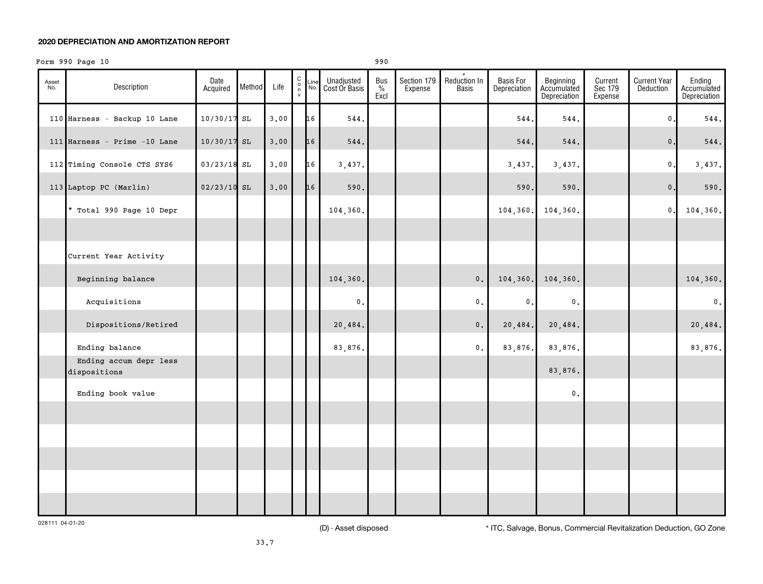**2020 DEPRECIATION AND AMORTIZATION REPORT**

Form 990 Page 10 990

| Asset No. | Description | Date Acquired | Method | Life | C o n v | Line No. | Unadjusted Cost Or Basis | Bus % Excl | Section 179 Expense | * Reduction In Basis | Basis For Depreciation | Beginning Accumulated Depreciation | Current Sec 179 Expense | Current Year Deduction | Ending Accumulated Depreciation |
|---|---|---|---|---|---|---|---|---|---|---|---|---|---|---|---|
| 110 | Harness - Backup 10 Lane | 10/30/17 | SL | 3.00 | | 16 | 544. | | | | 544. | 544. | | 0. | 544. |
| 111 | Harness - Prime -10 Lane | 10/30/17 | SL | 3.00 | | 16 | 544. | | | | 544. | 544. | | 0. | 544. |
| 112 | Timing Console CTS SYS6 | 03/23/18 | SL | 3.00 | | 16 | 3,437. | | | | 3,437. | 3,437. | | 0. | 3,437. |
| 113 | Laptop PC (Marlin) | 02/23/10 | SL | 3.00 | | 16 | 590. | | | | 590. | 590. | | 0. | 590. |
| | * Total 990 Page 10 Depr | | | | | | 104,360. | | | | 104,360. | 104,360. | | 0. | 104,360. |
| | | | | | | | | | | | | | | | |
| | Current Year Activity | | | | | | | | | | | | | | |
| | Beginning balance | | | | | | 104,360. | | | 0. | 104,360. | 104,360. | | | 104,360. |
| | Acquisitions | | | | | | 0. | | | 0. | 0. | 0. | | | 0. |
| | Dispositions/Retired | | | | | | 20,484. | | | 0. | 20,484. | 20,484. | | | 20,484. |
| | Ending balance | | | | | | 83,876. | | | 0. | 83,876. | 83,876. | | | 83,876. |
| | Ending accum depr less dispositions | | | | | | | | | | | 83,876. | | | |
| | Ending book value | | | | | | | | | | | 0. | | | |

028111 04-01-20

(D) - Asset disposed

* ITC, Salvage, Bonus, Commercial Revitalization Deduction, GO Zone

33.7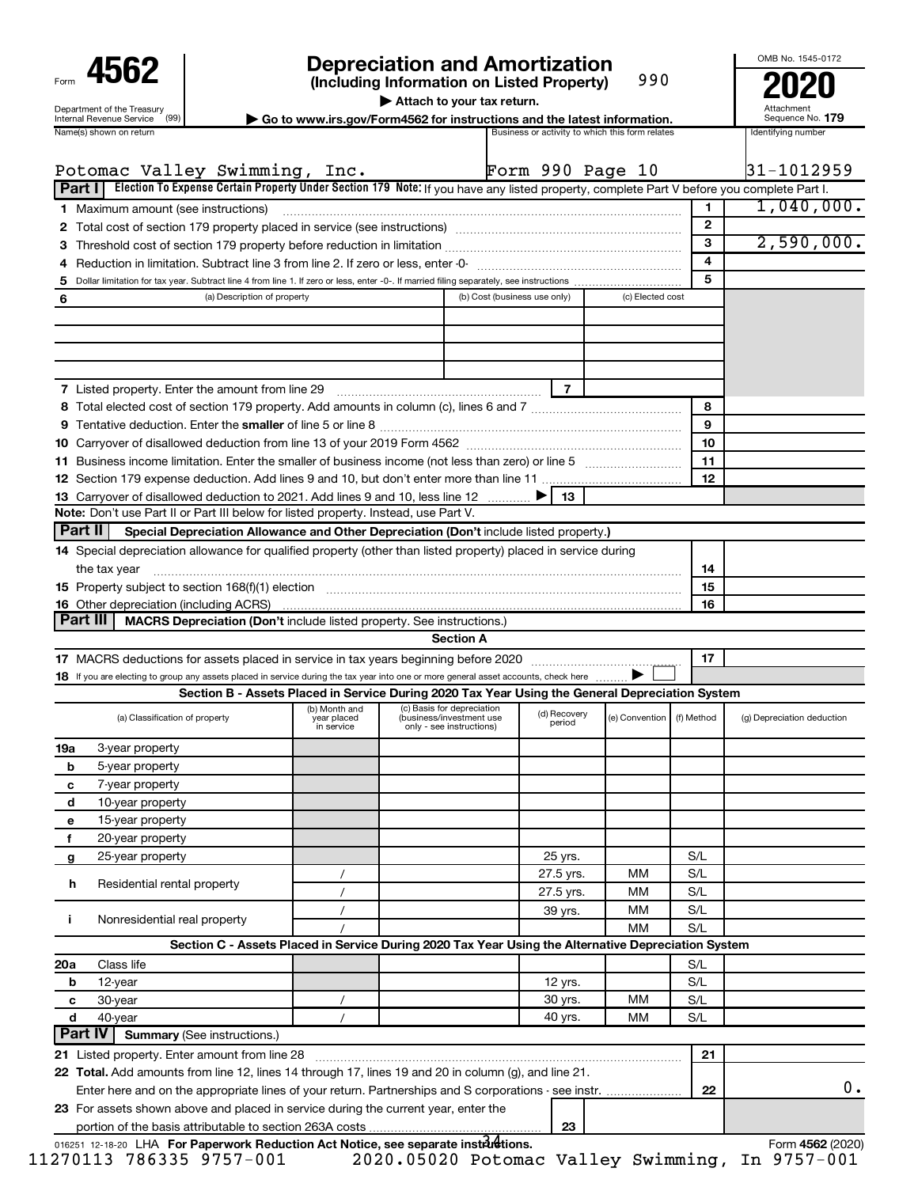Form **4562**

Department of the Treasury
Internal Revenue Service (99)

# Depreciation and Amortization

**(Including Information on Listed Property)** 990

▶ Attach to your tax return.

▶ Go to www.irs.gov/Form4562 for instructions and the latest information.

OMB No. 1545-0172

**2020**

Attachment Sequence No. **179**

| Name(s) shown on return | Business or activity to which this form relates | Identifying number |
|---|---|---|
| Potomac Valley Swimming, Inc. | Form 990 Page 10 | 31-1012959 |

## Part I Election To Expense Certain Property Under Section 179

**Note:** If you have any listed property, complete Part V before you complete Part I.

| | | | |
|---|---|---|---|
| 1 | Maximum amount (see instructions) | 1 | 1,040,000. |
| 2 | Total cost of section 179 property placed in service (see instructions) | 2 | |
| 3 | Threshold cost of section 179 property before reduction in limitation | 3 | 2,590,000. |
| 4 | Reduction in limitation. Subtract line 3 from line 2. If zero or less, enter -0- | 4 | |
| 5 | Dollar limitation for tax year. Subtract line 4 from line 1. If zero or less, enter -0-. If married filing separately, see instructions | 5 | |

| 6 (a) Description of property | (b) Cost (business use only) | (c) Elected cost |
|---|---|---|
| | | |
| | | |
| | | |
| | | |

| | | | |
|---|---|---|---|
| 7 | Listed property. Enter the amount from line 29 | 7 | |
| 8 | Total elected cost of section 179 property. Add amounts in column (c), lines 6 and 7 | 8 | |
| 9 | Tentative deduction. Enter the **smaller** of line 5 or line 8 | 9 | |
| 10 | Carryover of disallowed deduction from line 13 of your 2019 Form 4562 | 10 | |
| 11 | Business income limitation. Enter the smaller of business income (not less than zero) or line 5 | 11 | |
| 12 | Section 179 expense deduction. Add lines 9 and 10, but don't enter more than line 11 | 12 | |
| 13 | Carryover of disallowed deduction to 2021. Add lines 9 and 10, less line 12 ▶ | 13 | |

**Note:** Don't use Part II or Part III below for listed property. Instead, use Part V.

## Part II Special Depreciation Allowance and Other Depreciation (Don't include listed property.)

| | | | |
|---|---|---|---|
| 14 | Special depreciation allowance for qualified property (other than listed property) placed in service during the tax year | 14 | |
| 15 | Property subject to section 168(f)(1) election | 15 | |
| 16 | Other depreciation (including ACRS) | 16 | |

## Part III MACRS Depreciation (Don't include listed property. See instructions.)

### Section A

| | | | |
|---|---|---|---|
| 17 | MACRS deductions for assets placed in service in tax years beginning before 2020 | 17 | |
| 18 | If you are electing to group any assets placed in service during the tax year into one or more general asset accounts, check here ▶ ☐ | | |

### Section B - Assets Placed in Service During 2020 Tax Year Using the General Depreciation System

| (a) Classification of property | (b) Month and year placed in service | (c) Basis for depreciation (business/investment use only - see instructions) | (d) Recovery period | (e) Convention | (f) Method | (g) Depreciation deduction |
|---|---|---|---|---|---|---|
| 19a 3-year property | | | | | | |
| b 5-year property | | | | | | |
| c 7-year property | | | | | | |
| d 10-year property | | | | | | |
| e 15-year property | | | | | | |
| f 20-year property | | | | | | |
| g 25-year property | | | 25 yrs. | | S/L | |
| h Residential rental property | / | | 27.5 yrs. | MM | S/L | |
| | / | | 27.5 yrs. | MM | S/L | |
| i Nonresidential real property | / | | 39 yrs. | MM | S/L | |
| | / | | | MM | S/L | |

### Section C - Assets Placed in Service During 2020 Tax Year Using the Alternative Depreciation System

| (a) Classification of property | (b) Month and year placed in service | (c) Basis for depreciation | (d) Recovery period | (e) Convention | (f) Method | (g) Depreciation deduction |
|---|---|---|---|---|---|---|
| 20a Class life | | | | | S/L | |
| b 12-year | | | 12 yrs. | | S/L | |
| c 30-year | / | | 30 yrs. | MM | S/L | |
| d 40-year | / | | 40 yrs. | MM | S/L | |

## Part IV Summary (See instructions.)

| | | | |
|---|---|---|---|
| 21 | Listed property. Enter amount from line 28 | 21 | |
| 22 | **Total.** Add amounts from line 12, lines 14 through 17, lines 19 and 20 in column (g), and line 21. Enter here and on the appropriate lines of your return. Partnerships and S corporations - see instr. | 22 | 0. |
| 23 | For assets shown above and placed in service during the current year, enter the portion of the basis attributable to section 263A costs | 23 | |

016251 12-18-20 LHA **For Paperwork Reduction Act Notice, see separate instructions.** Form **4562** (2020)

11270113 786335 9757-001 2020.05020 Potomac Valley Swimming, In 9757-001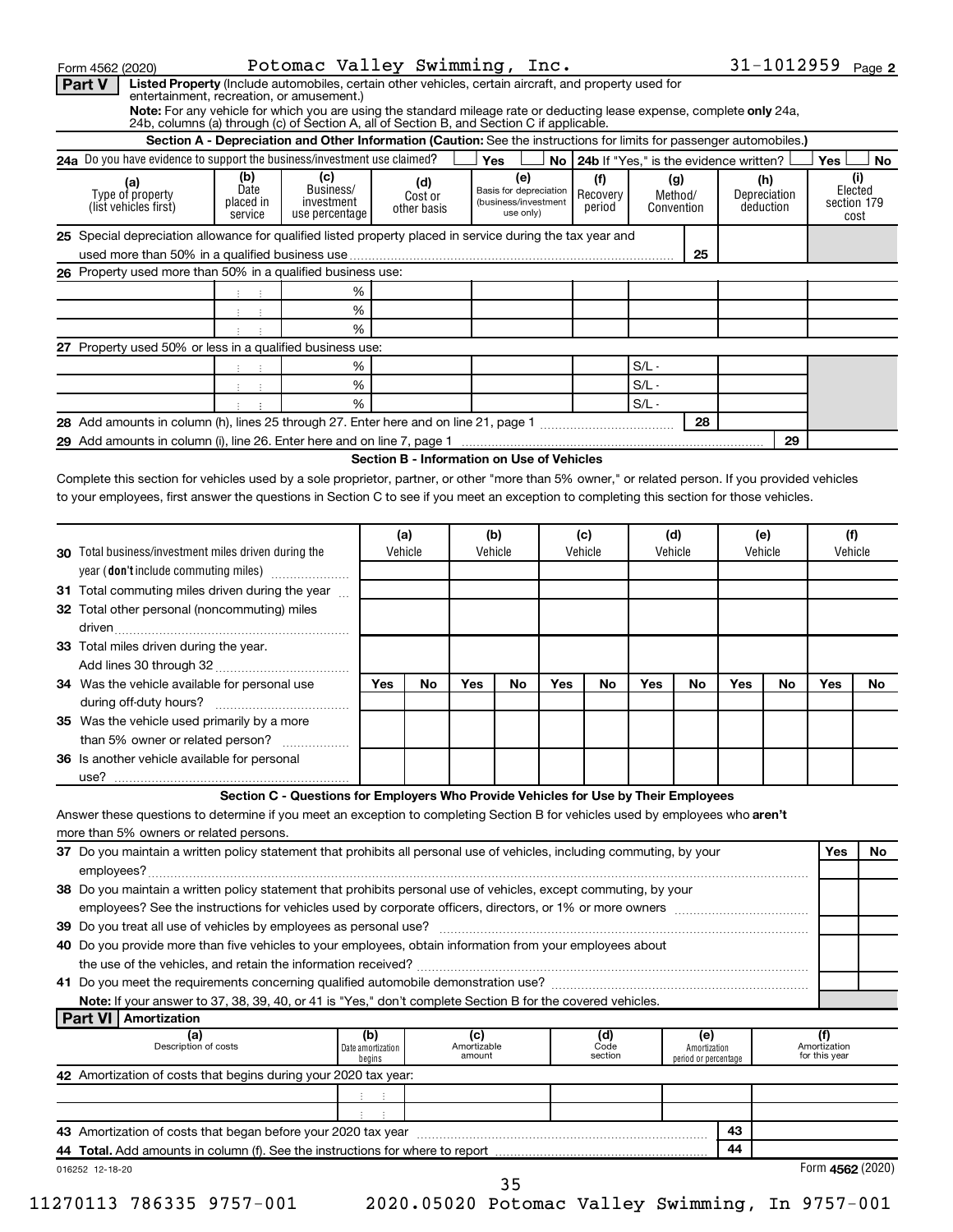Form 4562 (2020) Potomac Valley Swimming, Inc. 31-1012959 Page 2

**Part V** **Listed Property** (Include automobiles, certain other vehicles, certain aircraft, and property used for entertainment, recreation, or amusement.)

**Note:** For any vehicle for which you are using the standard mileage rate or deducting lease expense, complete **only** 24a, 24b, columns (a) through (c) of Section A, all of Section B, and Section C if applicable.

**Section A - Depreciation and Other Information (Caution:** See the instructions for limits for passenger automobiles.**)**

**24a** Do you have evidence to support the business/investment use claimed? Yes No **24b** If "Yes," is the evidence written? Yes No

| (a) Type of property (list vehicles first) | (b) Date placed in service | (c) Business/ investment use percentage | (d) Cost or other basis | (e) Basis for depreciation (business/investment use only) | (f) Recovery period | (g) Method/ Convention | (h) Depreciation deduction | (i) Elected section 179 cost |
|---|---|---|---|---|---|---|---|---|
| **25** Special depreciation allowance for qualified listed property placed in service during the tax year and used more than 50% in a qualified business use | | | | | | 25 | | |
| **26** Property used more than 50% in a qualified business use: | | | | | | | | |
| | | % | | | | | | |
| | | % | | | | | | |
| | | % | | | | | | |
| **27** Property used 50% or less in a qualified business use: | | | | | | | | |
| | | % | | | | S/L - | | |
| | | % | | | | S/L - | | |
| | | % | | | | S/L - | | |
| **28** Add amounts in column (h), lines 25 through 27. Enter here and on line 21, page 1 | | | | | | 28 | | |
| **29** Add amounts in column (i), line 26. Enter here and on line 7, page 1 | | | | | | | 29 | |

**Section B - Information on Use of Vehicles**

Complete this section for vehicles used by a sole proprietor, partner, or other "more than 5% owner," or related person. If you provided vehicles to your employees, first answer the questions in Section C to see if you meet an exception to completing this section for those vehicles.

| | (a) Vehicle | | (b) Vehicle | | (c) Vehicle | | (d) Vehicle | | (e) Vehicle | | (f) Vehicle | |
|---|---|---|---|---|---|---|---|---|---|---|---|---|
| **30** Total business/investment miles driven during the year (**don't** include commuting miles) | | | | | | | | | | | | |
| **31** Total commuting miles driven during the year | | | | | | | | | | | | |
| **32** Total other personal (noncommuting) miles driven | | | | | | | | | | | | |
| **33** Total miles driven during the year. Add lines 30 through 32 | | | | | | | | | | | | |
| | Yes | No | Yes | No | Yes | No | Yes | No | Yes | No | Yes | No |
| **34** Was the vehicle available for personal use during off-duty hours? | | | | | | | | | | | | |
| **35** Was the vehicle used primarily by a more than 5% owner or related person? | | | | | | | | | | | | |
| **36** Is another vehicle available for personal use? | | | | | | | | | | | | |

**Section C - Questions for Employers Who Provide Vehicles for Use by Their Employees**

Answer these questions to determine if you meet an exception to completing Section B for vehicles used by employees who **aren't** more than 5% owners or related persons.

| | Yes | No |
|---|---|---|
| **37** Do you maintain a written policy statement that prohibits all personal use of vehicles, including commuting, by your employees? | | |
| **38** Do you maintain a written policy statement that prohibits personal use of vehicles, except commuting, by your employees? See the instructions for vehicles used by corporate officers, directors, or 1% or more owners | | |
| **39** Do you treat all use of vehicles by employees as personal use? | | |
| **40** Do you provide more than five vehicles to your employees, obtain information from your employees about the use of the vehicles, and retain the information received? | | |
| **41** Do you meet the requirements concerning qualified automobile demonstration use? | | |

**Note:** If your answer to 37, 38, 39, 40, or 41 is "Yes," don't complete Section B for the covered vehicles.

**Part VI** **Amortization**

| (a) Description of costs | (b) Date amortization begins | (c) Amortizable amount | (d) Code section | (e) Amortization period or percentage | (f) Amortization for this year |
|---|---|---|---|---|---|
| **42** Amortization of costs that begins during your 2020 tax year: | | | | | |
| | | | | | |
| | | | | | |
| **43** Amortization of costs that began before your 2020 tax year | | | | 43 | |
| **44** **Total.** Add amounts in column (f). See the instructions for where to report | | | | 44 | |

016252 12-18-20

Form **4562** (2020)

11270113 786335 9757-001 2020.05020 Potomac Valley Swimming, In 9757-001